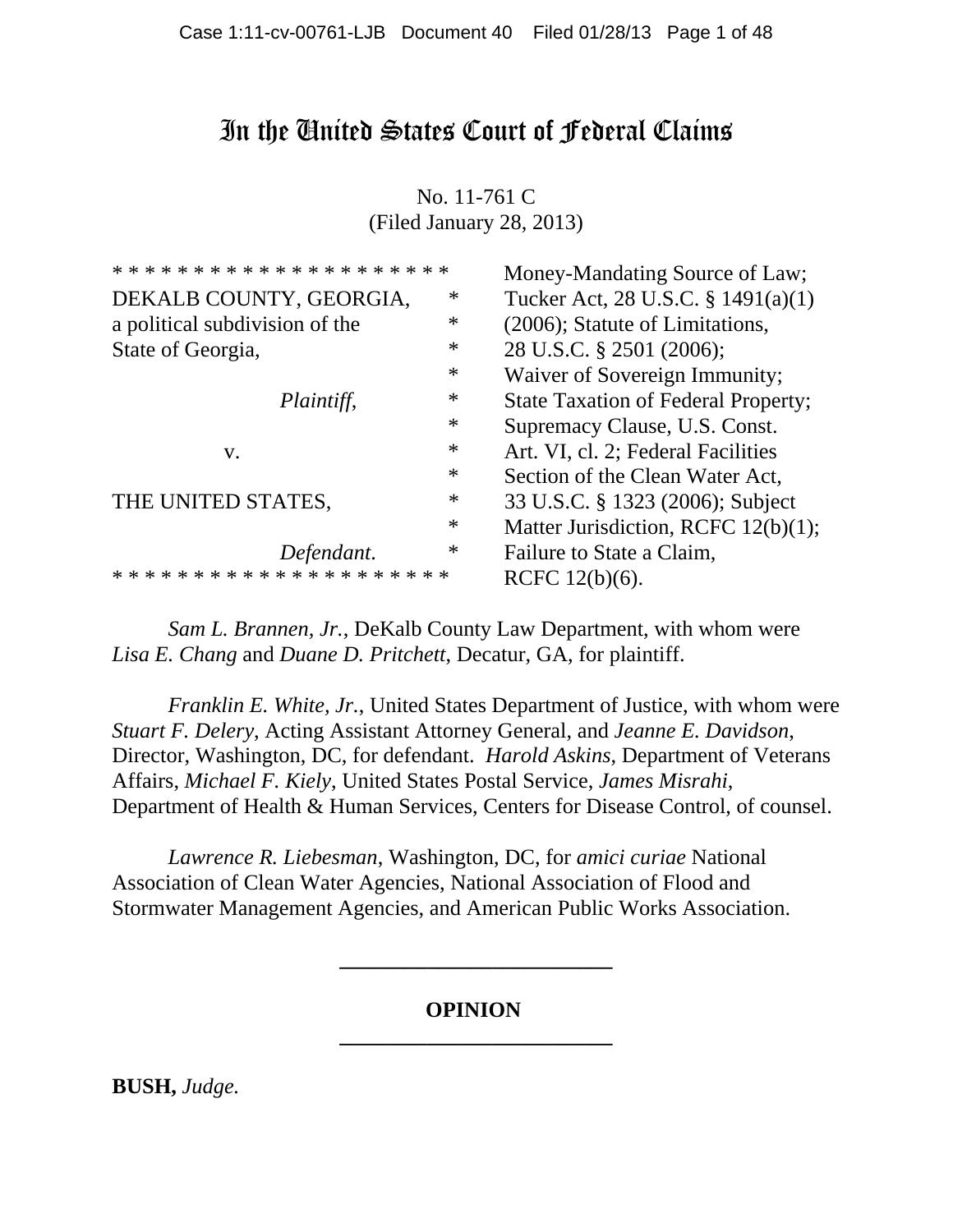# In the United States Court of Federal Claims

No. 11-761 C
(Filed January 28, 2013)

| | |
|---|---|
| * * * * * * * * * * * * * * * * * * * * * | Money-Mandating Source of Law; |
| DEKALB COUNTY, GEORGIA, a political subdivision of the State of Georgia, *Plaintiff*, v. THE UNITED STATES, *Defendant*. | Tucker Act, 28 U.S.C. § 1491(a)(1) (2006); Statute of Limitations, 28 U.S.C. § 2501 (2006); Waiver of Sovereign Immunity; State Taxation of Federal Property; Supremacy Clause, U.S. Const. Art. VI, cl. 2; Federal Facilities Section of the Clean Water Act, 33 U.S.C. § 1323 (2006); Subject Matter Jurisdiction, RCFC 12(b)(1); Failure to State a Claim, |
| * * * * * * * * * * * * * * * * * * * * * | RCFC 12(b)(6). |

*Sam L. Brannen, Jr.*, DeKalb County Law Department, with whom were *Lisa E. Chang* and *Duane D. Pritchett*, Decatur, GA, for plaintiff.

*Franklin E. White, Jr.*, United States Department of Justice, with whom were *Stuart F. Delery*, Acting Assistant Attorney General, and *Jeanne E. Davidson*, Director, Washington, DC, for defendant. *Harold Askins*, Department of Veterans Affairs, *Michael F. Kiely*, United States Postal Service, *James Misrahi*, Department of Health & Human Services, Centers for Disease Control, of counsel.

*Lawrence R. Liebesman*, Washington, DC, for *amici curiae* National Association of Clean Water Agencies, National Association of Flood and Stormwater Management Agencies, and American Public Works Association.

---

**OPINION**

---

**BUSH,** *Judge.*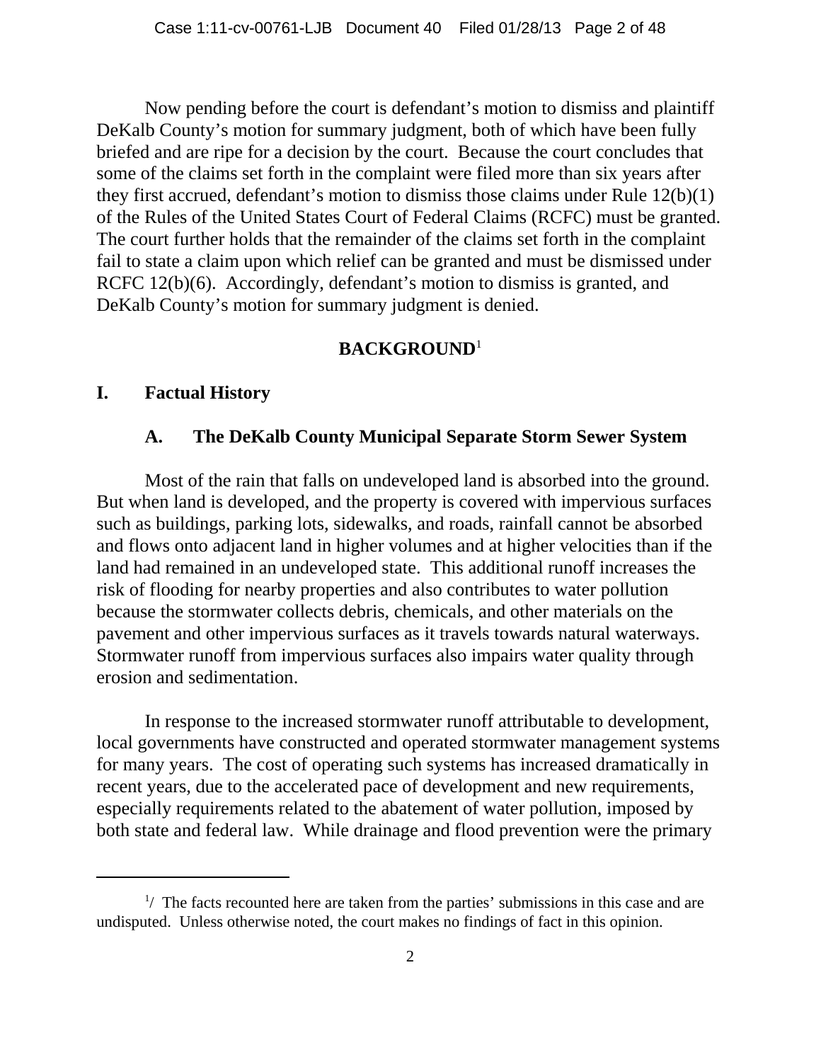Now pending before the court is defendant's motion to dismiss and plaintiff DeKalb County's motion for summary judgment, both of which have been fully briefed and are ripe for a decision by the court. Because the court concludes that some of the claims set forth in the complaint were filed more than six years after they first accrued, defendant's motion to dismiss those claims under Rule 12(b)(1) of the Rules of the United States Court of Federal Claims (RCFC) must be granted. The court further holds that the remainder of the claims set forth in the complaint fail to state a claim upon which relief can be granted and must be dismissed under RCFC 12(b)(6). Accordingly, defendant's motion to dismiss is granted, and DeKalb County's motion for summary judgment is denied.

## BACKGROUND[1]

### I. Factual History

#### A. The DeKalb County Municipal Separate Storm Sewer System

Most of the rain that falls on undeveloped land is absorbed into the ground. But when land is developed, and the property is covered with impervious surfaces such as buildings, parking lots, sidewalks, and roads, rainfall cannot be absorbed and flows onto adjacent land in higher volumes and at higher velocities than if the land had remained in an undeveloped state. This additional runoff increases the risk of flooding for nearby properties and also contributes to water pollution because the stormwater collects debris, chemicals, and other materials on the pavement and other impervious surfaces as it travels towards natural waterways. Stormwater runoff from impervious surfaces also impairs water quality through erosion and sedimentation.

In response to the increased stormwater runoff attributable to development, local governments have constructed and operated stormwater management systems for many years. The cost of operating such systems has increased dramatically in recent years, due to the accelerated pace of development and new requirements, especially requirements related to the abatement of water pollution, imposed by both state and federal law. While drainage and flood prevention were the primary

---

[1]/ The facts recounted here are taken from the parties' submissions in this case and are undisputed. Unless otherwise noted, the court makes no findings of fact in this opinion.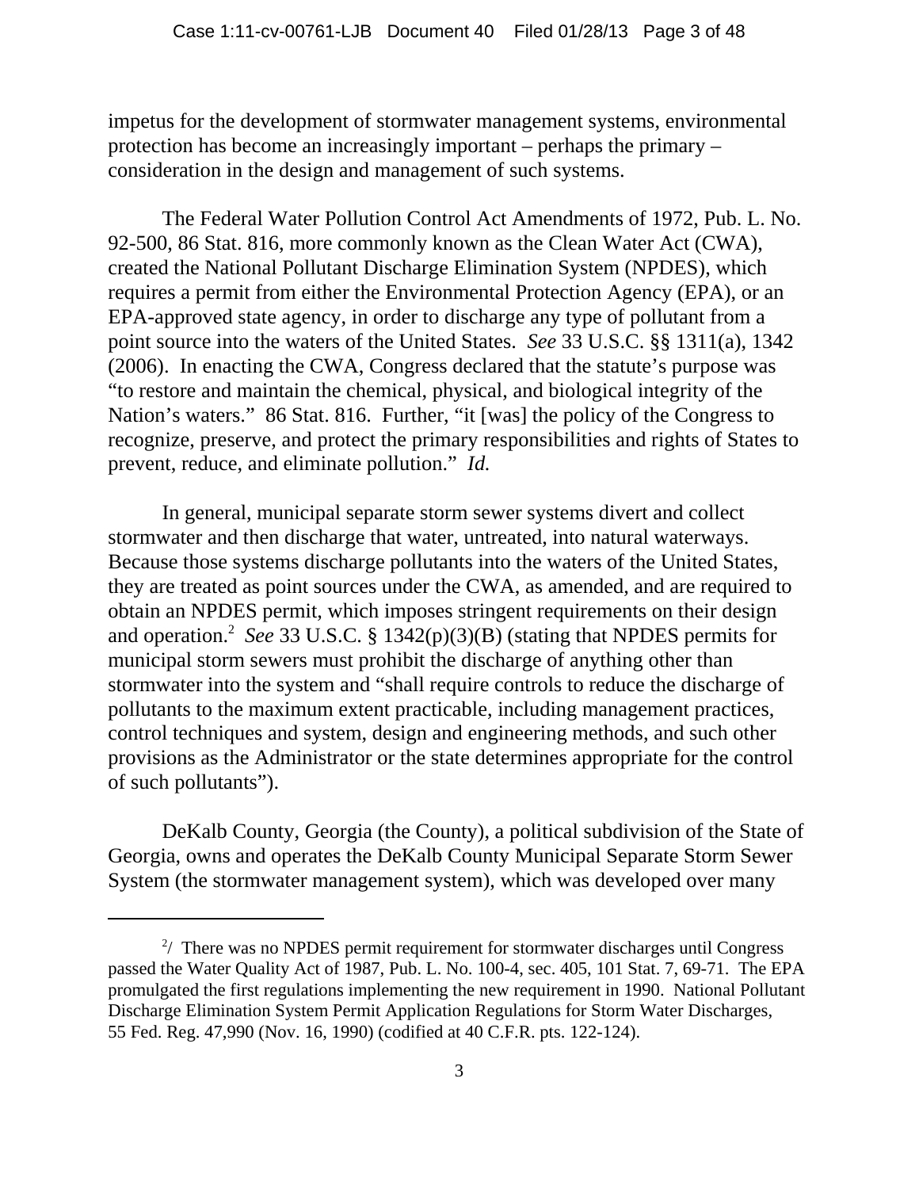impetus for the development of stormwater management systems, environmental protection has become an increasingly important – perhaps the primary – consideration in the design and management of such systems.

The Federal Water Pollution Control Act Amendments of 1972, Pub. L. No. 92-500, 86 Stat. 816, more commonly known as the Clean Water Act (CWA), created the National Pollutant Discharge Elimination System (NPDES), which requires a permit from either the Environmental Protection Agency (EPA), or an EPA-approved state agency, in order to discharge any type of pollutant from a point source into the waters of the United States. *See* 33 U.S.C. §§ 1311(a), 1342 (2006). In enacting the CWA, Congress declared that the statute's purpose was "to restore and maintain the chemical, physical, and biological integrity of the Nation's waters." 86 Stat. 816. Further, "it [was] the policy of the Congress to recognize, preserve, and protect the primary responsibilities and rights of States to prevent, reduce, and eliminate pollution." *Id.*

In general, municipal separate storm sewer systems divert and collect stormwater and then discharge that water, untreated, into natural waterways. Because those systems discharge pollutants into the waters of the United States, they are treated as point sources under the CWA, as amended, and are required to obtain an NPDES permit, which imposes stringent requirements on their design and operation.[2] *See* 33 U.S.C. § 1342(p)(3)(B) (stating that NPDES permits for municipal storm sewers must prohibit the discharge of anything other than stormwater into the system and "shall require controls to reduce the discharge of pollutants to the maximum extent practicable, including management practices, control techniques and system, design and engineering methods, and such other provisions as the Administrator or the state determines appropriate for the control of such pollutants").

DeKalb County, Georgia (the County), a political subdivision of the State of Georgia, owns and operates the DeKalb County Municipal Separate Storm Sewer System (the stormwater management system), which was developed over many

---

[2]/ There was no NPDES permit requirement for stormwater discharges until Congress passed the Water Quality Act of 1987, Pub. L. No. 100-4, sec. 405, 101 Stat. 7, 69-71. The EPA promulgated the first regulations implementing the new requirement in 1990. National Pollutant Discharge Elimination System Permit Application Regulations for Storm Water Discharges, 55 Fed. Reg. 47,990 (Nov. 16, 1990) (codified at 40 C.F.R. pts. 122-124).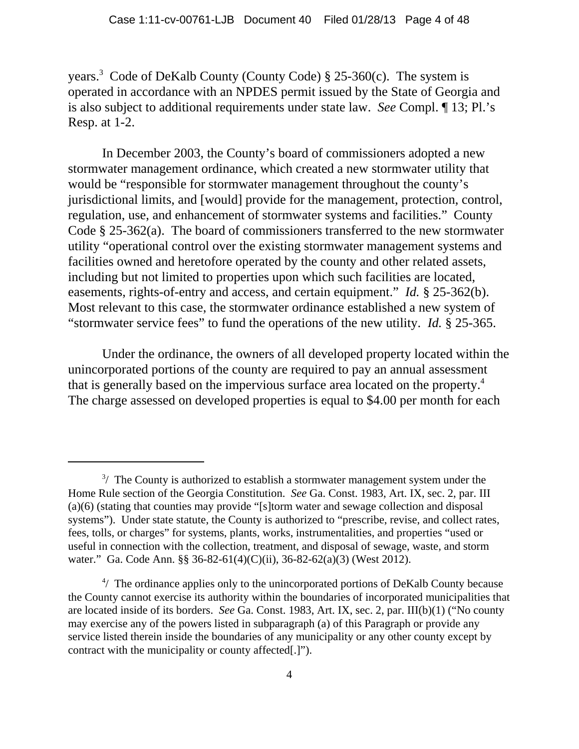years.[3] Code of DeKalb County (County Code) § 25-360(c). The system is operated in accordance with an NPDES permit issued by the State of Georgia and is also subject to additional requirements under state law. *See* Compl. ¶ 13; Pl.'s Resp. at 1-2.

In December 2003, the County's board of commissioners adopted a new stormwater management ordinance, which created a new stormwater utility that would be "responsible for stormwater management throughout the county's jurisdictional limits, and [would] provide for the management, protection, control, regulation, use, and enhancement of stormwater systems and facilities." County Code § 25-362(a). The board of commissioners transferred to the new stormwater utility "operational control over the existing stormwater management systems and facilities owned and heretofore operated by the county and other related assets, including but not limited to properties upon which such facilities are located, easements, rights-of-entry and access, and certain equipment." *Id.* § 25-362(b). Most relevant to this case, the stormwater ordinance established a new system of "stormwater service fees" to fund the operations of the new utility. *Id.* § 25-365.

Under the ordinance, the owners of all developed property located within the unincorporated portions of the county are required to pay an annual assessment that is generally based on the impervious surface area located on the property.[4] The charge assessed on developed properties is equal to $4.00 per month for each

---

[3]/ The County is authorized to establish a stormwater management system under the Home Rule section of the Georgia Constitution. *See* Ga. Const. 1983, Art. IX, sec. 2, par. III (a)(6) (stating that counties may provide "[s]torm water and sewage collection and disposal systems"). Under state statute, the County is authorized to "prescribe, revise, and collect rates, fees, tolls, or charges" for systems, plants, works, instrumentalities, and properties "used or useful in connection with the collection, treatment, and disposal of sewage, waste, and storm water." Ga. Code Ann. §§ 36-82-61(4)(C)(ii), 36-82-62(a)(3) (West 2012).

[4]/ The ordinance applies only to the unincorporated portions of DeKalb County because the County cannot exercise its authority within the boundaries of incorporated municipalities that are located inside of its borders. *See* Ga. Const. 1983, Art. IX, sec. 2, par. III(b)(1) ("No county may exercise any of the powers listed in subparagraph (a) of this Paragraph or provide any service listed therein inside the boundaries of any municipality or any other county except by contract with the municipality or county affected[.]").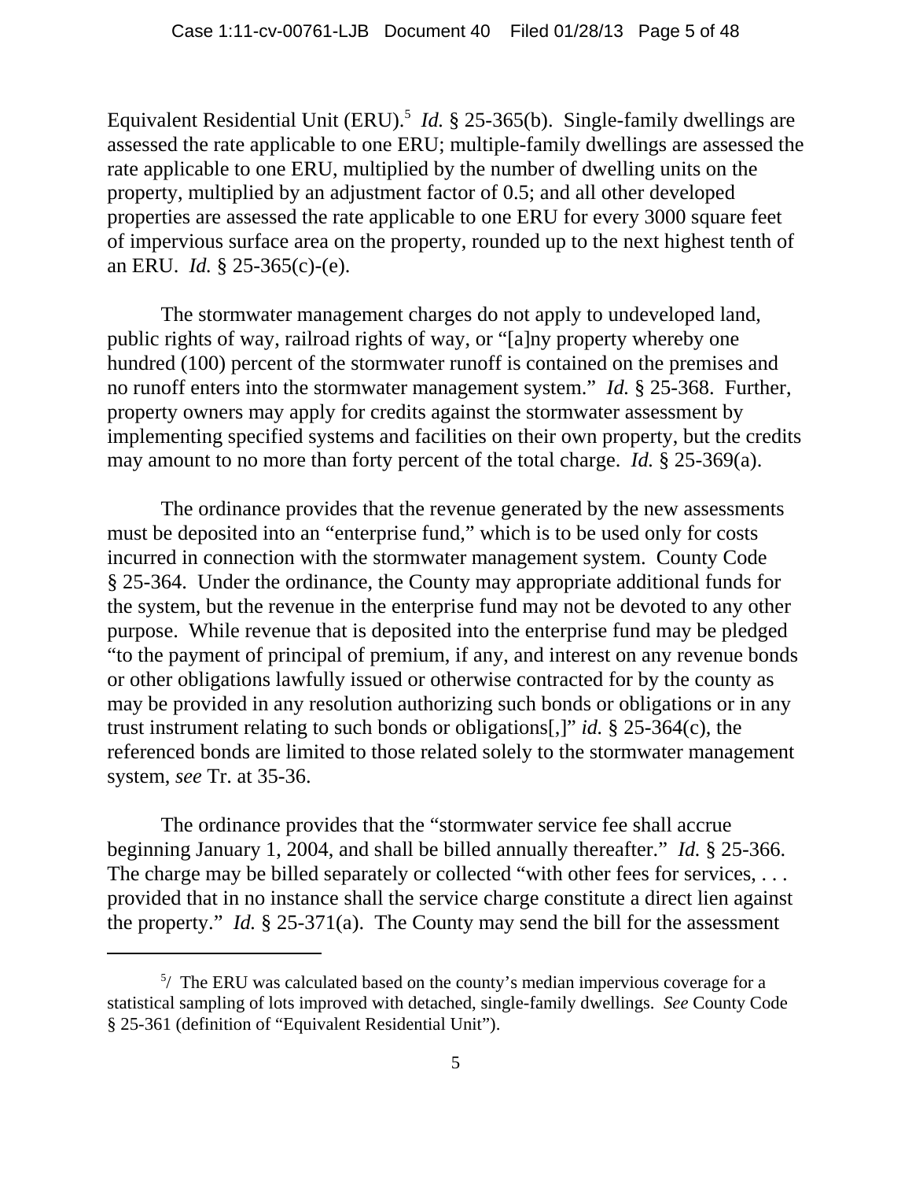Equivalent Residential Unit (ERU).[5] *Id.* § 25-365(b). Single-family dwellings are assessed the rate applicable to one ERU; multiple-family dwellings are assessed the rate applicable to one ERU, multiplied by the number of dwelling units on the property, multiplied by an adjustment factor of 0.5; and all other developed properties are assessed the rate applicable to one ERU for every 3000 square feet of impervious surface area on the property, rounded up to the next highest tenth of an ERU. *Id.* § 25-365(c)-(e).

The stormwater management charges do not apply to undeveloped land, public rights of way, railroad rights of way, or "[a]ny property whereby one hundred (100) percent of the stormwater runoff is contained on the premises and no runoff enters into the stormwater management system." *Id.* § 25-368. Further, property owners may apply for credits against the stormwater assessment by implementing specified systems and facilities on their own property, but the credits may amount to no more than forty percent of the total charge. *Id.* § 25-369(a).

The ordinance provides that the revenue generated by the new assessments must be deposited into an "enterprise fund," which is to be used only for costs incurred in connection with the stormwater management system. County Code § 25-364. Under the ordinance, the County may appropriate additional funds for the system, but the revenue in the enterprise fund may not be devoted to any other purpose. While revenue that is deposited into the enterprise fund may be pledged "to the payment of principal of premium, if any, and interest on any revenue bonds or other obligations lawfully issued or otherwise contracted for by the county as may be provided in any resolution authorizing such bonds or obligations or in any trust instrument relating to such bonds or obligations[,]" *id.* § 25-364(c), the referenced bonds are limited to those related solely to the stormwater management system, *see* Tr. at 35-36.

The ordinance provides that the "stormwater service fee shall accrue beginning January 1, 2004, and shall be billed annually thereafter." *Id.* § 25-366. The charge may be billed separately or collected "with other fees for services, . . . provided that in no instance shall the service charge constitute a direct lien against the property." *Id.* § 25-371(a). The County may send the bill for the assessment

---

[5]/ The ERU was calculated based on the county's median impervious coverage for a statistical sampling of lots improved with detached, single-family dwellings. *See* County Code § 25-361 (definition of "Equivalent Residential Unit").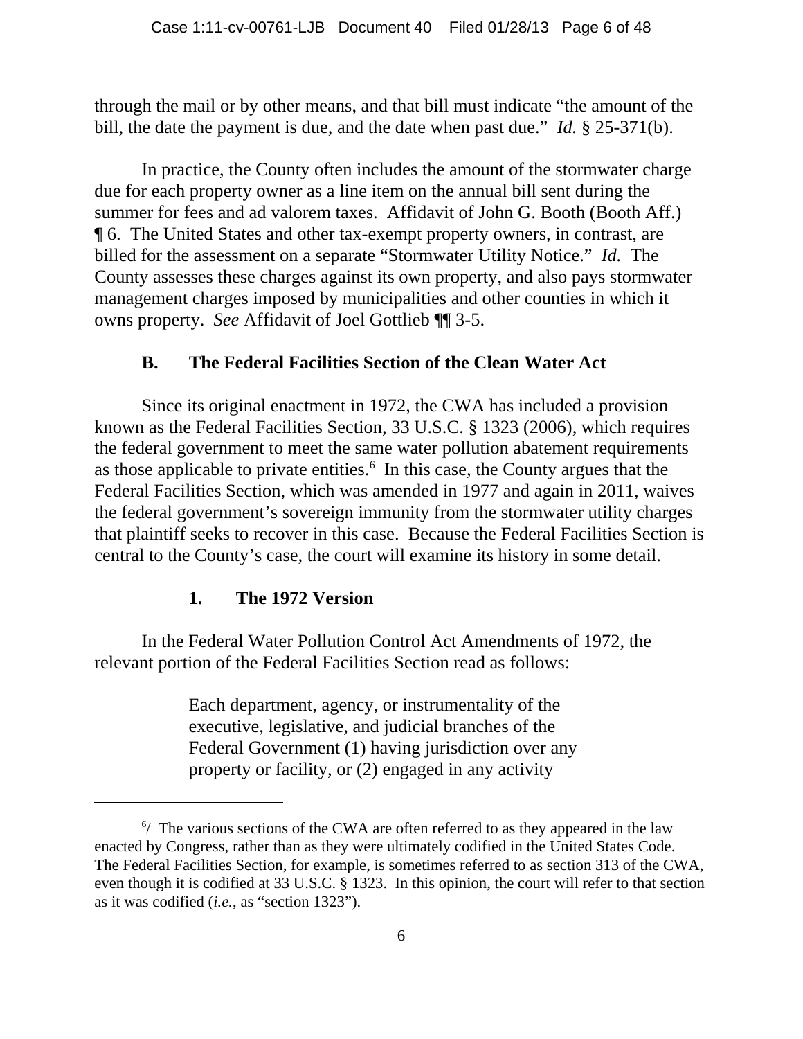through the mail or by other means, and that bill must indicate "the amount of the bill, the date the payment is due, and the date when past due." *Id.* § 25-371(b).

In practice, the County often includes the amount of the stormwater charge due for each property owner as a line item on the annual bill sent during the summer for fees and ad valorem taxes. Affidavit of John G. Booth (Booth Aff.) ¶ 6. The United States and other tax-exempt property owners, in contrast, are billed for the assessment on a separate "Stormwater Utility Notice." *Id.* The County assesses these charges against its own property, and also pays stormwater management charges imposed by municipalities and other counties in which it owns property. *See* Affidavit of Joel Gottlieb ¶¶ 3-5.

### B. The Federal Facilities Section of the Clean Water Act

Since its original enactment in 1972, the CWA has included a provision known as the Federal Facilities Section, 33 U.S.C. § 1323 (2006), which requires the federal government to meet the same water pollution abatement requirements as those applicable to private entities.[6] In this case, the County argues that the Federal Facilities Section, which was amended in 1977 and again in 2011, waives the federal government's sovereign immunity from the stormwater utility charges that plaintiff seeks to recover in this case. Because the Federal Facilities Section is central to the County's case, the court will examine its history in some detail.

#### 1. The 1972 Version

In the Federal Water Pollution Control Act Amendments of 1972, the relevant portion of the Federal Facilities Section read as follows:

> Each department, agency, or instrumentality of the executive, legislative, and judicial branches of the Federal Government (1) having jurisdiction over any property or facility, or (2) engaged in any activity

---

[6]/ The various sections of the CWA are often referred to as they appeared in the law enacted by Congress, rather than as they were ultimately codified in the United States Code. The Federal Facilities Section, for example, is sometimes referred to as section 313 of the CWA, even though it is codified at 33 U.S.C. § 1323. In this opinion, the court will refer to that section as it was codified (*i.e.*, as "section 1323").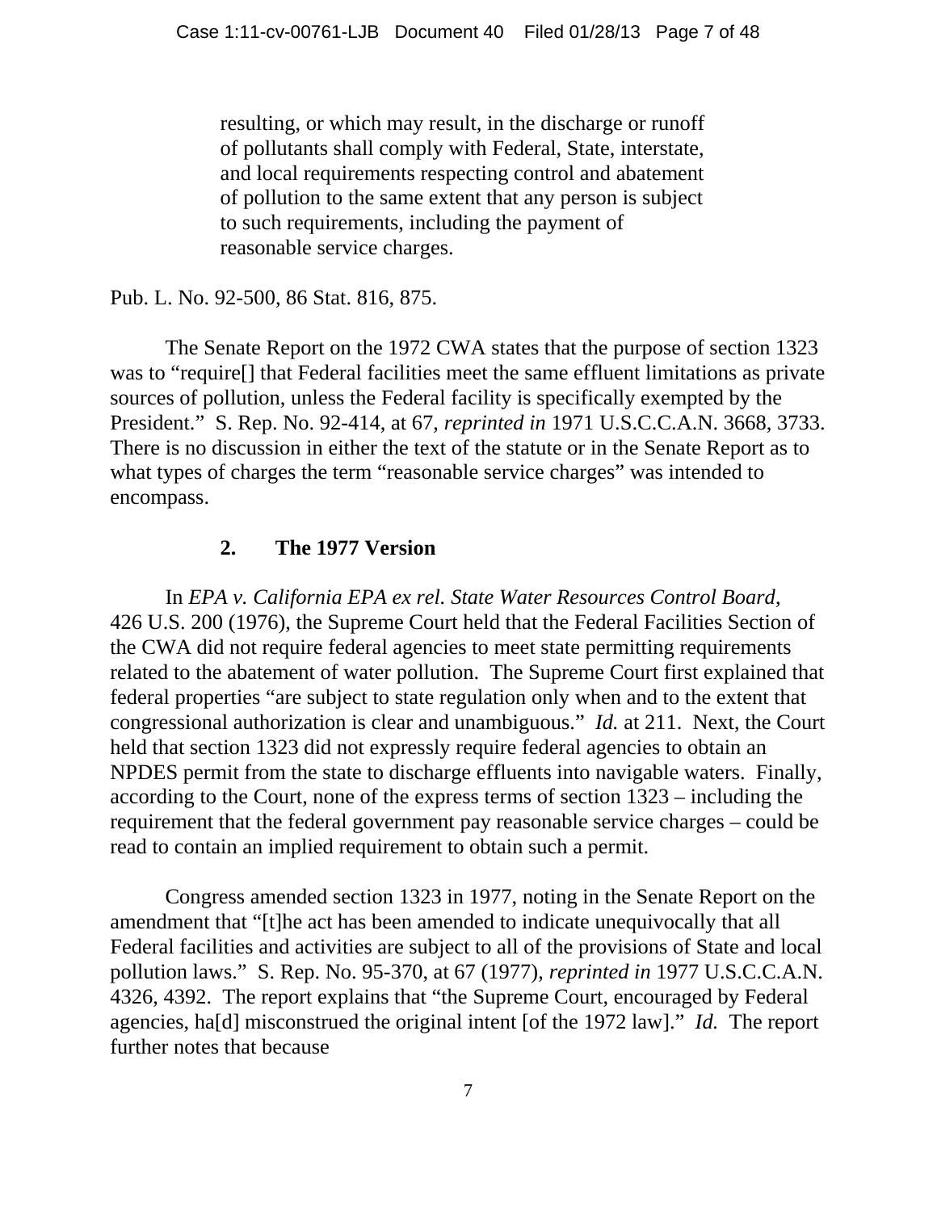> resulting, or which may result, in the discharge or runoff of pollutants shall comply with Federal, State, interstate, and local requirements respecting control and abatement of pollution to the same extent that any person is subject to such requirements, including the payment of reasonable service charges.

Pub. L. No. 92-500, 86 Stat. 816, 875.

The Senate Report on the 1972 CWA states that the purpose of section 1323 was to "require[] that Federal facilities meet the same effluent limitations as private sources of pollution, unless the Federal facility is specifically exempted by the President." S. Rep. No. 92-414, at 67, *reprinted in* 1971 U.S.C.C.A.N. 3668, 3733. There is no discussion in either the text of the statute or in the Senate Report as to what types of charges the term "reasonable service charges" was intended to encompass.

### 2. The 1977 Version

In *EPA v. California EPA ex rel. State Water Resources Control Board*, 426 U.S. 200 (1976), the Supreme Court held that the Federal Facilities Section of the CWA did not require federal agencies to meet state permitting requirements related to the abatement of water pollution. The Supreme Court first explained that federal properties "are subject to state regulation only when and to the extent that congressional authorization is clear and unambiguous." *Id.* at 211. Next, the Court held that section 1323 did not expressly require federal agencies to obtain an NPDES permit from the state to discharge effluents into navigable waters. Finally, according to the Court, none of the express terms of section 1323 – including the requirement that the federal government pay reasonable service charges – could be read to contain an implied requirement to obtain such a permit.

Congress amended section 1323 in 1977, noting in the Senate Report on the amendment that "[t]he act has been amended to indicate unequivocally that all Federal facilities and activities are subject to all of the provisions of State and local pollution laws." S. Rep. No. 95-370, at 67 (1977), *reprinted in* 1977 U.S.C.C.A.N. 4326, 4392. The report explains that "the Supreme Court, encouraged by Federal agencies, ha[d] misconstrued the original intent [of the 1972 law]." *Id.* The report further notes that because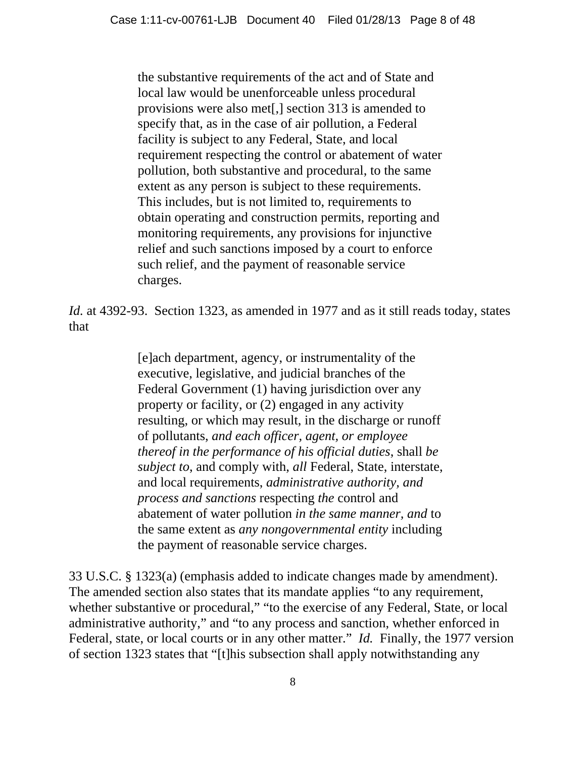> the substantive requirements of the act and of State and local law would be unenforceable unless procedural provisions were also met[,] section 313 is amended to specify that, as in the case of air pollution, a Federal facility is subject to any Federal, State, and local requirement respecting the control or abatement of water pollution, both substantive and procedural, to the same extent as any person is subject to these requirements. This includes, but is not limited to, requirements to obtain operating and construction permits, reporting and monitoring requirements, any provisions for injunctive relief and such sanctions imposed by a court to enforce such relief, and the payment of reasonable service charges.

*Id.* at 4392-93. Section 1323, as amended in 1977 and as it still reads today, states that

> [e]ach department, agency, or instrumentality of the executive, legislative, and judicial branches of the Federal Government (1) having jurisdiction over any property or facility, or (2) engaged in any activity resulting, or which may result, in the discharge or runoff of pollutants, *and each officer, agent, or employee thereof in the performance of his official duties*, shall *be subject to,* and comply with, *all* Federal, State, interstate, and local requirements, *administrative authority, and process and sanctions* respecting *the* control and abatement of water pollution *in the same manner, and* to the same extent as *any nongovernmental entity* including the payment of reasonable service charges.

33 U.S.C. § 1323(a) (emphasis added to indicate changes made by amendment). The amended section also states that its mandate applies "to any requirement, whether substantive or procedural," "to the exercise of any Federal, State, or local administrative authority," and "to any process and sanction, whether enforced in Federal, state, or local courts or in any other matter." *Id.* Finally, the 1977 version of section 1323 states that "[t]his subsection shall apply notwithstanding any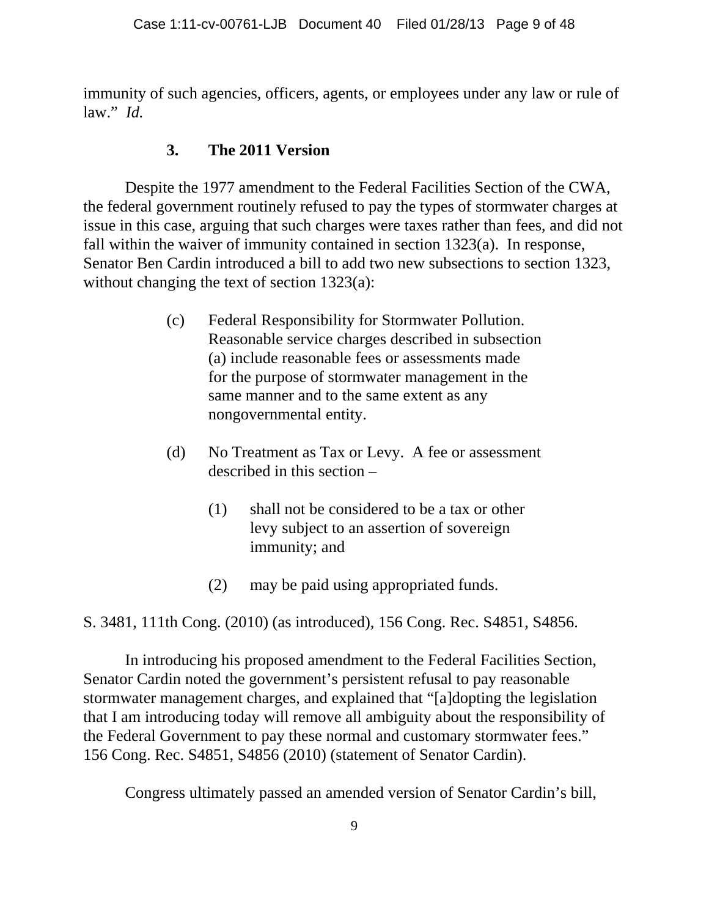immunity of such agencies, officers, agents, or employees under any law or rule of law." *Id.*

### 3. The 2011 Version

Despite the 1977 amendment to the Federal Facilities Section of the CWA, the federal government routinely refused to pay the types of stormwater charges at issue in this case, arguing that such charges were taxes rather than fees, and did not fall within the waiver of immunity contained in section 1323(a). In response, Senator Ben Cardin introduced a bill to add two new subsections to section 1323, without changing the text of section 1323(a):

> (c) Federal Responsibility for Stormwater Pollution. Reasonable service charges described in subsection (a) include reasonable fees or assessments made for the purpose of stormwater management in the same manner and to the same extent as any nongovernmental entity.
>
> (d) No Treatment as Tax or Levy. A fee or assessment described in this section –
>
> (1) shall not be considered to be a tax or other levy subject to an assertion of sovereign immunity; and
>
> (2) may be paid using appropriated funds.

S. 3481, 111th Cong. (2010) (as introduced), 156 Cong. Rec. S4851, S4856.

In introducing his proposed amendment to the Federal Facilities Section, Senator Cardin noted the government's persistent refusal to pay reasonable stormwater management charges, and explained that "[a]dopting the legislation that I am introducing today will remove all ambiguity about the responsibility of the Federal Government to pay these normal and customary stormwater fees." 156 Cong. Rec. S4851, S4856 (2010) (statement of Senator Cardin).

Congress ultimately passed an amended version of Senator Cardin's bill,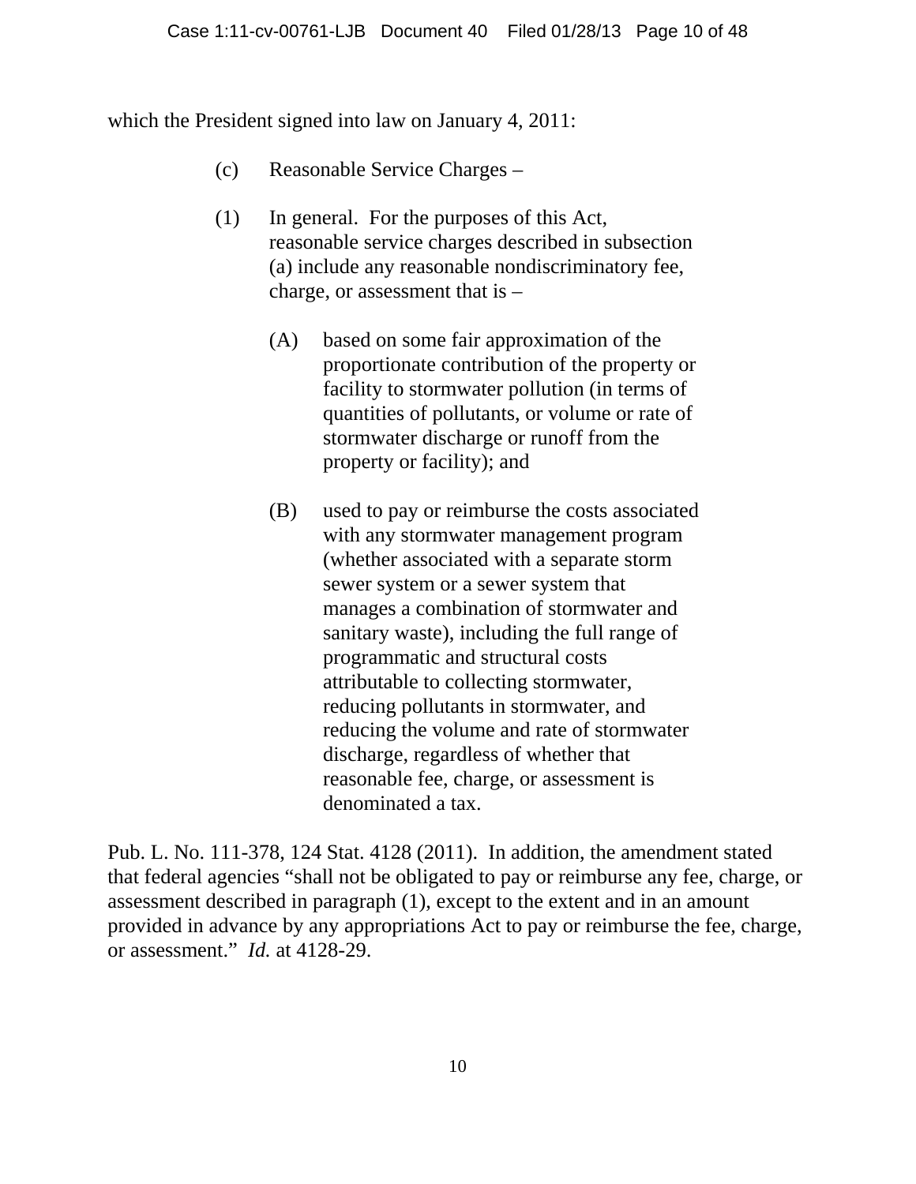which the President signed into law on January 4, 2011:

> (c) Reasonable Service Charges –
>
> (1) In general. For the purposes of this Act, reasonable service charges described in subsection (a) include any reasonable nondiscriminatory fee, charge, or assessment that is –
>
> > (A) based on some fair approximation of the proportionate contribution of the property or facility to stormwater pollution (in terms of quantities of pollutants, or volume or rate of stormwater discharge or runoff from the property or facility); and
> >
> > (B) used to pay or reimburse the costs associated with any stormwater management program (whether associated with a separate storm sewer system or a sewer system that manages a combination of stormwater and sanitary waste), including the full range of programmatic and structural costs attributable to collecting stormwater, reducing pollutants in stormwater, and reducing the volume and rate of stormwater discharge, regardless of whether that reasonable fee, charge, or assessment is denominated a tax.

Pub. L. No. 111-378, 124 Stat. 4128 (2011). In addition, the amendment stated that federal agencies "shall not be obligated to pay or reimburse any fee, charge, or assessment described in paragraph (1), except to the extent and in an amount provided in advance by any appropriations Act to pay or reimburse the fee, charge, or assessment." *Id.* at 4128-29.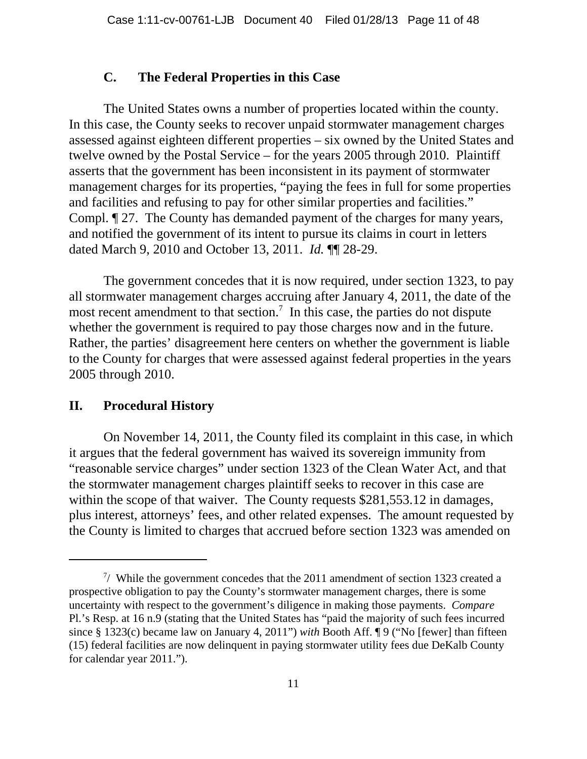### C. The Federal Properties in this Case

The United States owns a number of properties located within the county. In this case, the County seeks to recover unpaid stormwater management charges assessed against eighteen different properties – six owned by the United States and twelve owned by the Postal Service – for the years 2005 through 2010. Plaintiff asserts that the government has been inconsistent in its payment of stormwater management charges for its properties, "paying the fees in full for some properties and facilities and refusing to pay for other similar properties and facilities." Compl. ¶ 27. The County has demanded payment of the charges for many years, and notified the government of its intent to pursue its claims in court in letters dated March 9, 2010 and October 13, 2011. *Id.* ¶¶ 28-29.

The government concedes that it is now required, under section 1323, to pay all stormwater management charges accruing after January 4, 2011, the date of the most recent amendment to that section.[7] In this case, the parties do not dispute whether the government is required to pay those charges now and in the future. Rather, the parties' disagreement here centers on whether the government is liable to the County for charges that were assessed against federal properties in the years 2005 through 2010.

## II. Procedural History

On November 14, 2011, the County filed its complaint in this case, in which it argues that the federal government has waived its sovereign immunity from "reasonable service charges" under section 1323 of the Clean Water Act, and that the stormwater management charges plaintiff seeks to recover in this case are within the scope of that waiver. The County requests $281,553.12 in damages, plus interest, attorneys' fees, and other related expenses. The amount requested by the County is limited to charges that accrued before section 1323 was amended on

---

[7]/ While the government concedes that the 2011 amendment of section 1323 created a prospective obligation to pay the County's stormwater management charges, there is some uncertainty with respect to the government's diligence in making those payments. *Compare* Pl.'s Resp. at 16 n.9 (stating that the United States has "paid the majority of such fees incurred since § 1323(c) became law on January 4, 2011") *with* Booth Aff. ¶ 9 ("No [fewer] than fifteen (15) federal facilities are now delinquent in paying stormwater utility fees due DeKalb County for calendar year 2011.").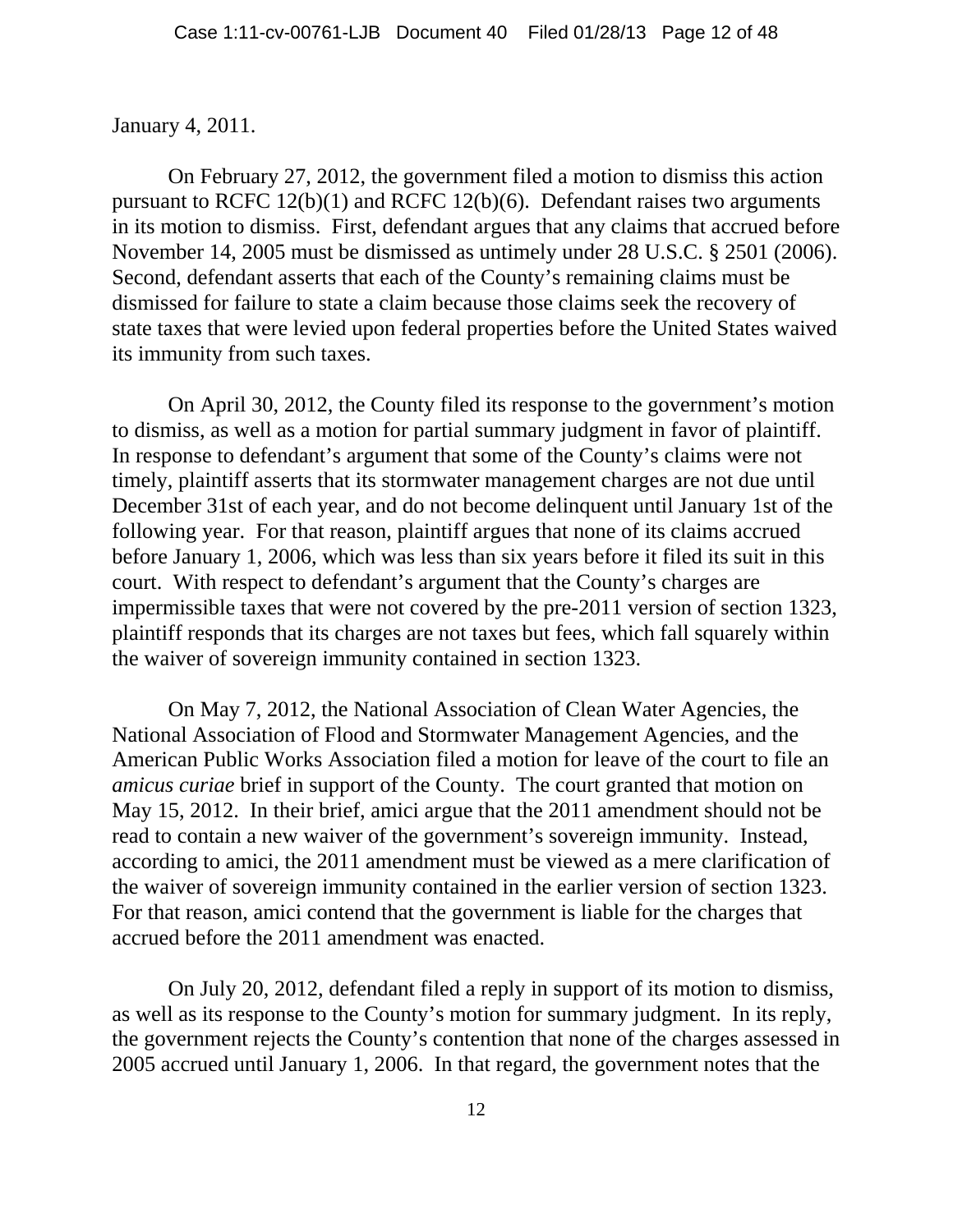January 4, 2011.

On February 27, 2012, the government filed a motion to dismiss this action pursuant to RCFC 12(b)(1) and RCFC 12(b)(6). Defendant raises two arguments in its motion to dismiss. First, defendant argues that any claims that accrued before November 14, 2005 must be dismissed as untimely under 28 U.S.C. § 2501 (2006). Second, defendant asserts that each of the County's remaining claims must be dismissed for failure to state a claim because those claims seek the recovery of state taxes that were levied upon federal properties before the United States waived its immunity from such taxes.

On April 30, 2012, the County filed its response to the government's motion to dismiss, as well as a motion for partial summary judgment in favor of plaintiff. In response to defendant's argument that some of the County's claims were not timely, plaintiff asserts that its stormwater management charges are not due until December 31st of each year, and do not become delinquent until January 1st of the following year. For that reason, plaintiff argues that none of its claims accrued before January 1, 2006, which was less than six years before it filed its suit in this court. With respect to defendant's argument that the County's charges are impermissible taxes that were not covered by the pre-2011 version of section 1323, plaintiff responds that its charges are not taxes but fees, which fall squarely within the waiver of sovereign immunity contained in section 1323.

On May 7, 2012, the National Association of Clean Water Agencies, the National Association of Flood and Stormwater Management Agencies, and the American Public Works Association filed a motion for leave of the court to file an *amicus curiae* brief in support of the County. The court granted that motion on May 15, 2012. In their brief, amici argue that the 2011 amendment should not be read to contain a new waiver of the government's sovereign immunity. Instead, according to amici, the 2011 amendment must be viewed as a mere clarification of the waiver of sovereign immunity contained in the earlier version of section 1323. For that reason, amici contend that the government is liable for the charges that accrued before the 2011 amendment was enacted.

On July 20, 2012, defendant filed a reply in support of its motion to dismiss, as well as its response to the County's motion for summary judgment. In its reply, the government rejects the County's contention that none of the charges assessed in 2005 accrued until January 1, 2006. In that regard, the government notes that the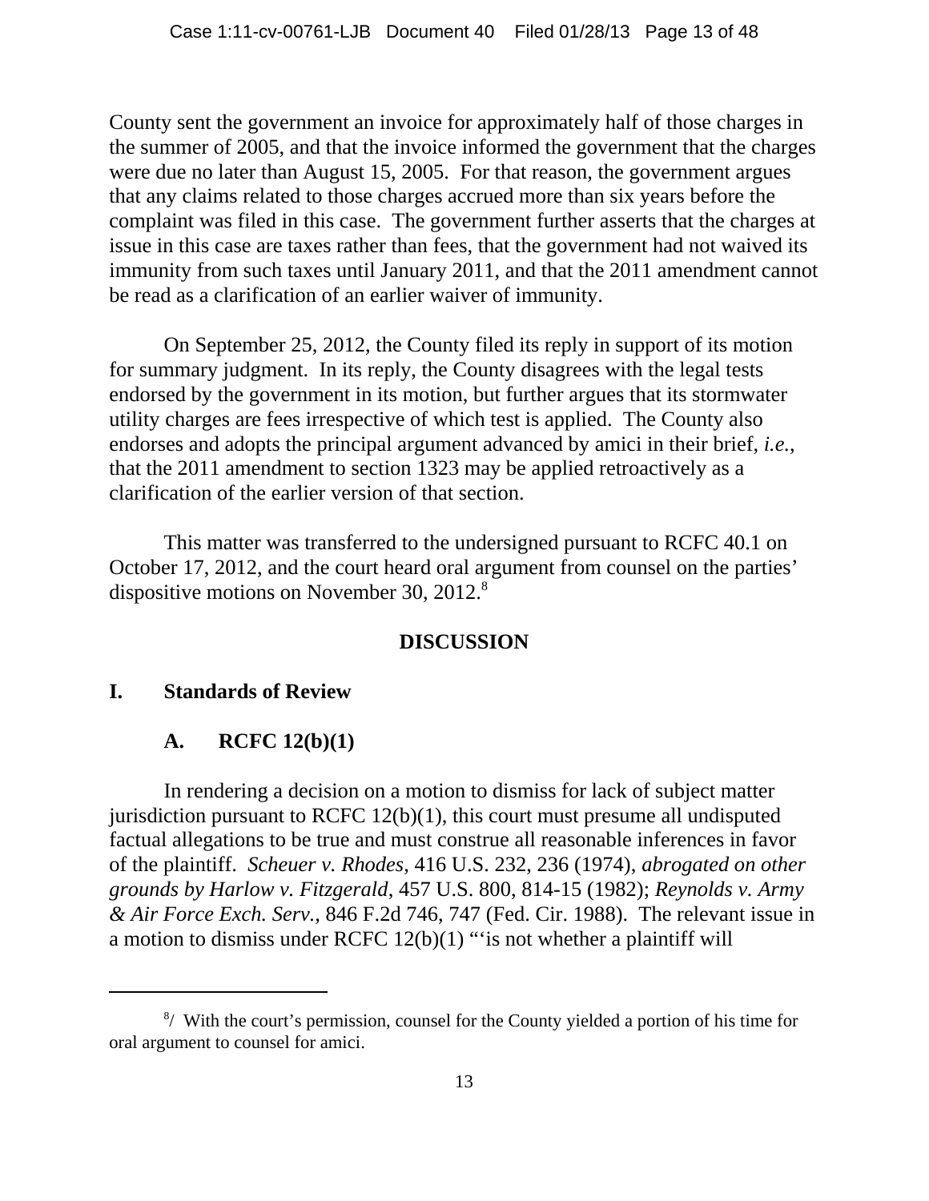County sent the government an invoice for approximately half of those charges in the summer of 2005, and that the invoice informed the government that the charges were due no later than August 15, 2005. For that reason, the government argues that any claims related to those charges accrued more than six years before the complaint was filed in this case. The government further asserts that the charges at issue in this case are taxes rather than fees, that the government had not waived its immunity from such taxes until January 2011, and that the 2011 amendment cannot be read as a clarification of an earlier waiver of immunity.

On September 25, 2012, the County filed its reply in support of its motion for summary judgment. In its reply, the County disagrees with the legal tests endorsed by the government in its motion, but further argues that its stormwater utility charges are fees irrespective of which test is applied. The County also endorses and adopts the principal argument advanced by amici in their brief, *i.e.*, that the 2011 amendment to section 1323 may be applied retroactively as a clarification of the earlier version of that section.

This matter was transferred to the undersigned pursuant to RCFC 40.1 on October 17, 2012, and the court heard oral argument from counsel on the parties' dispositive motions on November 30, 2012.[8]

## DISCUSSION

### I. Standards of Review

#### A. RCFC 12(b)(1)

In rendering a decision on a motion to dismiss for lack of subject matter jurisdiction pursuant to RCFC 12(b)(1), this court must presume all undisputed factual allegations to be true and must construe all reasonable inferences in favor of the plaintiff. *Scheuer v. Rhodes*, 416 U.S. 232, 236 (1974), *abrogated on other grounds by Harlow v. Fitzgerald*, 457 U.S. 800, 814-15 (1982); *Reynolds v. Army & Air Force Exch. Serv.*, 846 F.2d 746, 747 (Fed. Cir. 1988). The relevant issue in a motion to dismiss under RCFC 12(b)(1) "'is not whether a plaintiff will

---

[8]/ With the court's permission, counsel for the County yielded a portion of his time for oral argument to counsel for amici.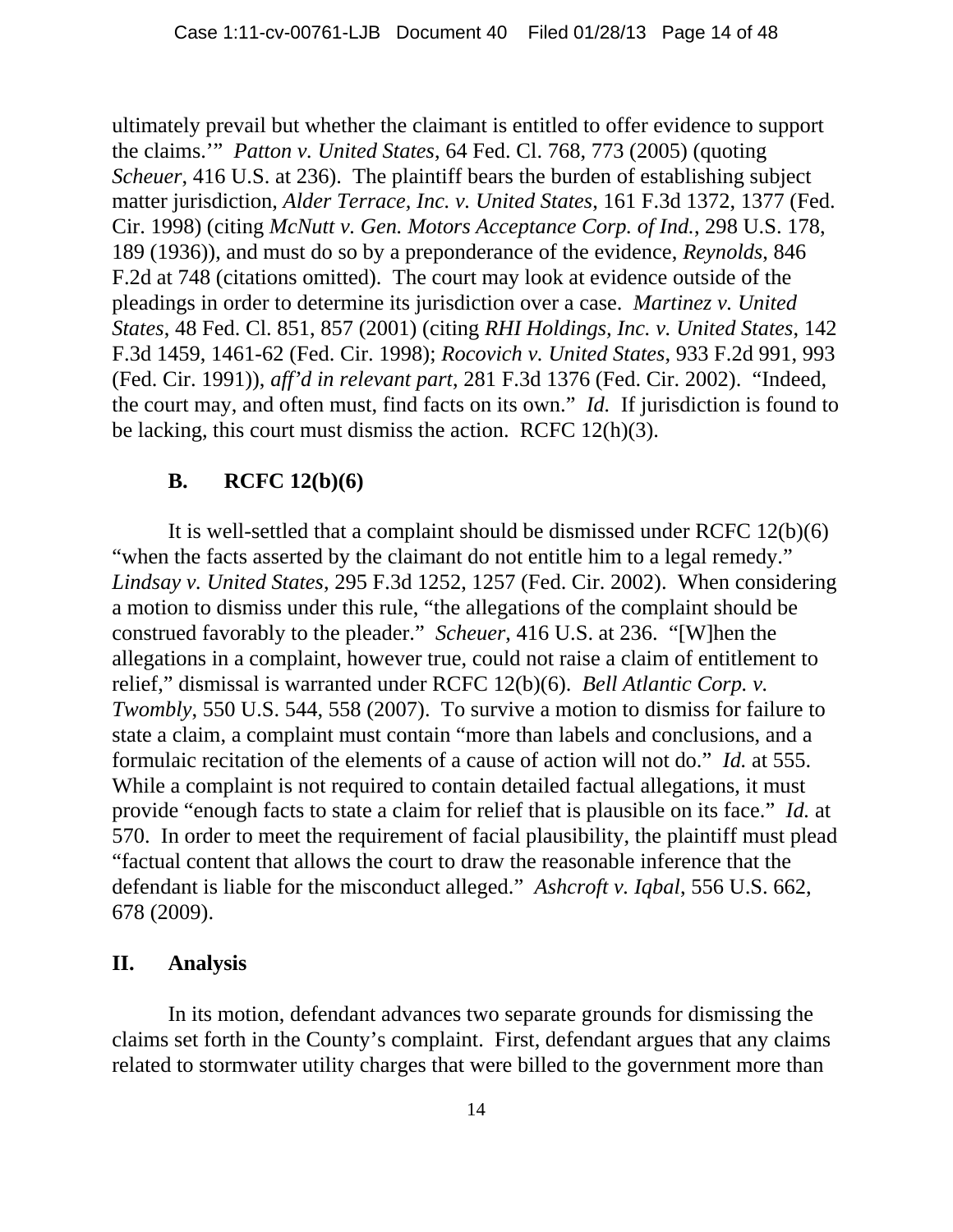ultimately prevail but whether the claimant is entitled to offer evidence to support the claims.'" *Patton v. United States*, 64 Fed. Cl. 768, 773 (2005) (quoting *Scheuer*, 416 U.S. at 236). The plaintiff bears the burden of establishing subject matter jurisdiction, *Alder Terrace, Inc. v. United States*, 161 F.3d 1372, 1377 (Fed. Cir. 1998) (citing *McNutt v. Gen. Motors Acceptance Corp. of Ind.*, 298 U.S. 178, 189 (1936)), and must do so by a preponderance of the evidence, *Reynolds*, 846 F.2d at 748 (citations omitted). The court may look at evidence outside of the pleadings in order to determine its jurisdiction over a case. *Martinez v. United States*, 48 Fed. Cl. 851, 857 (2001) (citing *RHI Holdings, Inc. v. United States*, 142 F.3d 1459, 1461-62 (Fed. Cir. 1998); *Rocovich v. United States*, 933 F.2d 991, 993 (Fed. Cir. 1991)), *aff'd in relevant part*, 281 F.3d 1376 (Fed. Cir. 2002). "Indeed, the court may, and often must, find facts on its own." *Id.* If jurisdiction is found to be lacking, this court must dismiss the action. RCFC 12(h)(3).

### B. RCFC 12(b)(6)

It is well-settled that a complaint should be dismissed under RCFC 12(b)(6) "when the facts asserted by the claimant do not entitle him to a legal remedy." *Lindsay v. United States*, 295 F.3d 1252, 1257 (Fed. Cir. 2002). When considering a motion to dismiss under this rule, "the allegations of the complaint should be construed favorably to the pleader." *Scheuer*, 416 U.S. at 236. "[W]hen the allegations in a complaint, however true, could not raise a claim of entitlement to relief," dismissal is warranted under RCFC 12(b)(6). *Bell Atlantic Corp. v. Twombly*, 550 U.S. 544, 558 (2007). To survive a motion to dismiss for failure to state a claim, a complaint must contain "more than labels and conclusions, and a formulaic recitation of the elements of a cause of action will not do." *Id.* at 555. While a complaint is not required to contain detailed factual allegations, it must provide "enough facts to state a claim for relief that is plausible on its face." *Id.* at 570. In order to meet the requirement of facial plausibility, the plaintiff must plead "factual content that allows the court to draw the reasonable inference that the defendant is liable for the misconduct alleged." *Ashcroft v. Iqbal*, 556 U.S. 662, 678 (2009).

## II. Analysis

In its motion, defendant advances two separate grounds for dismissing the claims set forth in the County's complaint. First, defendant argues that any claims related to stormwater utility charges that were billed to the government more than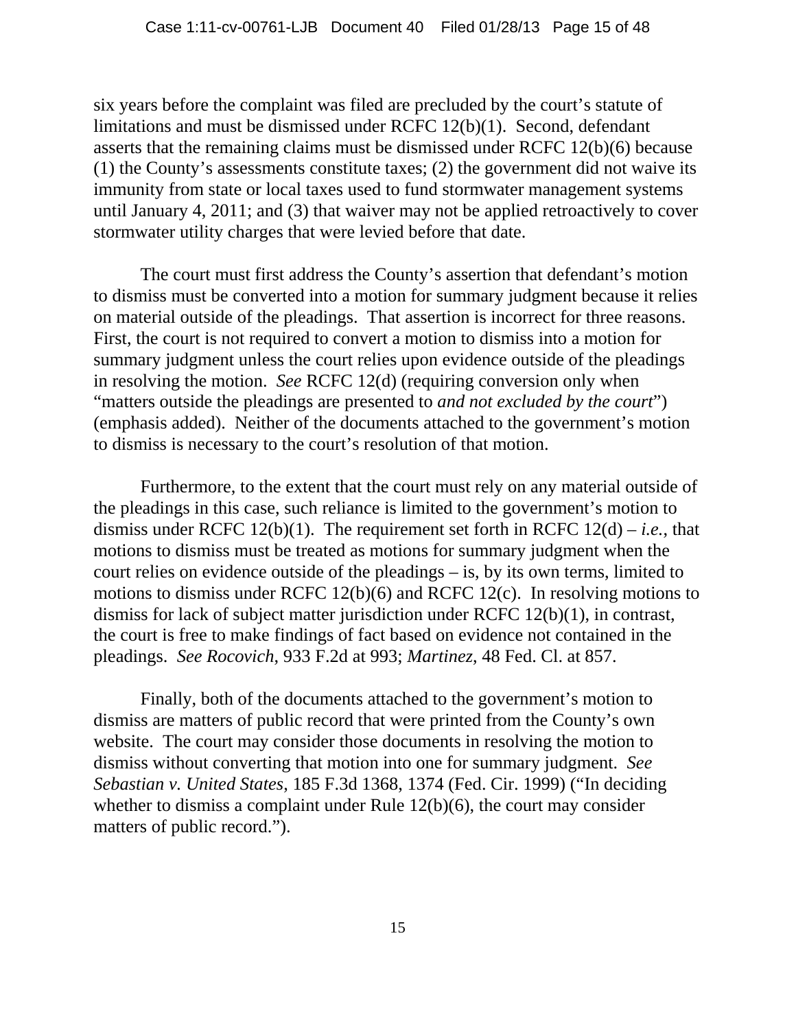six years before the complaint was filed are precluded by the court's statute of limitations and must be dismissed under RCFC 12(b)(1). Second, defendant asserts that the remaining claims must be dismissed under RCFC 12(b)(6) because (1) the County's assessments constitute taxes; (2) the government did not waive its immunity from state or local taxes used to fund stormwater management systems until January 4, 2011; and (3) that waiver may not be applied retroactively to cover stormwater utility charges that were levied before that date.

The court must first address the County's assertion that defendant's motion to dismiss must be converted into a motion for summary judgment because it relies on material outside of the pleadings. That assertion is incorrect for three reasons. First, the court is not required to convert a motion to dismiss into a motion for summary judgment unless the court relies upon evidence outside of the pleadings in resolving the motion. *See* RCFC 12(d) (requiring conversion only when "matters outside the pleadings are presented to *and not excluded by the court*") (emphasis added). Neither of the documents attached to the government's motion to dismiss is necessary to the court's resolution of that motion.

Furthermore, to the extent that the court must rely on any material outside of the pleadings in this case, such reliance is limited to the government's motion to dismiss under RCFC 12(b)(1). The requirement set forth in RCFC 12(d) – *i.e.*, that motions to dismiss must be treated as motions for summary judgment when the court relies on evidence outside of the pleadings – is, by its own terms, limited to motions to dismiss under RCFC 12(b)(6) and RCFC 12(c). In resolving motions to dismiss for lack of subject matter jurisdiction under RCFC 12(b)(1), in contrast, the court is free to make findings of fact based on evidence not contained in the pleadings. *See Rocovich*, 933 F.2d at 993; *Martinez*, 48 Fed. Cl. at 857.

Finally, both of the documents attached to the government's motion to dismiss are matters of public record that were printed from the County's own website. The court may consider those documents in resolving the motion to dismiss without converting that motion into one for summary judgment. *See Sebastian v. United States*, 185 F.3d 1368, 1374 (Fed. Cir. 1999) ("In deciding whether to dismiss a complaint under Rule 12(b)(6), the court may consider matters of public record.").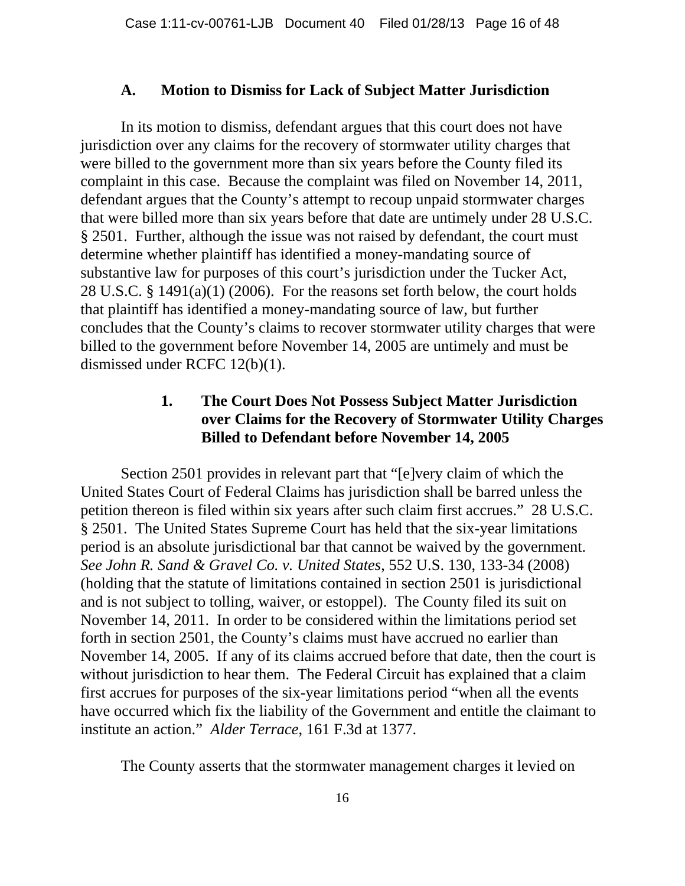### A. Motion to Dismiss for Lack of Subject Matter Jurisdiction

In its motion to dismiss, defendant argues that this court does not have jurisdiction over any claims for the recovery of stormwater utility charges that were billed to the government more than six years before the County filed its complaint in this case. Because the complaint was filed on November 14, 2011, defendant argues that the County's attempt to recoup unpaid stormwater charges that were billed more than six years before that date are untimely under 28 U.S.C. § 2501. Further, although the issue was not raised by defendant, the court must determine whether plaintiff has identified a money-mandating source of substantive law for purposes of this court's jurisdiction under the Tucker Act, 28 U.S.C. § 1491(a)(1) (2006). For the reasons set forth below, the court holds that plaintiff has identified a money-mandating source of law, but further concludes that the County's claims to recover stormwater utility charges that were billed to the government before November 14, 2005 are untimely and must be dismissed under RCFC 12(b)(1).

#### 1. The Court Does Not Possess Subject Matter Jurisdiction over Claims for the Recovery of Stormwater Utility Charges Billed to Defendant before November 14, 2005

Section 2501 provides in relevant part that "[e]very claim of which the United States Court of Federal Claims has jurisdiction shall be barred unless the petition thereon is filed within six years after such claim first accrues." 28 U.S.C. § 2501. The United States Supreme Court has held that the six-year limitations period is an absolute jurisdictional bar that cannot be waived by the government. *See John R. Sand & Gravel Co. v. United States*, 552 U.S. 130, 133-34 (2008) (holding that the statute of limitations contained in section 2501 is jurisdictional and is not subject to tolling, waiver, or estoppel). The County filed its suit on November 14, 2011. In order to be considered within the limitations period set forth in section 2501, the County's claims must have accrued no earlier than November 14, 2005. If any of its claims accrued before that date, then the court is without jurisdiction to hear them. The Federal Circuit has explained that a claim first accrues for purposes of the six-year limitations period "when all the events have occurred which fix the liability of the Government and entitle the claimant to institute an action." *Alder Terrace*, 161 F.3d at 1377.

The County asserts that the stormwater management charges it levied on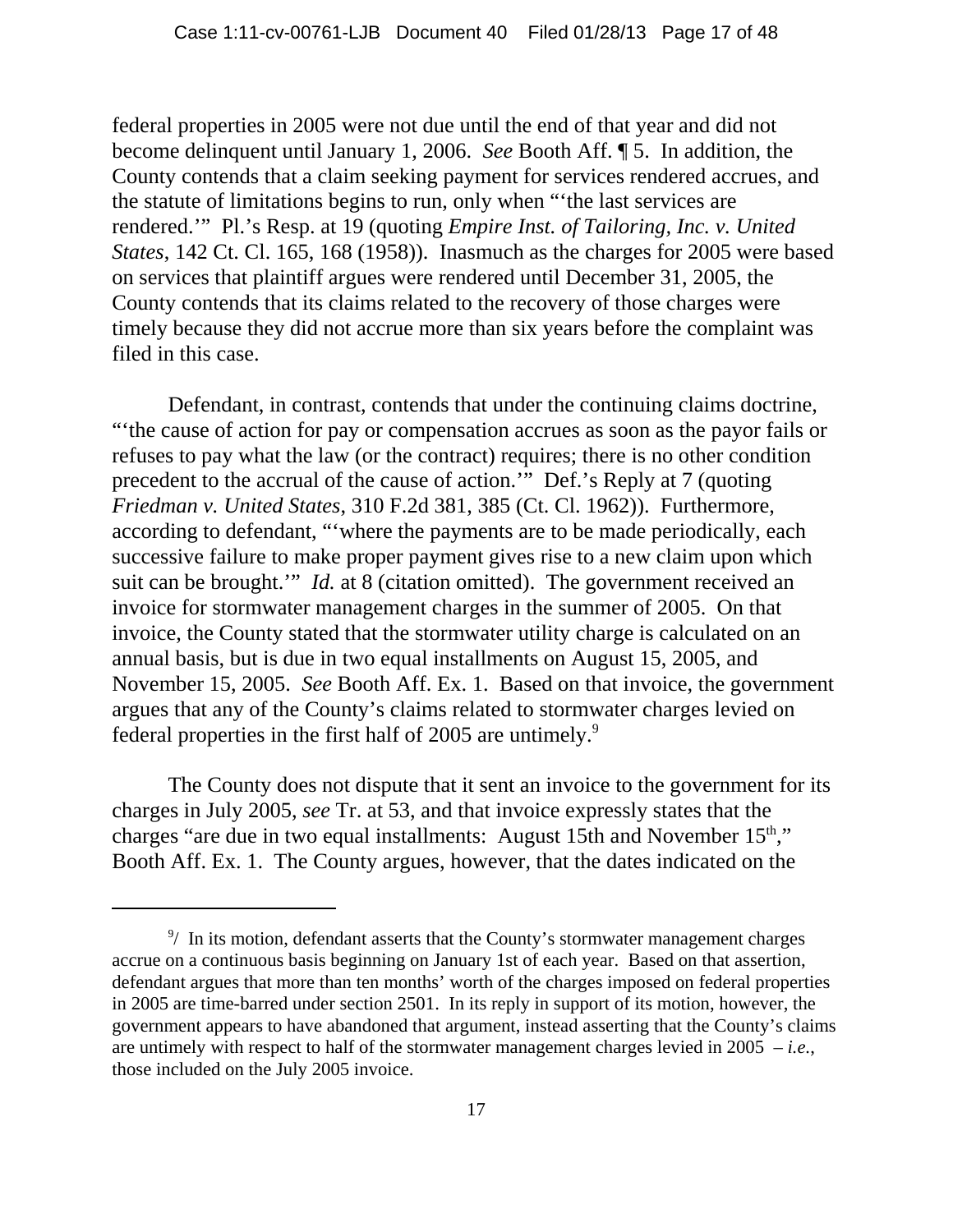federal properties in 2005 were not due until the end of that year and did not become delinquent until January 1, 2006. *See* Booth Aff. ¶ 5. In addition, the County contends that a claim seeking payment for services rendered accrues, and the statute of limitations begins to run, only when "'the last services are rendered.'" Pl.'s Resp. at 19 (quoting *Empire Inst. of Tailoring, Inc. v. United States*, 142 Ct. Cl. 165, 168 (1958)). Inasmuch as the charges for 2005 were based on services that plaintiff argues were rendered until December 31, 2005, the County contends that its claims related to the recovery of those charges were timely because they did not accrue more than six years before the complaint was filed in this case.

Defendant, in contrast, contends that under the continuing claims doctrine, "'the cause of action for pay or compensation accrues as soon as the payor fails or refuses to pay what the law (or the contract) requires; there is no other condition precedent to the accrual of the cause of action.'" Def.'s Reply at 7 (quoting *Friedman v. United States*, 310 F.2d 381, 385 (Ct. Cl. 1962)). Furthermore, according to defendant, "'where the payments are to be made periodically, each successive failure to make proper payment gives rise to a new claim upon which suit can be brought.'" *Id.* at 8 (citation omitted). The government received an invoice for stormwater management charges in the summer of 2005. On that invoice, the County stated that the stormwater utility charge is calculated on an annual basis, but is due in two equal installments on August 15, 2005, and November 15, 2005. *See* Booth Aff. Ex. 1. Based on that invoice, the government argues that any of the County's claims related to stormwater charges levied on federal properties in the first half of 2005 are untimely.[9]

The County does not dispute that it sent an invoice to the government for its charges in July 2005, *see* Tr. at 53, and that invoice expressly states that the charges "are due in two equal installments: August 15th and November 15th," Booth Aff. Ex. 1. The County argues, however, that the dates indicated on the

---

[9]/ In its motion, defendant asserts that the County's stormwater management charges accrue on a continuous basis beginning on January 1st of each year. Based on that assertion, defendant argues that more than ten months' worth of the charges imposed on federal properties in 2005 are time-barred under section 2501. In its reply in support of its motion, however, the government appears to have abandoned that argument, instead asserting that the County's claims are untimely with respect to half of the stormwater management charges levied in 2005 – *i.e.*, those included on the July 2005 invoice.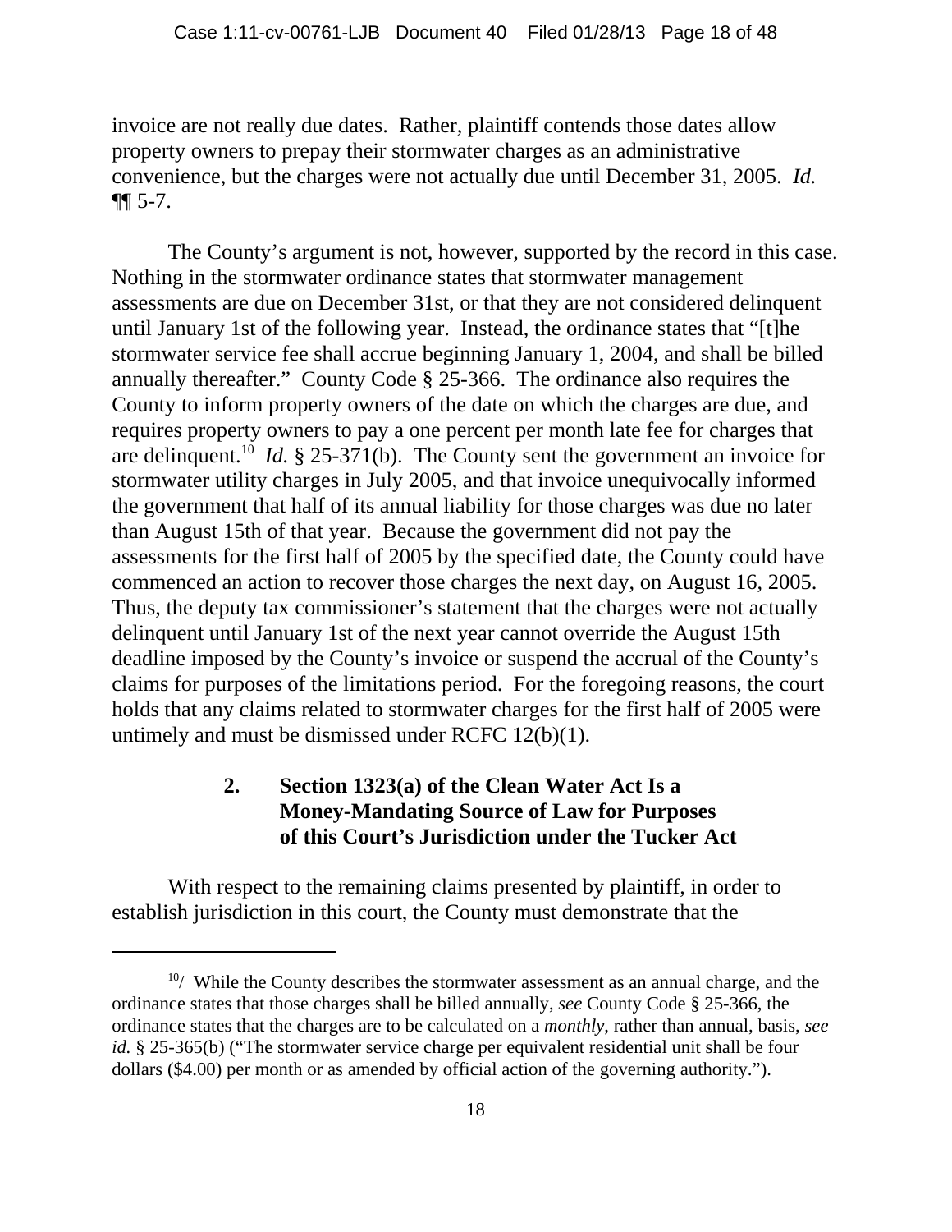invoice are not really due dates. Rather, plaintiff contends those dates allow property owners to prepay their stormwater charges as an administrative convenience, but the charges were not actually due until December 31, 2005. *Id.* ¶¶ 5-7.

The County's argument is not, however, supported by the record in this case. Nothing in the stormwater ordinance states that stormwater management assessments are due on December 31st, or that they are not considered delinquent until January 1st of the following year. Instead, the ordinance states that "[t]he stormwater service fee shall accrue beginning January 1, 2004, and shall be billed annually thereafter." County Code § 25-366. The ordinance also requires the County to inform property owners of the date on which the charges are due, and requires property owners to pay a one percent per month late fee for charges that are delinquent.[10] *Id.* § 25-371(b). The County sent the government an invoice for stormwater utility charges in July 2005, and that invoice unequivocally informed the government that half of its annual liability for those charges was due no later than August 15th of that year. Because the government did not pay the assessments for the first half of 2005 by the specified date, the County could have commenced an action to recover those charges the next day, on August 16, 2005. Thus, the deputy tax commissioner's statement that the charges were not actually delinquent until January 1st of the next year cannot override the August 15th deadline imposed by the County's invoice or suspend the accrual of the County's claims for purposes of the limitations period. For the foregoing reasons, the court holds that any claims related to stormwater charges for the first half of 2005 were untimely and must be dismissed under RCFC 12(b)(1).

### 2. Section 1323(a) of the Clean Water Act Is a Money-Mandating Source of Law for Purposes of this Court's Jurisdiction under the Tucker Act

With respect to the remaining claims presented by plaintiff, in order to establish jurisdiction in this court, the County must demonstrate that the

---

[10]/ While the County describes the stormwater assessment as an annual charge, and the ordinance states that those charges shall be billed annually, *see* County Code § 25-366, the ordinance states that the charges are to be calculated on a *monthly*, rather than annual, basis, *see id.* § 25-365(b) ("The stormwater service charge per equivalent residential unit shall be four dollars ($4.00) per month or as amended by official action of the governing authority.").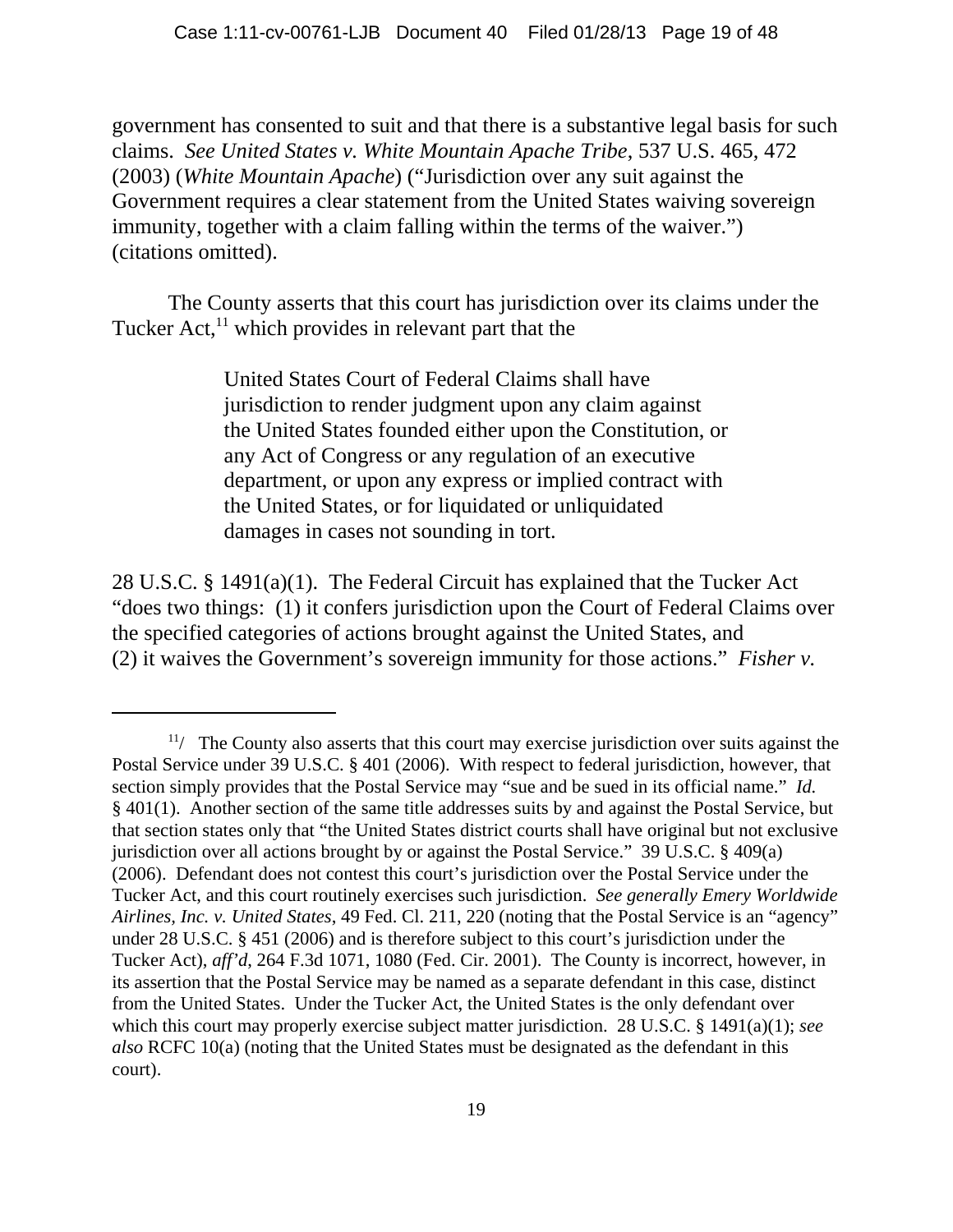government has consented to suit and that there is a substantive legal basis for such claims. *See United States v. White Mountain Apache Tribe*, 537 U.S. 465, 472 (2003) (*White Mountain Apache*) ("Jurisdiction over any suit against the Government requires a clear statement from the United States waiving sovereign immunity, together with a claim falling within the terms of the waiver.") (citations omitted).

The County asserts that this court has jurisdiction over its claims under the Tucker Act,[11] which provides in relevant part that the

> United States Court of Federal Claims shall have jurisdiction to render judgment upon any claim against the United States founded either upon the Constitution, or any Act of Congress or any regulation of an executive department, or upon any express or implied contract with the United States, or for liquidated or unliquidated damages in cases not sounding in tort.

28 U.S.C. § 1491(a)(1). The Federal Circuit has explained that the Tucker Act "does two things: (1) it confers jurisdiction upon the Court of Federal Claims over the specified categories of actions brought against the United States, and (2) it waives the Government's sovereign immunity for those actions." *Fisher v.*

---

[11]/ The County also asserts that this court may exercise jurisdiction over suits against the Postal Service under 39 U.S.C. § 401 (2006). With respect to federal jurisdiction, however, that section simply provides that the Postal Service may "sue and be sued in its official name." *Id.* § 401(1). Another section of the same title addresses suits by and against the Postal Service, but that section states only that "the United States district courts shall have original but not exclusive jurisdiction over all actions brought by or against the Postal Service." 39 U.S.C. § 409(a) (2006). Defendant does not contest this court's jurisdiction over the Postal Service under the Tucker Act, and this court routinely exercises such jurisdiction. *See generally Emery Worldwide Airlines, Inc. v. United States*, 49 Fed. Cl. 211, 220 (noting that the Postal Service is an "agency" under 28 U.S.C. § 451 (2006) and is therefore subject to this court's jurisdiction under the Tucker Act), *aff'd*, 264 F.3d 1071, 1080 (Fed. Cir. 2001). The County is incorrect, however, in its assertion that the Postal Service may be named as a separate defendant in this case, distinct from the United States. Under the Tucker Act, the United States is the only defendant over which this court may properly exercise subject matter jurisdiction. 28 U.S.C. § 1491(a)(1); *see also* RCFC 10(a) (noting that the United States must be designated as the defendant in this court).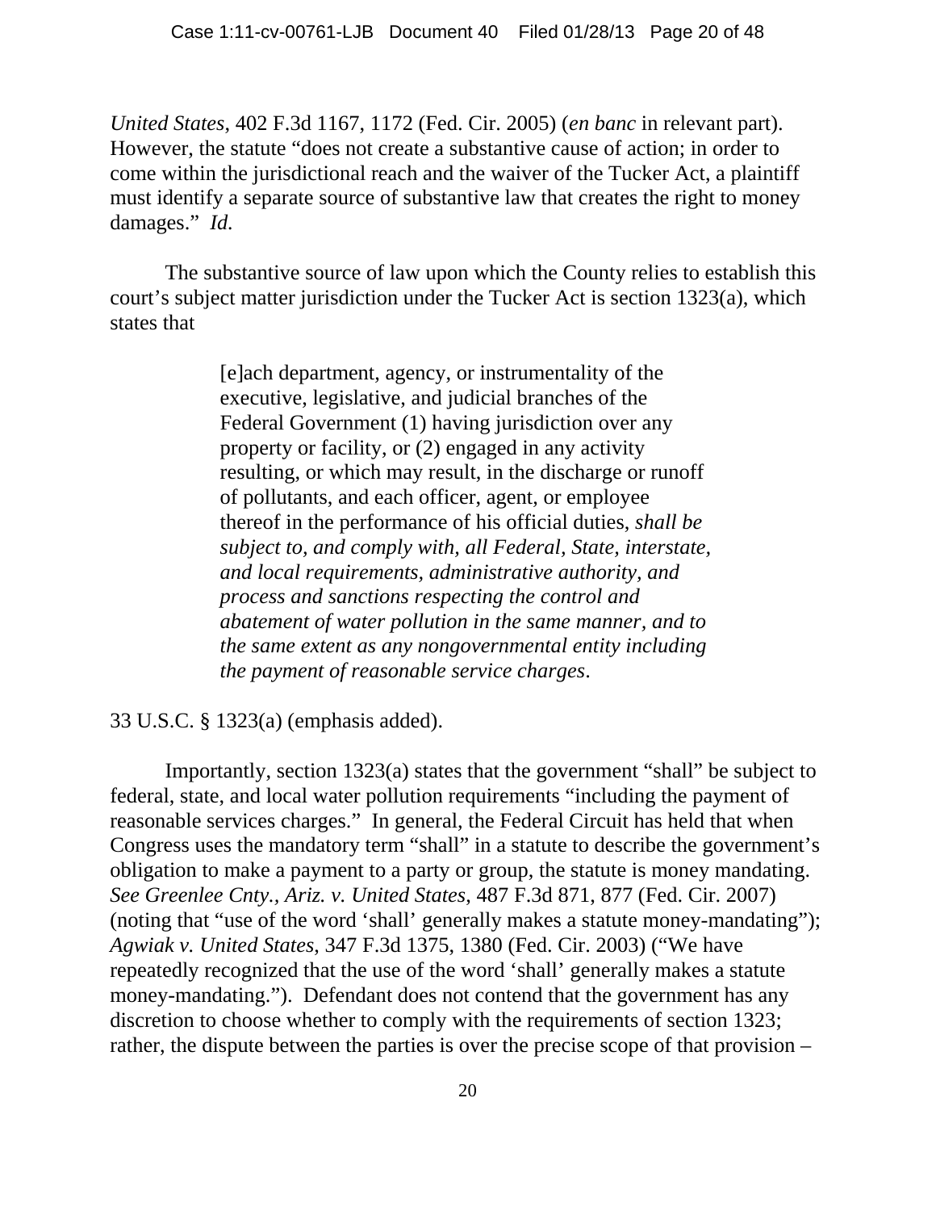*United States*, 402 F.3d 1167, 1172 (Fed. Cir. 2005) (*en banc* in relevant part). However, the statute "does not create a substantive cause of action; in order to come within the jurisdictional reach and the waiver of the Tucker Act, a plaintiff must identify a separate source of substantive law that creates the right to money damages." *Id.*

The substantive source of law upon which the County relies to establish this court's subject matter jurisdiction under the Tucker Act is section 1323(a), which states that

> [e]ach department, agency, or instrumentality of the executive, legislative, and judicial branches of the Federal Government (1) having jurisdiction over any property or facility, or (2) engaged in any activity resulting, or which may result, in the discharge or runoff of pollutants, and each officer, agent, or employee thereof in the performance of his official duties, *shall be subject to, and comply with, all Federal, State, interstate, and local requirements, administrative authority, and process and sanctions respecting the control and abatement of water pollution in the same manner, and to the same extent as any nongovernmental entity including the payment of reasonable service charges*.

33 U.S.C. § 1323(a) (emphasis added).

Importantly, section 1323(a) states that the government "shall" be subject to federal, state, and local water pollution requirements "including the payment of reasonable services charges." In general, the Federal Circuit has held that when Congress uses the mandatory term "shall" in a statute to describe the government's obligation to make a payment to a party or group, the statute is money mandating. *See Greenlee Cnty., Ariz. v. United States*, 487 F.3d 871, 877 (Fed. Cir. 2007) (noting that "use of the word 'shall' generally makes a statute money-mandating"); *Agwiak v. United States*, 347 F.3d 1375, 1380 (Fed. Cir. 2003) ("We have repeatedly recognized that the use of the word 'shall' generally makes a statute money-mandating."). Defendant does not contend that the government has any discretion to choose whether to comply with the requirements of section 1323; rather, the dispute between the parties is over the precise scope of that provision –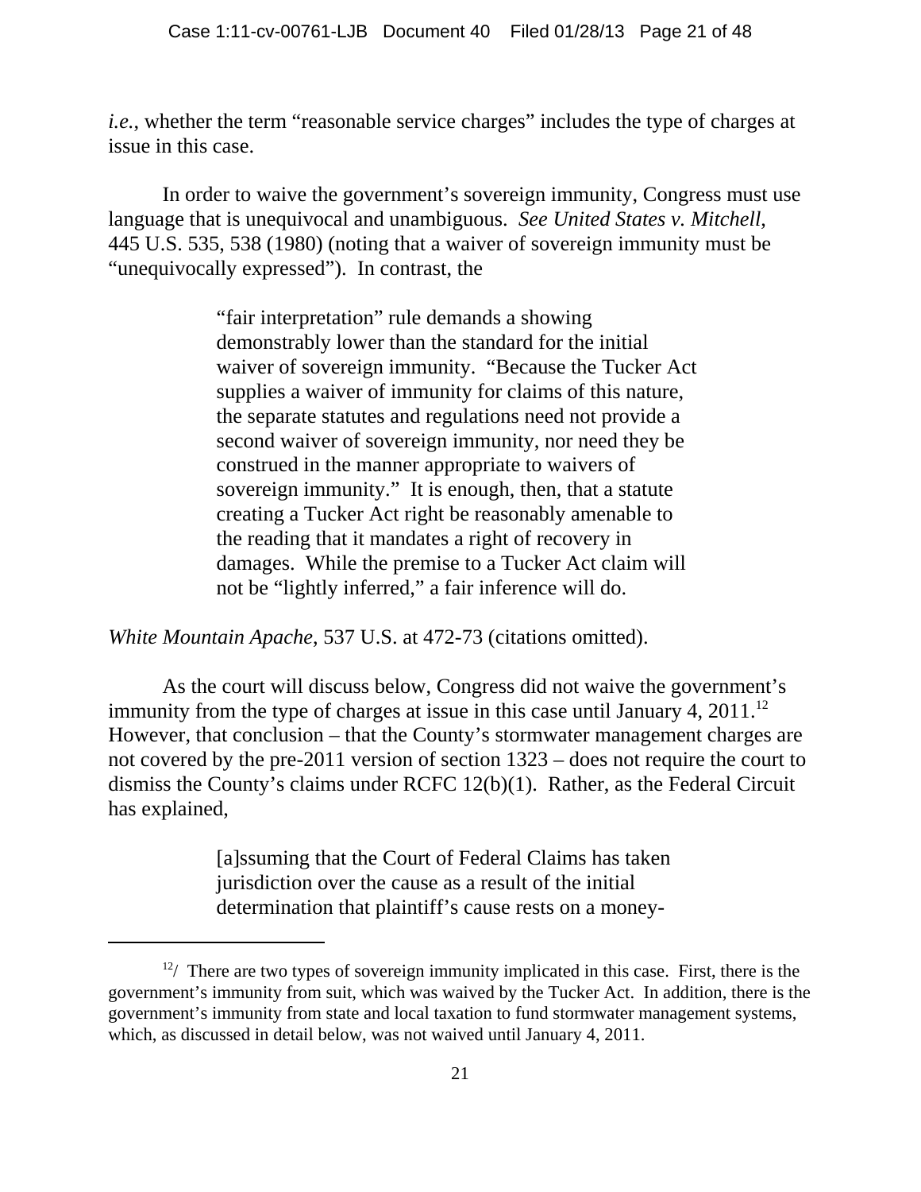*i.e.*, whether the term "reasonable service charges" includes the type of charges at issue in this case.

In order to waive the government's sovereign immunity, Congress must use language that is unequivocal and unambiguous. *See United States v. Mitchell*, 445 U.S. 535, 538 (1980) (noting that a waiver of sovereign immunity must be "unequivocally expressed"). In contrast, the

> "fair interpretation" rule demands a showing demonstrably lower than the standard for the initial waiver of sovereign immunity. "Because the Tucker Act supplies a waiver of immunity for claims of this nature, the separate statutes and regulations need not provide a second waiver of sovereign immunity, nor need they be construed in the manner appropriate to waivers of sovereign immunity." It is enough, then, that a statute creating a Tucker Act right be reasonably amenable to the reading that it mandates a right of recovery in damages. While the premise to a Tucker Act claim will not be "lightly inferred," a fair inference will do.

*White Mountain Apache*, 537 U.S. at 472-73 (citations omitted).

As the court will discuss below, Congress did not waive the government's immunity from the type of charges at issue in this case until January 4, 2011.[12] However, that conclusion – that the County's stormwater management charges are not covered by the pre-2011 version of section 1323 – does not require the court to dismiss the County's claims under RCFC 12(b)(1). Rather, as the Federal Circuit has explained,

> [a]ssuming that the Court of Federal Claims has taken jurisdiction over the cause as a result of the initial determination that plaintiff's cause rests on a money-

---

[12]/ There are two types of sovereign immunity implicated in this case. First, there is the government's immunity from suit, which was waived by the Tucker Act. In addition, there is the government's immunity from state and local taxation to fund stormwater management systems, which, as discussed in detail below, was not waived until January 4, 2011.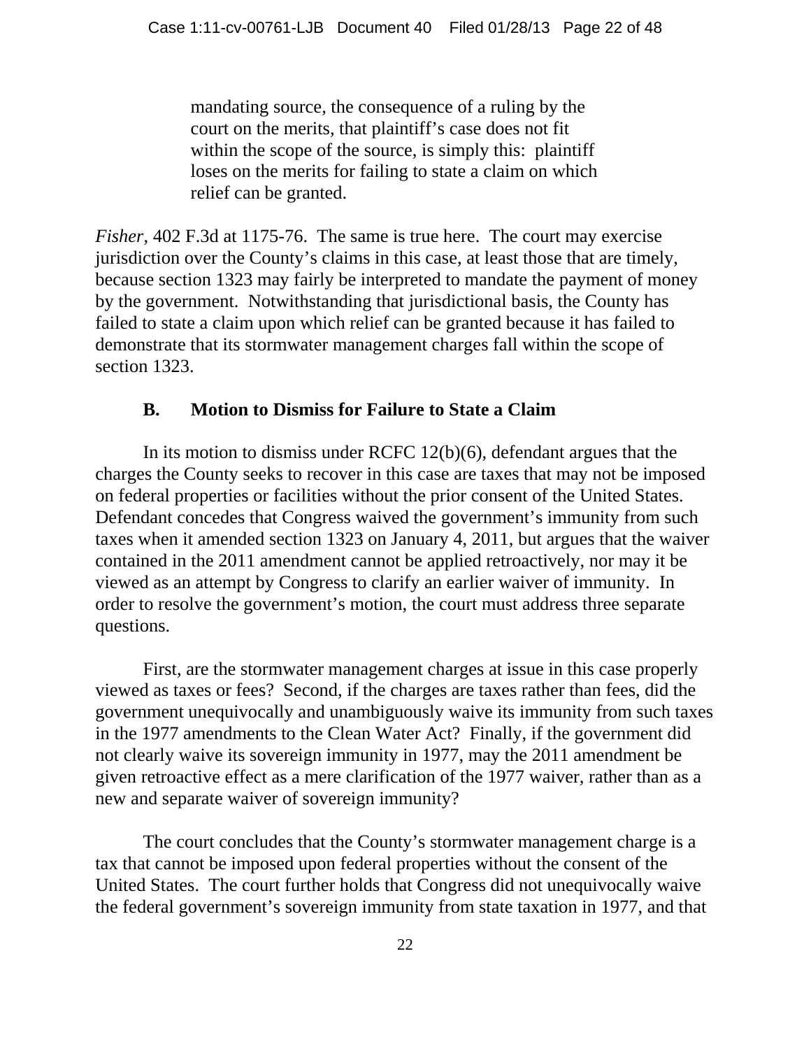> mandating source, the consequence of a ruling by the court on the merits, that plaintiff's case does not fit within the scope of the source, is simply this: plaintiff loses on the merits for failing to state a claim on which relief can be granted.

*Fisher*, 402 F.3d at 1175-76. The same is true here. The court may exercise jurisdiction over the County's claims in this case, at least those that are timely, because section 1323 may fairly be interpreted to mandate the payment of money by the government. Notwithstanding that jurisdictional basis, the County has failed to state a claim upon which relief can be granted because it has failed to demonstrate that its stormwater management charges fall within the scope of section 1323.

### B. Motion to Dismiss for Failure to State a Claim

In its motion to dismiss under RCFC 12(b)(6), defendant argues that the charges the County seeks to recover in this case are taxes that may not be imposed on federal properties or facilities without the prior consent of the United States. Defendant concedes that Congress waived the government's immunity from such taxes when it amended section 1323 on January 4, 2011, but argues that the waiver contained in the 2011 amendment cannot be applied retroactively, nor may it be viewed as an attempt by Congress to clarify an earlier waiver of immunity. In order to resolve the government's motion, the court must address three separate questions.

First, are the stormwater management charges at issue in this case properly viewed as taxes or fees? Second, if the charges are taxes rather than fees, did the government unequivocally and unambiguously waive its immunity from such taxes in the 1977 amendments to the Clean Water Act? Finally, if the government did not clearly waive its sovereign immunity in 1977, may the 2011 amendment be given retroactive effect as a mere clarification of the 1977 waiver, rather than as a new and separate waiver of sovereign immunity?

The court concludes that the County's stormwater management charge is a tax that cannot be imposed upon federal properties without the consent of the United States. The court further holds that Congress did not unequivocally waive the federal government's sovereign immunity from state taxation in 1977, and that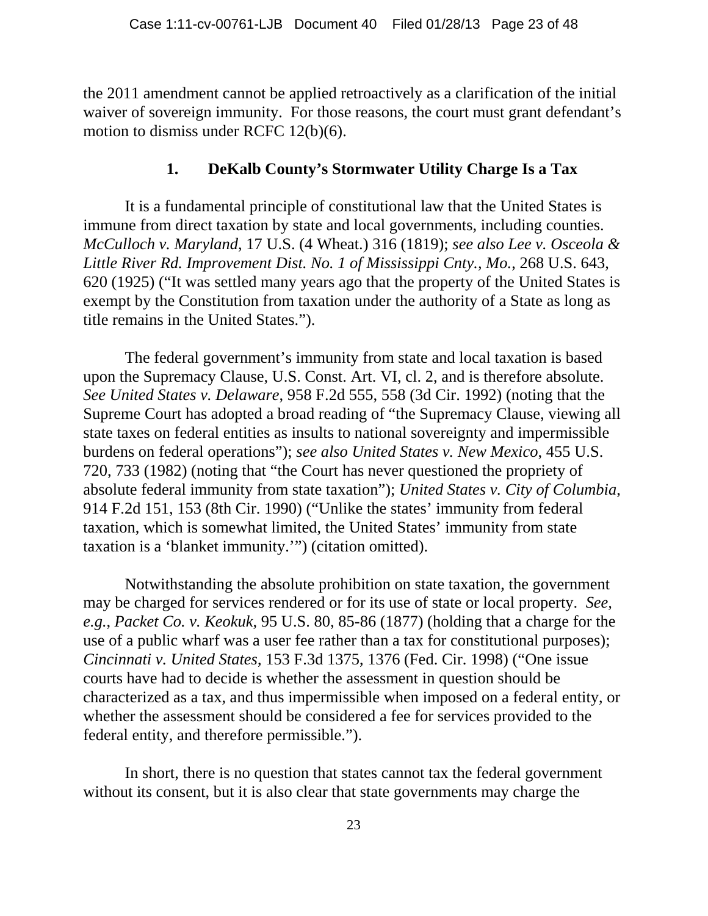the 2011 amendment cannot be applied retroactively as a clarification of the initial waiver of sovereign immunity. For those reasons, the court must grant defendant's motion to dismiss under RCFC 12(b)(6).

### 1. DeKalb County's Stormwater Utility Charge Is a Tax

It is a fundamental principle of constitutional law that the United States is immune from direct taxation by state and local governments, including counties. *McCulloch v. Maryland*, 17 U.S. (4 Wheat.) 316 (1819); *see also Lee v. Osceola & Little River Rd. Improvement Dist. No. 1 of Mississippi Cnty., Mo.*, 268 U.S. 643, 620 (1925) ("It was settled many years ago that the property of the United States is exempt by the Constitution from taxation under the authority of a State as long as title remains in the United States.").

The federal government's immunity from state and local taxation is based upon the Supremacy Clause, U.S. Const. Art. VI, cl. 2, and is therefore absolute. *See United States v. Delaware*, 958 F.2d 555, 558 (3d Cir. 1992) (noting that the Supreme Court has adopted a broad reading of "the Supremacy Clause, viewing all state taxes on federal entities as insults to national sovereignty and impermissible burdens on federal operations"); *see also United States v. New Mexico*, 455 U.S. 720, 733 (1982) (noting that "the Court has never questioned the propriety of absolute federal immunity from state taxation"); *United States v. City of Columbia*, 914 F.2d 151, 153 (8th Cir. 1990) ("Unlike the states' immunity from federal taxation, which is somewhat limited, the United States' immunity from state taxation is a 'blanket immunity.'") (citation omitted).

Notwithstanding the absolute prohibition on state taxation, the government may be charged for services rendered or for its use of state or local property. *See, e.g.*, *Packet Co. v. Keokuk*, 95 U.S. 80, 85-86 (1877) (holding that a charge for the use of a public wharf was a user fee rather than a tax for constitutional purposes); *Cincinnati v. United States*, 153 F.3d 1375, 1376 (Fed. Cir. 1998) ("One issue courts have had to decide is whether the assessment in question should be characterized as a tax, and thus impermissible when imposed on a federal entity, or whether the assessment should be considered a fee for services provided to the federal entity, and therefore permissible.").

In short, there is no question that states cannot tax the federal government without its consent, but it is also clear that state governments may charge the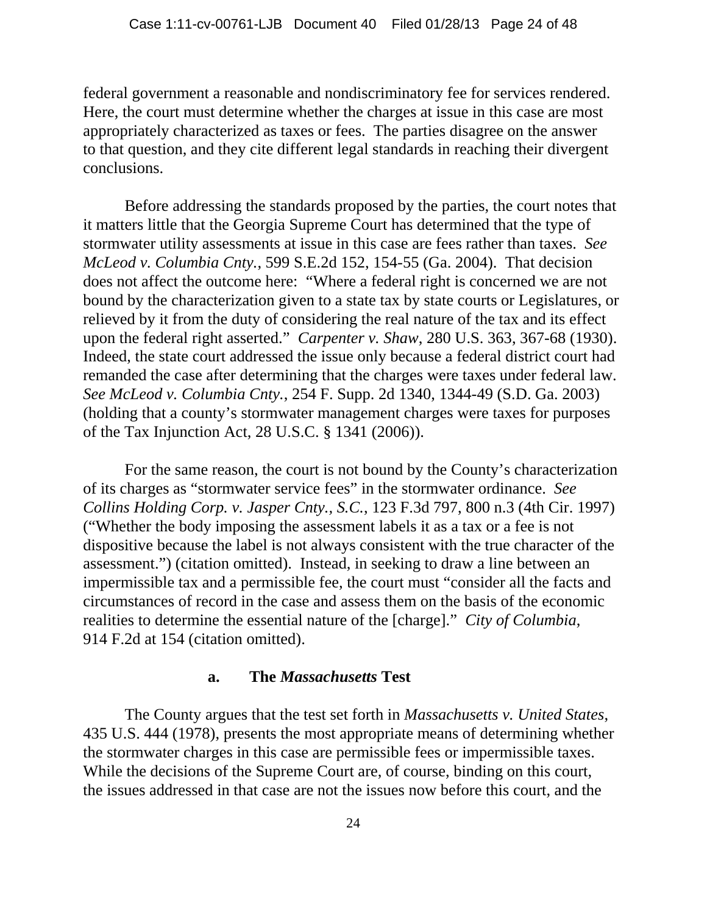federal government a reasonable and nondiscriminatory fee for services rendered. Here, the court must determine whether the charges at issue in this case are most appropriately characterized as taxes or fees. The parties disagree on the answer to that question, and they cite different legal standards in reaching their divergent conclusions.

Before addressing the standards proposed by the parties, the court notes that it matters little that the Georgia Supreme Court has determined that the type of stormwater utility assessments at issue in this case are fees rather than taxes. *See McLeod v. Columbia Cnty.*, 599 S.E.2d 152, 154-55 (Ga. 2004). That decision does not affect the outcome here: "Where a federal right is concerned we are not bound by the characterization given to a state tax by state courts or Legislatures, or relieved by it from the duty of considering the real nature of the tax and its effect upon the federal right asserted." *Carpenter v. Shaw*, 280 U.S. 363, 367-68 (1930). Indeed, the state court addressed the issue only because a federal district court had remanded the case after determining that the charges were taxes under federal law. *See McLeod v. Columbia Cnty.*, 254 F. Supp. 2d 1340, 1344-49 (S.D. Ga. 2003) (holding that a county's stormwater management charges were taxes for purposes of the Tax Injunction Act, 28 U.S.C. § 1341 (2006)).

For the same reason, the court is not bound by the County's characterization of its charges as "stormwater service fees" in the stormwater ordinance. *See Collins Holding Corp. v. Jasper Cnty., S.C.*, 123 F.3d 797, 800 n.3 (4th Cir. 1997) ("Whether the body imposing the assessment labels it as a tax or a fee is not dispositive because the label is not always consistent with the true character of the assessment.") (citation omitted). Instead, in seeking to draw a line between an impermissible tax and a permissible fee, the court must "consider all the facts and circumstances of record in the case and assess them on the basis of the economic realities to determine the essential nature of the [charge]." *City of Columbia*, 914 F.2d at 154 (citation omitted).

### a. The *Massachusetts* Test

The County argues that the test set forth in *Massachusetts v. United States*, 435 U.S. 444 (1978), presents the most appropriate means of determining whether the stormwater charges in this case are permissible fees or impermissible taxes. While the decisions of the Supreme Court are, of course, binding on this court, the issues addressed in that case are not the issues now before this court, and the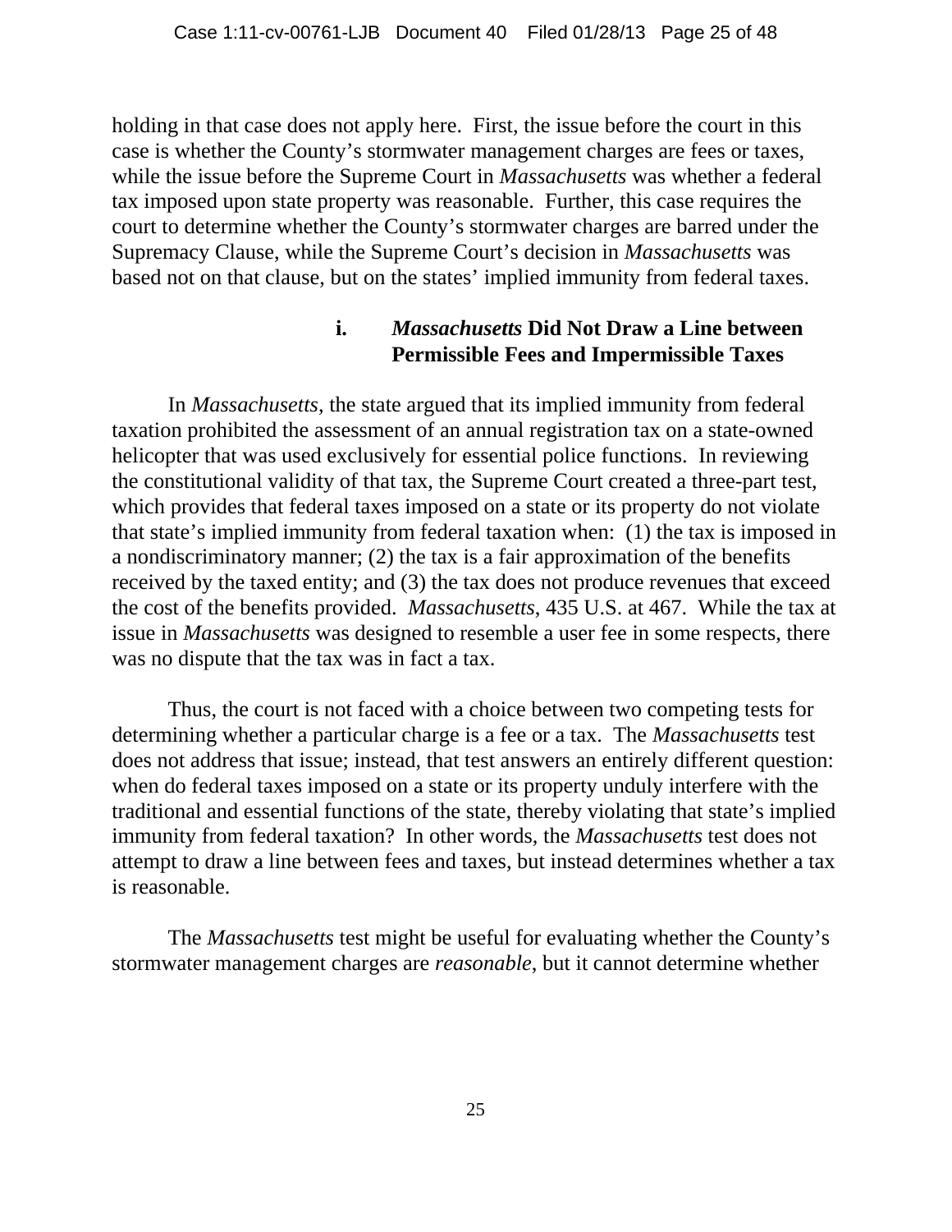holding in that case does not apply here. First, the issue before the court in this case is whether the County's stormwater management charges are fees or taxes, while the issue before the Supreme Court in *Massachusetts* was whether a federal tax imposed upon state property was reasonable. Further, this case requires the court to determine whether the County's stormwater charges are barred under the Supremacy Clause, while the Supreme Court's decision in *Massachusetts* was based not on that clause, but on the states' implied immunity from federal taxes.

#### i. *Massachusetts* Did Not Draw a Line between Permissible Fees and Impermissible Taxes

In *Massachusetts*, the state argued that its implied immunity from federal taxation prohibited the assessment of an annual registration tax on a state-owned helicopter that was used exclusively for essential police functions. In reviewing the constitutional validity of that tax, the Supreme Court created a three-part test, which provides that federal taxes imposed on a state or its property do not violate that state's implied immunity from federal taxation when: (1) the tax is imposed in a nondiscriminatory manner; (2) the tax is a fair approximation of the benefits received by the taxed entity; and (3) the tax does not produce revenues that exceed the cost of the benefits provided. *Massachusetts*, 435 U.S. at 467. While the tax at issue in *Massachusetts* was designed to resemble a user fee in some respects, there was no dispute that the tax was in fact a tax.

Thus, the court is not faced with a choice between two competing tests for determining whether a particular charge is a fee or a tax. The *Massachusetts* test does not address that issue; instead, that test answers an entirely different question: when do federal taxes imposed on a state or its property unduly interfere with the traditional and essential functions of the state, thereby violating that state's implied immunity from federal taxation? In other words, the *Massachusetts* test does not attempt to draw a line between fees and taxes, but instead determines whether a tax is reasonable.

The *Massachusetts* test might be useful for evaluating whether the County's stormwater management charges are *reasonable*, but it cannot determine whether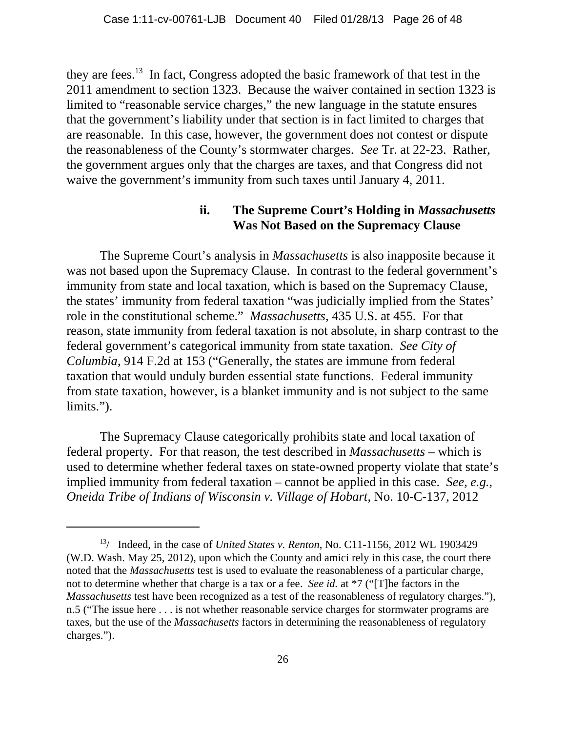they are fees.[13] In fact, Congress adopted the basic framework of that test in the 2011 amendment to section 1323. Because the waiver contained in section 1323 is limited to "reasonable service charges," the new language in the statute ensures that the government's liability under that section is in fact limited to charges that are reasonable. In this case, however, the government does not contest or dispute the reasonableness of the County's stormwater charges. *See* Tr. at 22-23. Rather, the government argues only that the charges are taxes, and that Congress did not waive the government's immunity from such taxes until January 4, 2011.

### ii. The Supreme Court's Holding in *Massachusetts* Was Not Based on the Supremacy Clause

The Supreme Court's analysis in *Massachusetts* is also inapposite because it was not based upon the Supremacy Clause. In contrast to the federal government's immunity from state and local taxation, which is based on the Supremacy Clause, the states' immunity from federal taxation "was judicially implied from the States' role in the constitutional scheme." *Massachusetts*, 435 U.S. at 455. For that reason, state immunity from federal taxation is not absolute, in sharp contrast to the federal government's categorical immunity from state taxation. *See City of Columbia*, 914 F.2d at 153 ("Generally, the states are immune from federal taxation that would unduly burden essential state functions. Federal immunity from state taxation, however, is a blanket immunity and is not subject to the same limits.").

The Supremacy Clause categorically prohibits state and local taxation of federal property. For that reason, the test described in *Massachusetts* – which is used to determine whether federal taxes on state-owned property violate that state's implied immunity from federal taxation – cannot be applied in this case. *See, e.g.*, *Oneida Tribe of Indians of Wisconsin v. Village of Hobart*, No. 10-C-137, 2012

---

[13]/ Indeed, in the case of *United States v. Renton*, No. C11-1156, 2012 WL 1903429 (W.D. Wash. May 25, 2012), upon which the County and amici rely in this case, the court there noted that the *Massachusetts* test is used to evaluate the reasonableness of a particular charge, not to determine whether that charge is a tax or a fee. *See id.* at *7 ("[T]he factors in the *Massachusetts* test have been recognized as a test of the reasonableness of regulatory charges."), n.5 ("The issue here . . . is not whether reasonable service charges for stormwater programs are taxes, but the use of the *Massachusetts* factors in determining the reasonableness of regulatory charges.").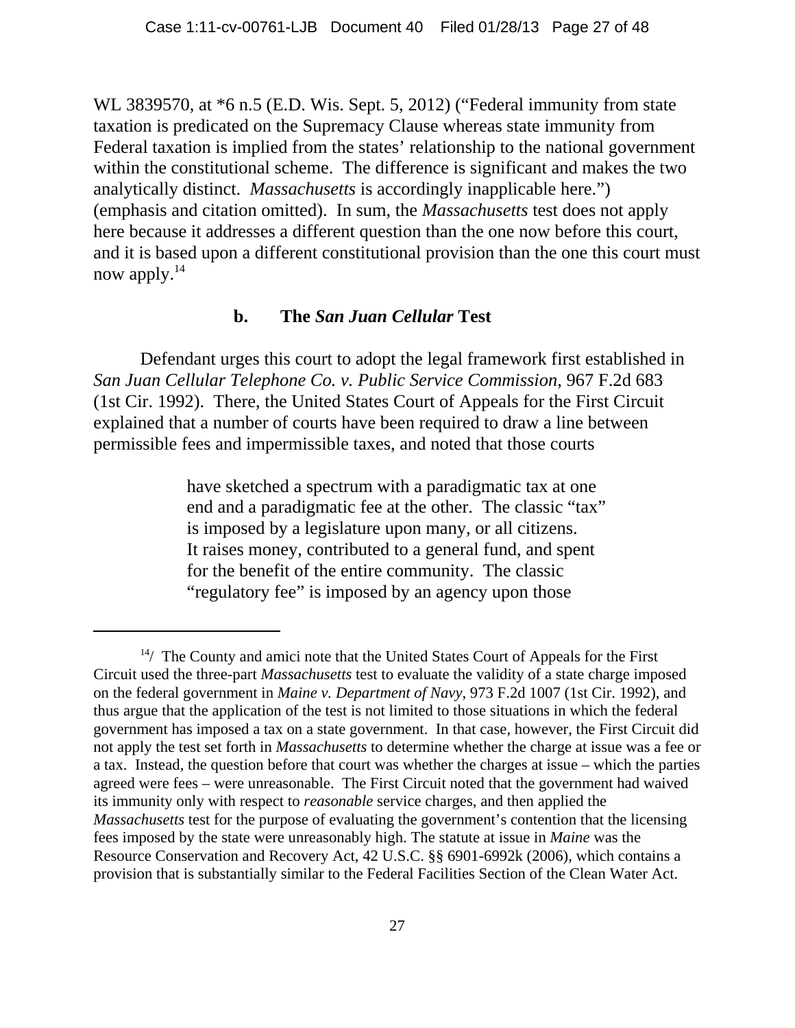WL 3839570, at *6 n.5 (E.D. Wis. Sept. 5, 2012) ("Federal immunity from state taxation is predicated on the Supremacy Clause whereas state immunity from Federal taxation is implied from the states' relationship to the national government within the constitutional scheme. The difference is significant and makes the two analytically distinct. *Massachusetts* is accordingly inapplicable here.") (emphasis and citation omitted). In sum, the *Massachusetts* test does not apply here because it addresses a different question than the one now before this court, and it is based upon a different constitutional provision than the one this court must now apply.[14]

### b. The *San Juan Cellular* Test

Defendant urges this court to adopt the legal framework first established in *San Juan Cellular Telephone Co. v. Public Service Commission*, 967 F.2d 683 (1st Cir. 1992). There, the United States Court of Appeals for the First Circuit explained that a number of courts have been required to draw a line between permissible fees and impermissible taxes, and noted that those courts

> have sketched a spectrum with a paradigmatic tax at one end and a paradigmatic fee at the other. The classic "tax" is imposed by a legislature upon many, or all citizens. It raises money, contributed to a general fund, and spent for the benefit of the entire community. The classic "regulatory fee" is imposed by an agency upon those

---

[14]/ The County and amici note that the United States Court of Appeals for the First Circuit used the three-part *Massachusetts* test to evaluate the validity of a state charge imposed on the federal government in *Maine v. Department of Navy*, 973 F.2d 1007 (1st Cir. 1992), and thus argue that the application of the test is not limited to those situations in which the federal government has imposed a tax on a state government. In that case, however, the First Circuit did not apply the test set forth in *Massachusetts* to determine whether the charge at issue was a fee or a tax. Instead, the question before that court was whether the charges at issue – which the parties agreed were fees – were unreasonable. The First Circuit noted that the government had waived its immunity only with respect to *reasonable* service charges, and then applied the *Massachusetts* test for the purpose of evaluating the government's contention that the licensing fees imposed by the state were unreasonably high. The statute at issue in *Maine* was the Resource Conservation and Recovery Act, 42 U.S.C. §§ 6901-6992k (2006), which contains a provision that is substantially similar to the Federal Facilities Section of the Clean Water Act.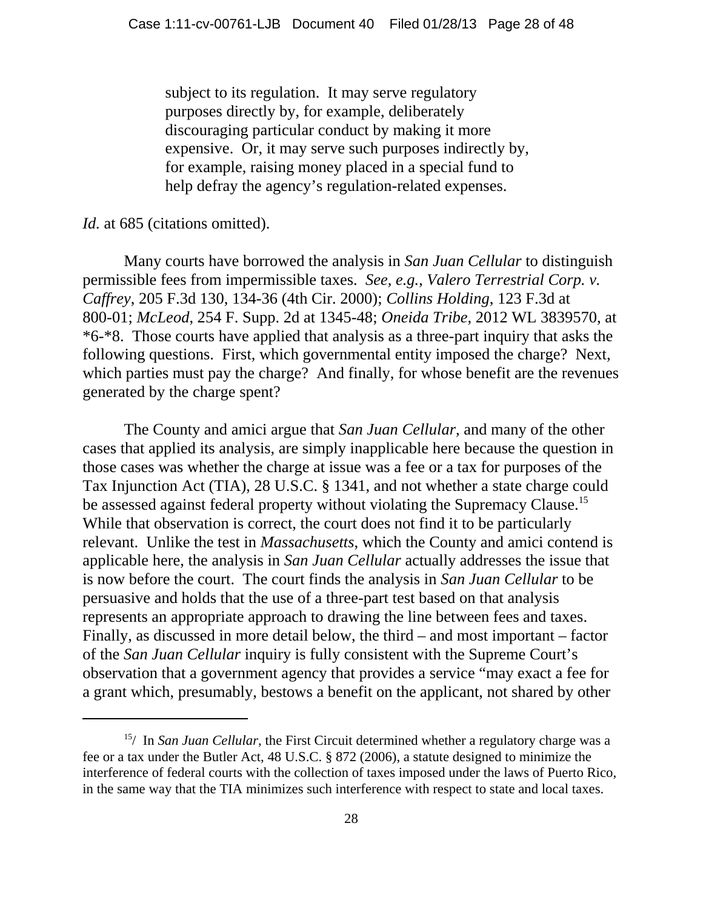> subject to its regulation. It may serve regulatory purposes directly by, for example, deliberately discouraging particular conduct by making it more expensive. Or, it may serve such purposes indirectly by, for example, raising money placed in a special fund to help defray the agency's regulation-related expenses.

*Id.* at 685 (citations omitted).

Many courts have borrowed the analysis in *San Juan Cellular* to distinguish permissible fees from impermissible taxes. *See, e.g.*, *Valero Terrestrial Corp. v. Caffrey*, 205 F.3d 130, 134-36 (4th Cir. 2000); *Collins Holding*, 123 F.3d at 800-01; *McLeod*, 254 F. Supp. 2d at 1345-48; *Oneida Tribe*, 2012 WL 3839570, at *6-*8. Those courts have applied that analysis as a three-part inquiry that asks the following questions. First, which governmental entity imposed the charge? Next, which parties must pay the charge? And finally, for whose benefit are the revenues generated by the charge spent?

The County and amici argue that *San Juan Cellular*, and many of the other cases that applied its analysis, are simply inapplicable here because the question in those cases was whether the charge at issue was a fee or a tax for purposes of the Tax Injunction Act (TIA), 28 U.S.C. § 1341, and not whether a state charge could be assessed against federal property without violating the Supremacy Clause.[15] While that observation is correct, the court does not find it to be particularly relevant. Unlike the test in *Massachusetts*, which the County and amici contend is applicable here, the analysis in *San Juan Cellular* actually addresses the issue that is now before the court. The court finds the analysis in *San Juan Cellular* to be persuasive and holds that the use of a three-part test based on that analysis represents an appropriate approach to drawing the line between fees and taxes. Finally, as discussed in more detail below, the third – and most important – factor of the *San Juan Cellular* inquiry is fully consistent with the Supreme Court's observation that a government agency that provides a service "may exact a fee for a grant which, presumably, bestows a benefit on the applicant, not shared by other

---

[15]/ In *San Juan Cellular*, the First Circuit determined whether a regulatory charge was a fee or a tax under the Butler Act, 48 U.S.C. § 872 (2006), a statute designed to minimize the interference of federal courts with the collection of taxes imposed under the laws of Puerto Rico, in the same way that the TIA minimizes such interference with respect to state and local taxes.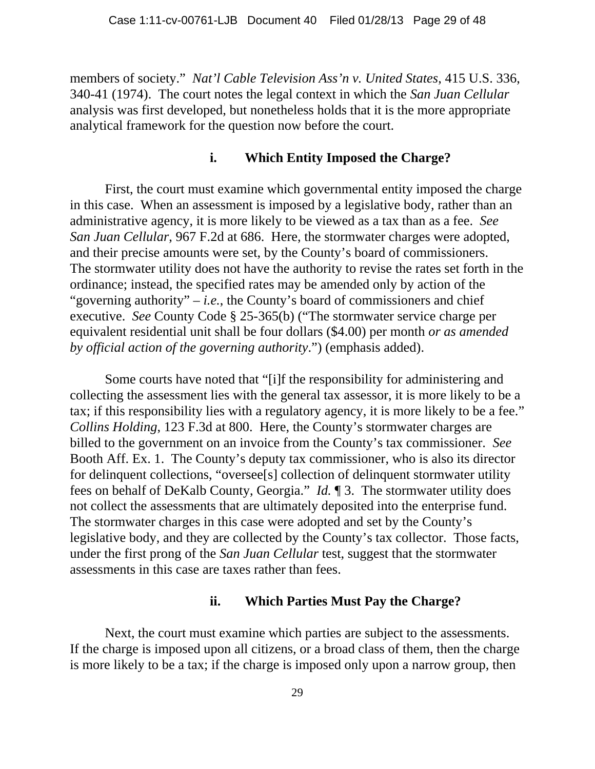members of society." *Nat'l Cable Television Ass'n v. United States*, 415 U.S. 336, 340-41 (1974). The court notes the legal context in which the *San Juan Cellular* analysis was first developed, but nonetheless holds that it is the more appropriate analytical framework for the question now before the court.

#### i. Which Entity Imposed the Charge?

First, the court must examine which governmental entity imposed the charge in this case. When an assessment is imposed by a legislative body, rather than an administrative agency, it is more likely to be viewed as a tax than as a fee. *See San Juan Cellular*, 967 F.2d at 686. Here, the stormwater charges were adopted, and their precise amounts were set, by the County's board of commissioners. The stormwater utility does not have the authority to revise the rates set forth in the ordinance; instead, the specified rates may be amended only by action of the "governing authority" – *i.e.*, the County's board of commissioners and chief executive. *See* County Code § 25-365(b) ("The stormwater service charge per equivalent residential unit shall be four dollars ($4.00) per month *or as amended by official action of the governing authority*.") (emphasis added).

Some courts have noted that "[i]f the responsibility for administering and collecting the assessment lies with the general tax assessor, it is more likely to be a tax; if this responsibility lies with a regulatory agency, it is more likely to be a fee." *Collins Holding*, 123 F.3d at 800. Here, the County's stormwater charges are billed to the government on an invoice from the County's tax commissioner. *See* Booth Aff. Ex. 1. The County's deputy tax commissioner, who is also its director for delinquent collections, "oversee[s] collection of delinquent stormwater utility fees on behalf of DeKalb County, Georgia." *Id.* ¶ 3. The stormwater utility does not collect the assessments that are ultimately deposited into the enterprise fund. The stormwater charges in this case were adopted and set by the County's legislative body, and they are collected by the County's tax collector. Those facts, under the first prong of the *San Juan Cellular* test, suggest that the stormwater assessments in this case are taxes rather than fees.

#### ii. Which Parties Must Pay the Charge?

Next, the court must examine which parties are subject to the assessments. If the charge is imposed upon all citizens, or a broad class of them, then the charge is more likely to be a tax; if the charge is imposed only upon a narrow group, then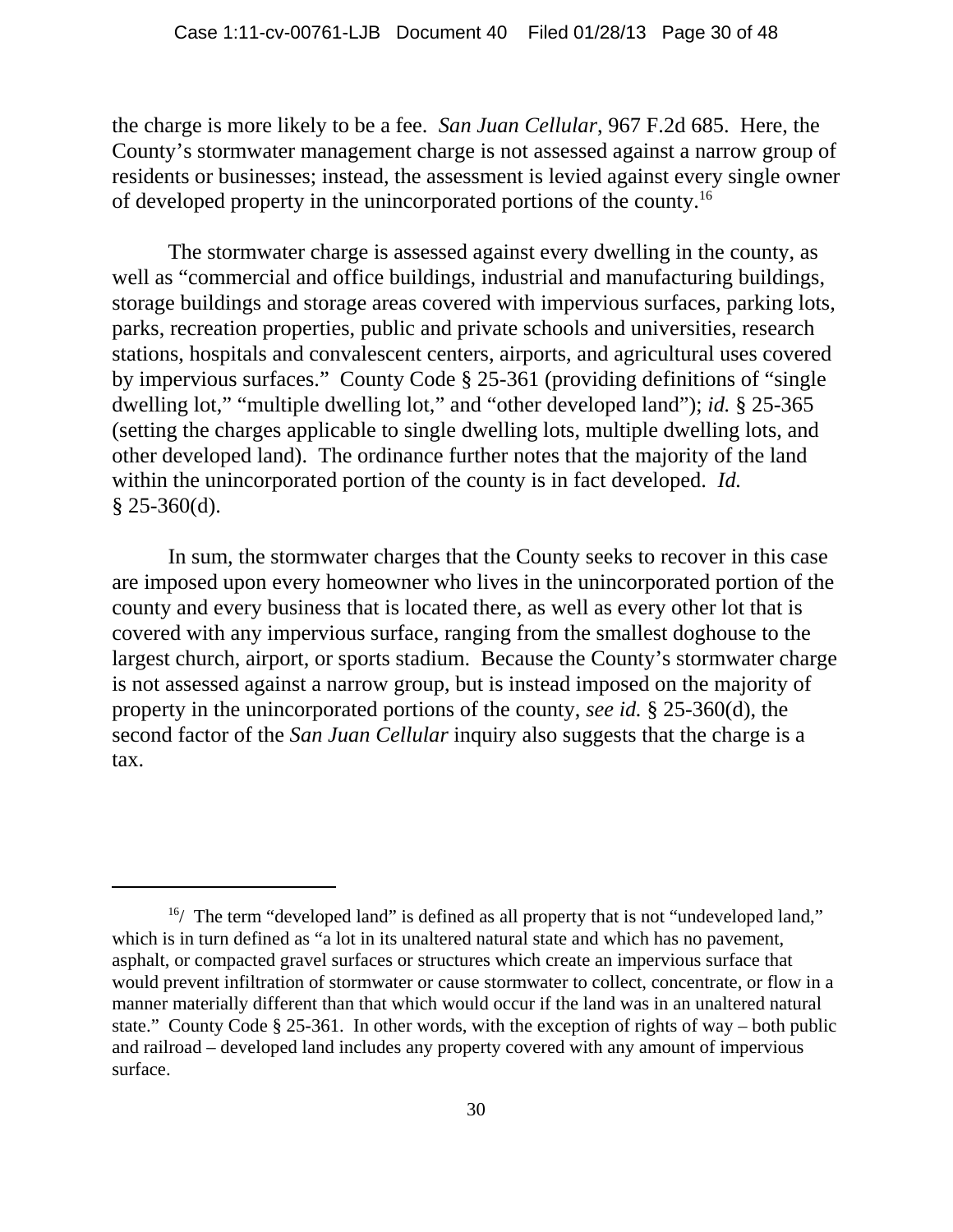the charge is more likely to be a fee. *San Juan Cellular*, 967 F.2d 685. Here, the County's stormwater management charge is not assessed against a narrow group of residents or businesses; instead, the assessment is levied against every single owner of developed property in the unincorporated portions of the county.[16]

The stormwater charge is assessed against every dwelling in the county, as well as "commercial and office buildings, industrial and manufacturing buildings, storage buildings and storage areas covered with impervious surfaces, parking lots, parks, recreation properties, public and private schools and universities, research stations, hospitals and convalescent centers, airports, and agricultural uses covered by impervious surfaces." County Code § 25-361 (providing definitions of "single dwelling lot," "multiple dwelling lot," and "other developed land"); *id.* § 25-365 (setting the charges applicable to single dwelling lots, multiple dwelling lots, and other developed land). The ordinance further notes that the majority of the land within the unincorporated portion of the county is in fact developed. *Id.* § 25-360(d).

In sum, the stormwater charges that the County seeks to recover in this case are imposed upon every homeowner who lives in the unincorporated portion of the county and every business that is located there, as well as every other lot that is covered with any impervious surface, ranging from the smallest doghouse to the largest church, airport, or sports stadium. Because the County's stormwater charge is not assessed against a narrow group, but is instead imposed on the majority of property in the unincorporated portions of the county, *see id.* § 25-360(d), the second factor of the *San Juan Cellular* inquiry also suggests that the charge is a tax.

---

[16]/ The term "developed land" is defined as all property that is not "undeveloped land," which is in turn defined as "a lot in its unaltered natural state and which has no pavement, asphalt, or compacted gravel surfaces or structures which create an impervious surface that would prevent infiltration of stormwater or cause stormwater to collect, concentrate, or flow in a manner materially different than that which would occur if the land was in an unaltered natural state." County Code § 25-361. In other words, with the exception of rights of way – both public and railroad – developed land includes any property covered with any amount of impervious surface.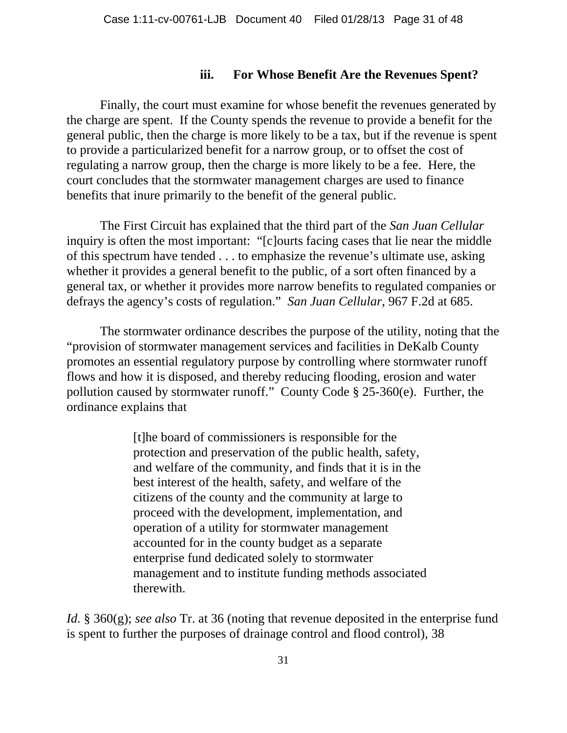### iii. For Whose Benefit Are the Revenues Spent?

Finally, the court must examine for whose benefit the revenues generated by the charge are spent. If the County spends the revenue to provide a benefit for the general public, then the charge is more likely to be a tax, but if the revenue is spent to provide a particularized benefit for a narrow group, or to offset the cost of regulating a narrow group, then the charge is more likely to be a fee. Here, the court concludes that the stormwater management charges are used to finance benefits that inure primarily to the benefit of the general public.

The First Circuit has explained that the third part of the *San Juan Cellular* inquiry is often the most important: "[c]ourts facing cases that lie near the middle of this spectrum have tended . . . to emphasize the revenue's ultimate use, asking whether it provides a general benefit to the public, of a sort often financed by a general tax, or whether it provides more narrow benefits to regulated companies or defrays the agency's costs of regulation." *San Juan Cellular*, 967 F.2d at 685.

The stormwater ordinance describes the purpose of the utility, noting that the "provision of stormwater management services and facilities in DeKalb County promotes an essential regulatory purpose by controlling where stormwater runoff flows and how it is disposed, and thereby reducing flooding, erosion and water pollution caused by stormwater runoff." County Code § 25-360(e). Further, the ordinance explains that

> [t]he board of commissioners is responsible for the protection and preservation of the public health, safety, and welfare of the community, and finds that it is in the best interest of the health, safety, and welfare of the citizens of the county and the community at large to proceed with the development, implementation, and operation of a utility for stormwater management accounted for in the county budget as a separate enterprise fund dedicated solely to stormwater management and to institute funding methods associated therewith.

*Id.* § 360(g); *see also* Tr. at 36 (noting that revenue deposited in the enterprise fund is spent to further the purposes of drainage control and flood control), 38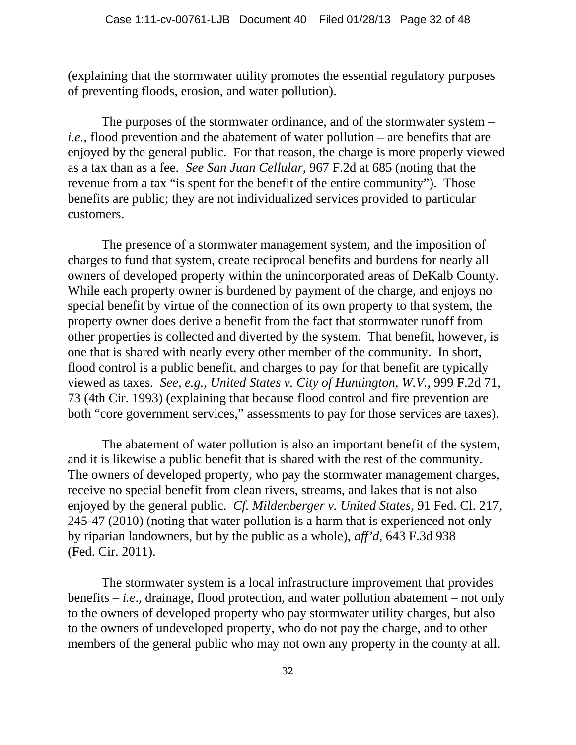(explaining that the stormwater utility promotes the essential regulatory purposes of preventing floods, erosion, and water pollution).

The purposes of the stormwater ordinance, and of the stormwater system – *i.e.*, flood prevention and the abatement of water pollution – are benefits that are enjoyed by the general public. For that reason, the charge is more properly viewed as a tax than as a fee. *See San Juan Cellular*, 967 F.2d at 685 (noting that the revenue from a tax "is spent for the benefit of the entire community"). Those benefits are public; they are not individualized services provided to particular customers.

The presence of a stormwater management system, and the imposition of charges to fund that system, create reciprocal benefits and burdens for nearly all owners of developed property within the unincorporated areas of DeKalb County. While each property owner is burdened by payment of the charge, and enjoys no special benefit by virtue of the connection of its own property to that system, the property owner does derive a benefit from the fact that stormwater runoff from other properties is collected and diverted by the system. That benefit, however, is one that is shared with nearly every other member of the community. In short, flood control is a public benefit, and charges to pay for that benefit are typically viewed as taxes. *See, e.g.*, *United States v. City of Huntington, W.V.*, 999 F.2d 71, 73 (4th Cir. 1993) (explaining that because flood control and fire prevention are both "core government services," assessments to pay for those services are taxes).

The abatement of water pollution is also an important benefit of the system, and it is likewise a public benefit that is shared with the rest of the community. The owners of developed property, who pay the stormwater management charges, receive no special benefit from clean rivers, streams, and lakes that is not also enjoyed by the general public. *Cf. Mildenberger v. United States*, 91 Fed. Cl. 217, 245-47 (2010) (noting that water pollution is a harm that is experienced not only by riparian landowners, but by the public as a whole), *aff'd*, 643 F.3d 938 (Fed. Cir. 2011).

The stormwater system is a local infrastructure improvement that provides benefits – *i.e.*, drainage, flood protection, and water pollution abatement – not only to the owners of developed property who pay stormwater utility charges, but also to the owners of undeveloped property, who do not pay the charge, and to other members of the general public who may not own any property in the county at all.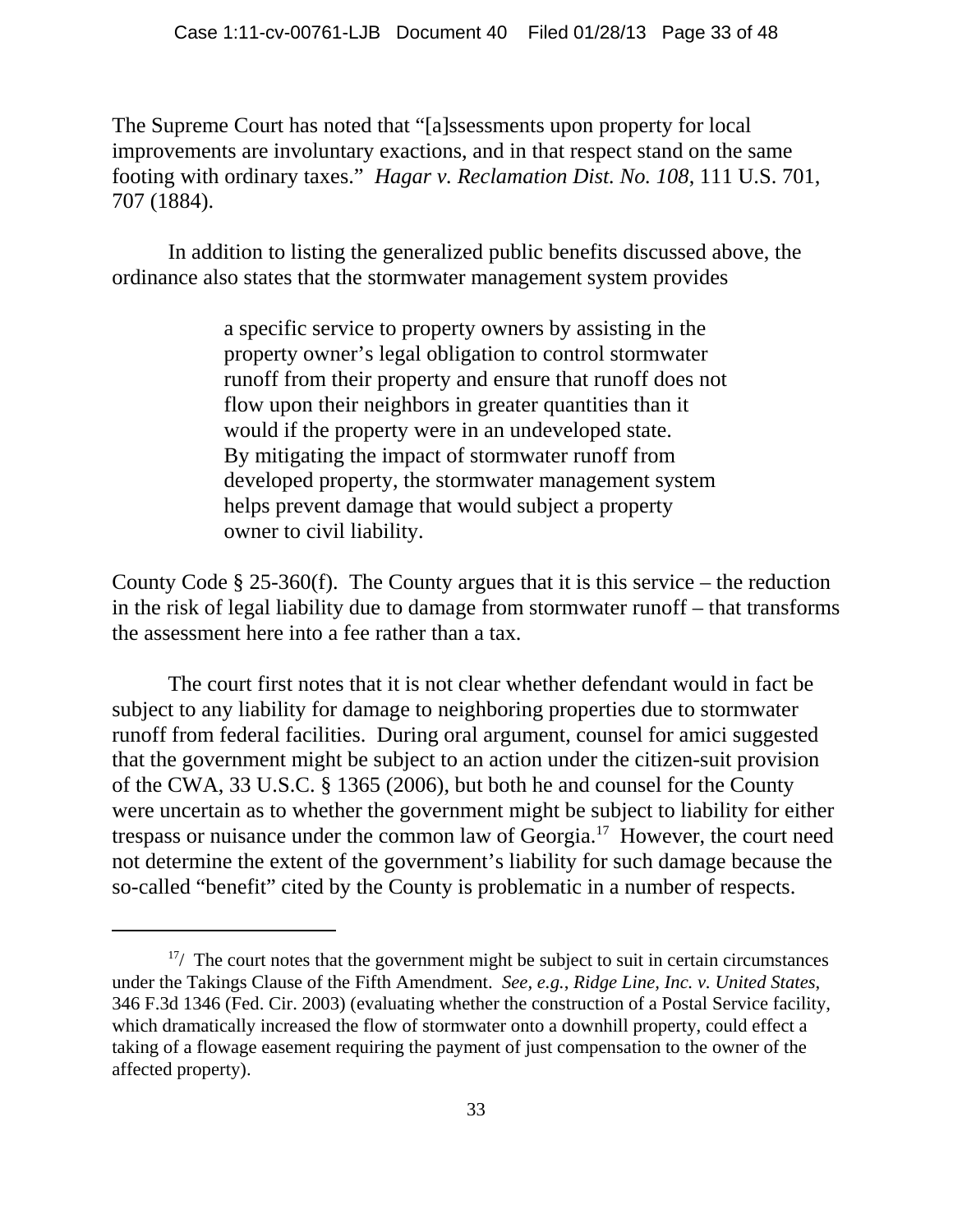The Supreme Court has noted that "[a]ssessments upon property for local improvements are involuntary exactions, and in that respect stand on the same footing with ordinary taxes." *Hagar v. Reclamation Dist. No. 108*, 111 U.S. 701, 707 (1884).

In addition to listing the generalized public benefits discussed above, the ordinance also states that the stormwater management system provides

> a specific service to property owners by assisting in the property owner's legal obligation to control stormwater runoff from their property and ensure that runoff does not flow upon their neighbors in greater quantities than it would if the property were in an undeveloped state. By mitigating the impact of stormwater runoff from developed property, the stormwater management system helps prevent damage that would subject a property owner to civil liability.

County Code § 25-360(f). The County argues that it is this service – the reduction in the risk of legal liability due to damage from stormwater runoff – that transforms the assessment here into a fee rather than a tax.

The court first notes that it is not clear whether defendant would in fact be subject to any liability for damage to neighboring properties due to stormwater runoff from federal facilities. During oral argument, counsel for amici suggested that the government might be subject to an action under the citizen-suit provision of the CWA, 33 U.S.C. § 1365 (2006), but both he and counsel for the County were uncertain as to whether the government might be subject to liability for either trespass or nuisance under the common law of Georgia.[17] However, the court need not determine the extent of the government's liability for such damage because the so-called "benefit" cited by the County is problematic in a number of respects.

---

[17]/ The court notes that the government might be subject to suit in certain circumstances under the Takings Clause of the Fifth Amendment. *See, e.g.*, *Ridge Line, Inc. v. United States*, 346 F.3d 1346 (Fed. Cir. 2003) (evaluating whether the construction of a Postal Service facility, which dramatically increased the flow of stormwater onto a downhill property, could effect a taking of a flowage easement requiring the payment of just compensation to the owner of the affected property).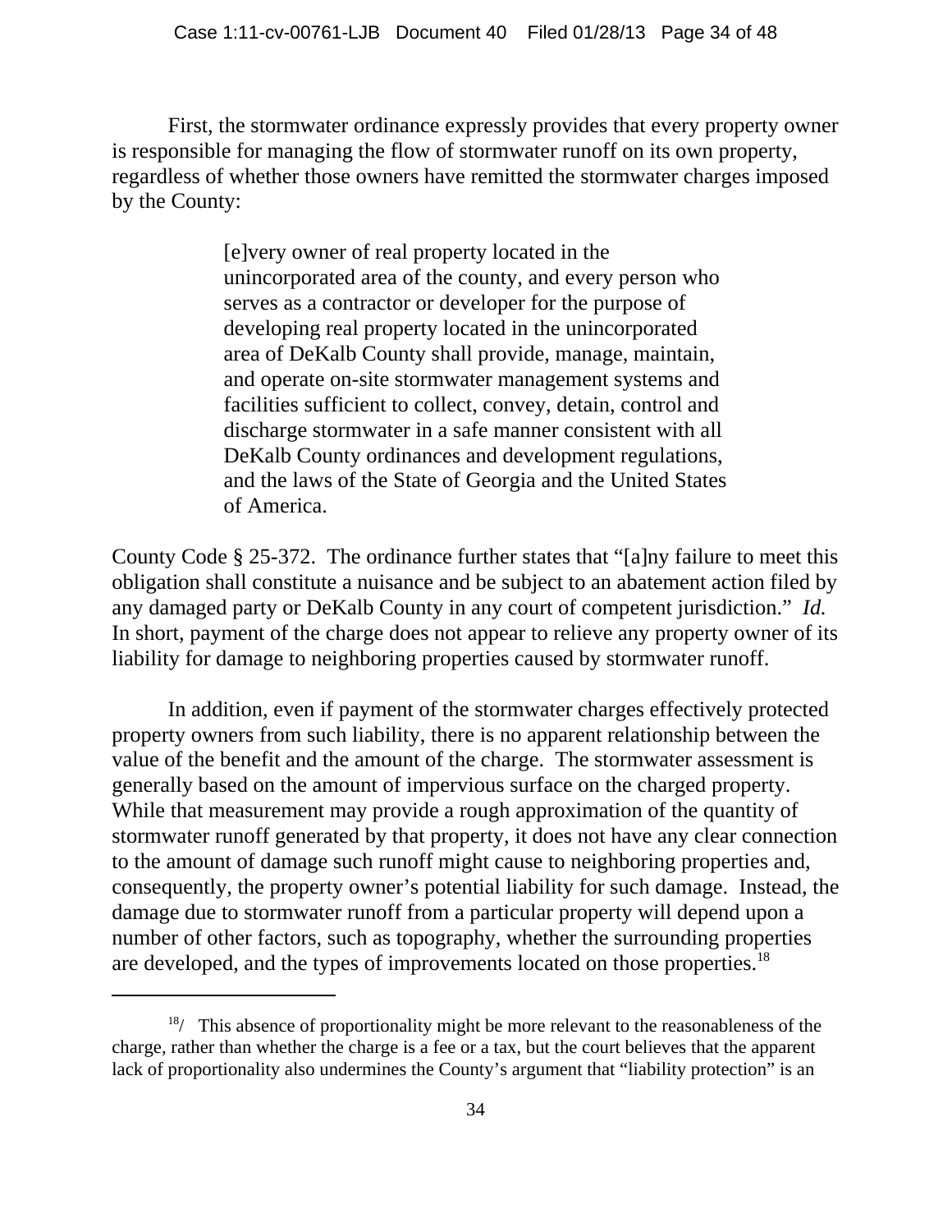First, the stormwater ordinance expressly provides that every property owner is responsible for managing the flow of stormwater runoff on its own property, regardless of whether those owners have remitted the stormwater charges imposed by the County:

> [e]very owner of real property located in the unincorporated area of the county, and every person who serves as a contractor or developer for the purpose of developing real property located in the unincorporated area of DeKalb County shall provide, manage, maintain, and operate on-site stormwater management systems and facilities sufficient to collect, convey, detain, control and discharge stormwater in a safe manner consistent with all DeKalb County ordinances and development regulations, and the laws of the State of Georgia and the United States of America.

County Code § 25-372. The ordinance further states that "[a]ny failure to meet this obligation shall constitute a nuisance and be subject to an abatement action filed by any damaged party or DeKalb County in any court of competent jurisdiction." *Id.* In short, payment of the charge does not appear to relieve any property owner of its liability for damage to neighboring properties caused by stormwater runoff.

In addition, even if payment of the stormwater charges effectively protected property owners from such liability, there is no apparent relationship between the value of the benefit and the amount of the charge. The stormwater assessment is generally based on the amount of impervious surface on the charged property. While that measurement may provide a rough approximation of the quantity of stormwater runoff generated by that property, it does not have any clear connection to the amount of damage such runoff might cause to neighboring properties and, consequently, the property owner's potential liability for such damage. Instead, the damage due to stormwater runoff from a particular property will depend upon a number of other factors, such as topography, whether the surrounding properties are developed, and the types of improvements located on those properties.[18]

---

[18]/ This absence of proportionality might be more relevant to the reasonableness of the charge, rather than whether the charge is a fee or a tax, but the court believes that the apparent lack of proportionality also undermines the County's argument that "liability protection" is an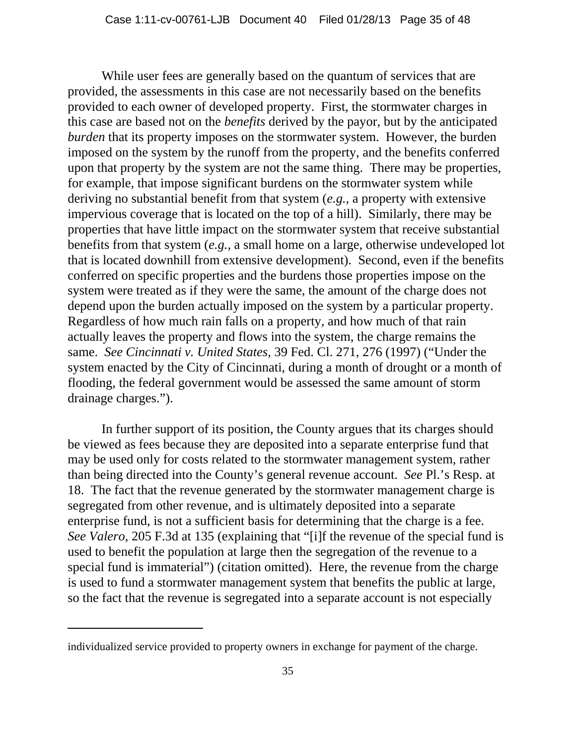While user fees are generally based on the quantum of services that are provided, the assessments in this case are not necessarily based on the benefits provided to each owner of developed property. First, the stormwater charges in this case are based not on the *benefits* derived by the payor, but by the anticipated *burden* that its property imposes on the stormwater system. However, the burden imposed on the system by the runoff from the property, and the benefits conferred upon that property by the system are not the same thing. There may be properties, for example, that impose significant burdens on the stormwater system while deriving no substantial benefit from that system (*e.g.*, a property with extensive impervious coverage that is located on the top of a hill). Similarly, there may be properties that have little impact on the stormwater system that receive substantial benefits from that system (*e.g.*, a small home on a large, otherwise undeveloped lot that is located downhill from extensive development). Second, even if the benefits conferred on specific properties and the burdens those properties impose on the system were treated as if they were the same, the amount of the charge does not depend upon the burden actually imposed on the system by a particular property. Regardless of how much rain falls on a property, and how much of that rain actually leaves the property and flows into the system, the charge remains the same. *See Cincinnati v. United States*, 39 Fed. Cl. 271, 276 (1997) ("Under the system enacted by the City of Cincinnati, during a month of drought or a month of flooding, the federal government would be assessed the same amount of storm drainage charges.").

In further support of its position, the County argues that its charges should be viewed as fees because they are deposited into a separate enterprise fund that may be used only for costs related to the stormwater management system, rather than being directed into the County's general revenue account. *See* Pl.'s Resp. at 18. The fact that the revenue generated by the stormwater management charge is segregated from other revenue, and is ultimately deposited into a separate enterprise fund, is not a sufficient basis for determining that the charge is a fee. *See Valero*, 205 F.3d at 135 (explaining that "[i]f the revenue of the special fund is used to benefit the population at large then the segregation of the revenue to a special fund is immaterial") (citation omitted). Here, the revenue from the charge is used to fund a stormwater management system that benefits the public at large, so the fact that the revenue is segregated into a separate account is not especially

---

individualized service provided to property owners in exchange for payment of the charge.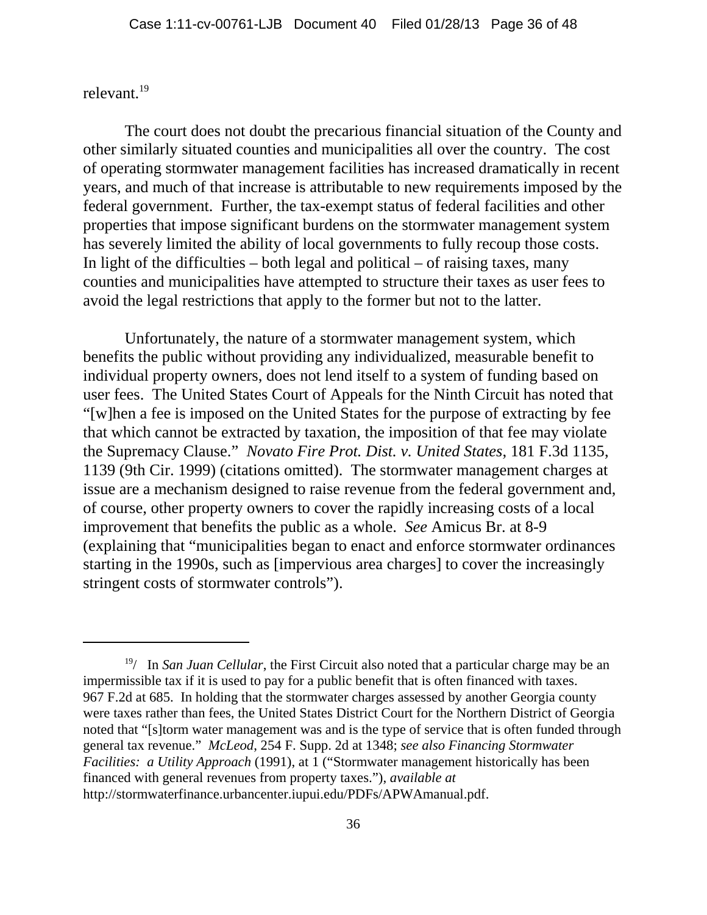relevant.[19]

The court does not doubt the precarious financial situation of the County and other similarly situated counties and municipalities all over the country. The cost of operating stormwater management facilities has increased dramatically in recent years, and much of that increase is attributable to new requirements imposed by the federal government. Further, the tax-exempt status of federal facilities and other properties that impose significant burdens on the stormwater management system has severely limited the ability of local governments to fully recoup those costs. In light of the difficulties – both legal and political – of raising taxes, many counties and municipalities have attempted to structure their taxes as user fees to avoid the legal restrictions that apply to the former but not to the latter.

Unfortunately, the nature of a stormwater management system, which benefits the public without providing any individualized, measurable benefit to individual property owners, does not lend itself to a system of funding based on user fees. The United States Court of Appeals for the Ninth Circuit has noted that "[w]hen a fee is imposed on the United States for the purpose of extracting by fee that which cannot be extracted by taxation, the imposition of that fee may violate the Supremacy Clause." *Novato Fire Prot. Dist. v. United States*, 181 F.3d 1135, 1139 (9th Cir. 1999) (citations omitted). The stormwater management charges at issue are a mechanism designed to raise revenue from the federal government and, of course, other property owners to cover the rapidly increasing costs of a local improvement that benefits the public as a whole. *See* Amicus Br. at 8-9 (explaining that "municipalities began to enact and enforce stormwater ordinances starting in the 1990s, such as [impervious area charges] to cover the increasingly stringent costs of stormwater controls").

---

[19]/ In *San Juan Cellular*, the First Circuit also noted that a particular charge may be an impermissible tax if it is used to pay for a public benefit that is often financed with taxes. 967 F.2d at 685. In holding that the stormwater charges assessed by another Georgia county were taxes rather than fees, the United States District Court for the Northern District of Georgia noted that "[s]torm water management was and is the type of service that is often funded through general tax revenue." *McLeod*, 254 F. Supp. 2d at 1348; *see also Financing Stormwater Facilities: a Utility Approach* (1991), at 1 ("Stormwater management historically has been financed with general revenues from property taxes."), *available at* http://stormwaterfinance.urbancenter.iupui.edu/PDFs/APWAmanual.pdf.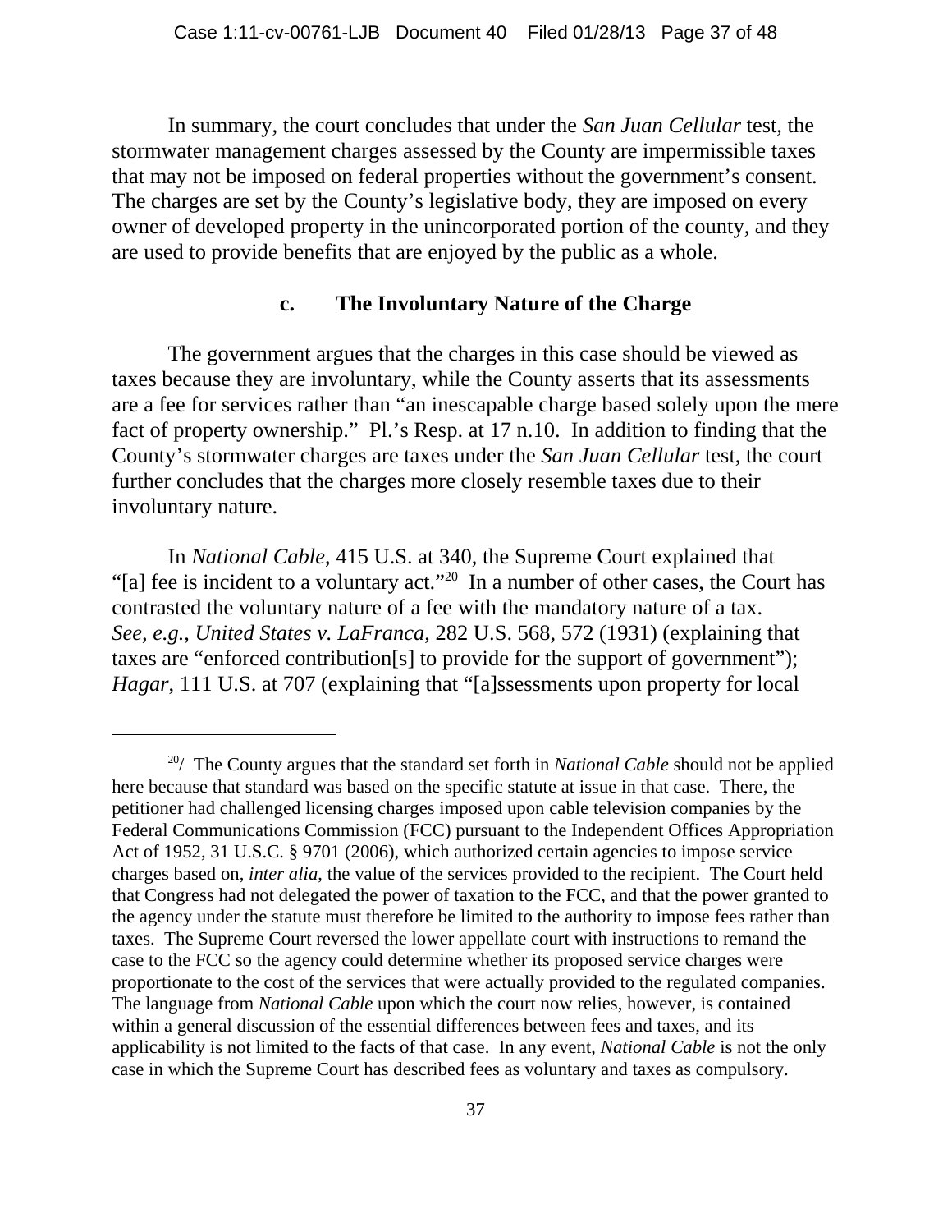In summary, the court concludes that under the *San Juan Cellular* test, the stormwater management charges assessed by the County are impermissible taxes that may not be imposed on federal properties without the government's consent. The charges are set by the County's legislative body, they are imposed on every owner of developed property in the unincorporated portion of the county, and they are used to provide benefits that are enjoyed by the public as a whole.

### c. The Involuntary Nature of the Charge

The government argues that the charges in this case should be viewed as taxes because they are involuntary, while the County asserts that its assessments are a fee for services rather than "an inescapable charge based solely upon the mere fact of property ownership." Pl.'s Resp. at 17 n.10. In addition to finding that the County's stormwater charges are taxes under the *San Juan Cellular* test, the court further concludes that the charges more closely resemble taxes due to their involuntary nature.

In *National Cable*, 415 U.S. at 340, the Supreme Court explained that "[a] fee is incident to a voluntary act."[20] In a number of other cases, the Court has contrasted the voluntary nature of a fee with the mandatory nature of a tax. *See, e.g.*, *United States v. LaFranca*, 282 U.S. 568, 572 (1931) (explaining that taxes are "enforced contribution[s] to provide for the support of government"); *Hagar*, 111 U.S. at 707 (explaining that "[a]ssessments upon property for local

---

[20]/ The County argues that the standard set forth in *National Cable* should not be applied here because that standard was based on the specific statute at issue in that case. There, the petitioner had challenged licensing charges imposed upon cable television companies by the Federal Communications Commission (FCC) pursuant to the Independent Offices Appropriation Act of 1952, 31 U.S.C. § 9701 (2006), which authorized certain agencies to impose service charges based on, *inter alia*, the value of the services provided to the recipient. The Court held that Congress had not delegated the power of taxation to the FCC, and that the power granted to the agency under the statute must therefore be limited to the authority to impose fees rather than taxes. The Supreme Court reversed the lower appellate court with instructions to remand the case to the FCC so the agency could determine whether its proposed service charges were proportionate to the cost of the services that were actually provided to the regulated companies. The language from *National Cable* upon which the court now relies, however, is contained within a general discussion of the essential differences between fees and taxes, and its applicability is not limited to the facts of that case. In any event, *National Cable* is not the only case in which the Supreme Court has described fees as voluntary and taxes as compulsory.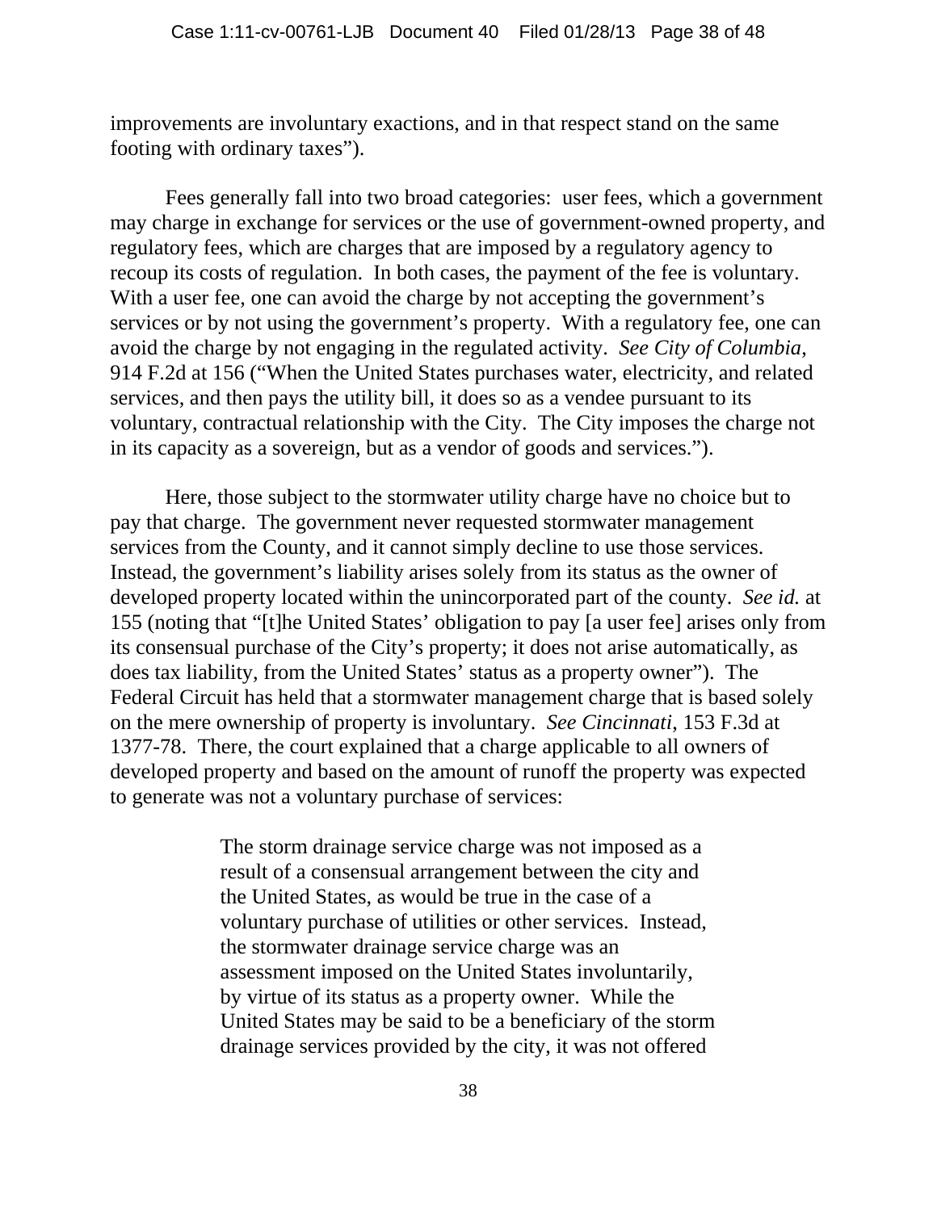improvements are involuntary exactions, and in that respect stand on the same footing with ordinary taxes").

Fees generally fall into two broad categories: user fees, which a government may charge in exchange for services or the use of government-owned property, and regulatory fees, which are charges that are imposed by a regulatory agency to recoup its costs of regulation. In both cases, the payment of the fee is voluntary. With a user fee, one can avoid the charge by not accepting the government's services or by not using the government's property. With a regulatory fee, one can avoid the charge by not engaging in the regulated activity. *See City of Columbia*, 914 F.2d at 156 ("When the United States purchases water, electricity, and related services, and then pays the utility bill, it does so as a vendee pursuant to its voluntary, contractual relationship with the City. The City imposes the charge not in its capacity as a sovereign, but as a vendor of goods and services.").

Here, those subject to the stormwater utility charge have no choice but to pay that charge. The government never requested stormwater management services from the County, and it cannot simply decline to use those services. Instead, the government's liability arises solely from its status as the owner of developed property located within the unincorporated part of the county. *See id.* at 155 (noting that "[t]he United States' obligation to pay [a user fee] arises only from its consensual purchase of the City's property; it does not arise automatically, as does tax liability, from the United States' status as a property owner"). The Federal Circuit has held that a stormwater management charge that is based solely on the mere ownership of property is involuntary. *See Cincinnati*, 153 F.3d at 1377-78. There, the court explained that a charge applicable to all owners of developed property and based on the amount of runoff the property was expected to generate was not a voluntary purchase of services:

> The storm drainage service charge was not imposed as a result of a consensual arrangement between the city and the United States, as would be true in the case of a voluntary purchase of utilities or other services. Instead, the stormwater drainage service charge was an assessment imposed on the United States involuntarily, by virtue of its status as a property owner. While the United States may be said to be a beneficiary of the storm drainage services provided by the city, it was not offered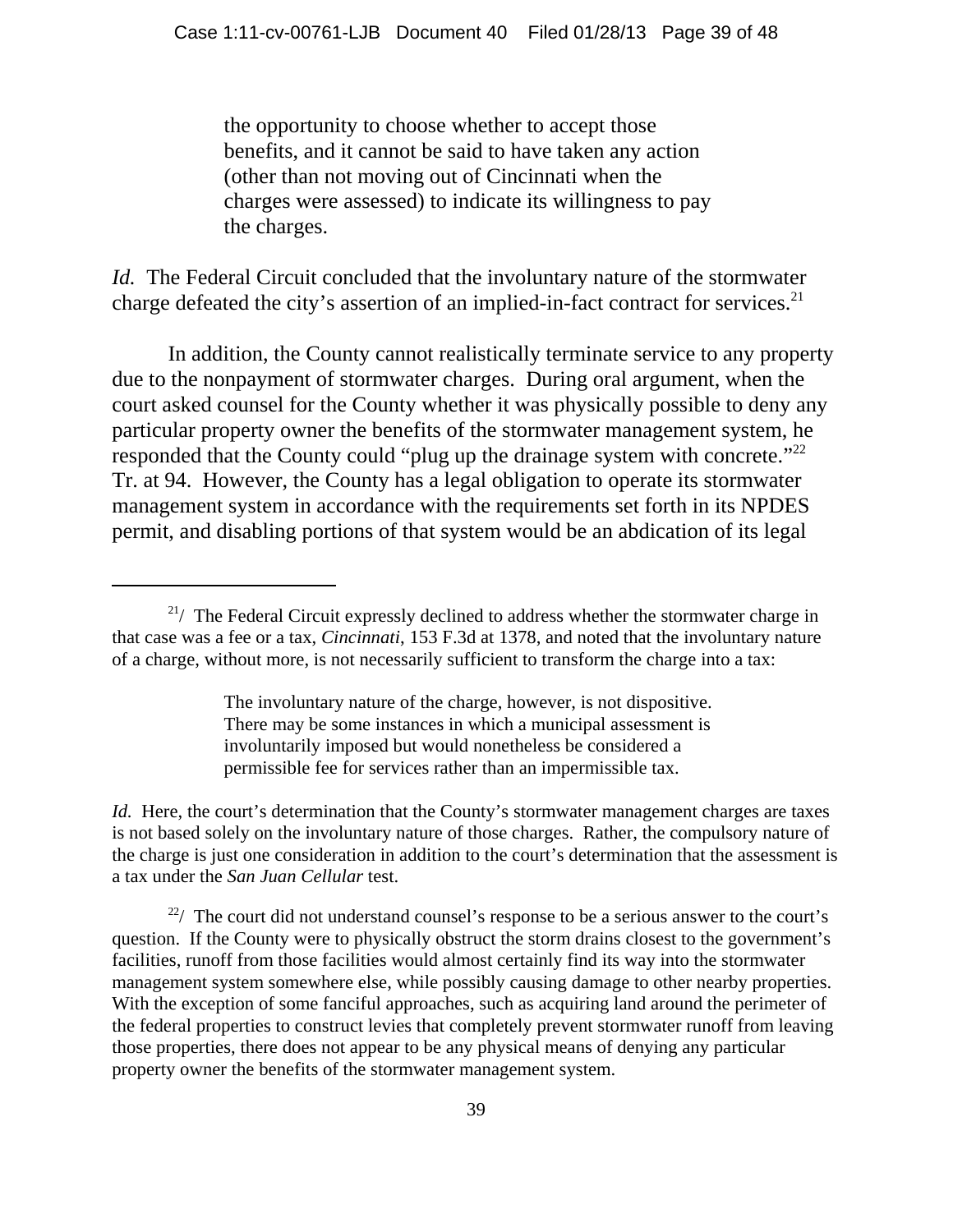> the opportunity to choose whether to accept those benefits, and it cannot be said to have taken any action (other than not moving out of Cincinnati when the charges were assessed) to indicate its willingness to pay the charges.

*Id.* The Federal Circuit concluded that the involuntary nature of the stormwater charge defeated the city's assertion of an implied-in-fact contract for services.[21]

In addition, the County cannot realistically terminate service to any property due to the nonpayment of stormwater charges. During oral argument, when the court asked counsel for the County whether it was physically possible to deny any particular property owner the benefits of the stormwater management system, he responded that the County could "plug up the drainage system with concrete."[22] Tr. at 94. However, the County has a legal obligation to operate its stormwater management system in accordance with the requirements set forth in its NPDES permit, and disabling portions of that system would be an abdication of its legal

---

[21]/ The Federal Circuit expressly declined to address whether the stormwater charge in that case was a fee or a tax, *Cincinnati*, 153 F.3d at 1378, and noted that the involuntary nature of a charge, without more, is not necessarily sufficient to transform the charge into a tax:

> The involuntary nature of the charge, however, is not dispositive. There may be some instances in which a municipal assessment is involuntarily imposed but would nonetheless be considered a permissible fee for services rather than an impermissible tax.

*Id.* Here, the court's determination that the County's stormwater management charges are taxes is not based solely on the involuntary nature of those charges. Rather, the compulsory nature of the charge is just one consideration in addition to the court's determination that the assessment is a tax under the *San Juan Cellular* test.

[22]/ The court did not understand counsel's response to be a serious answer to the court's question. If the County were to physically obstruct the storm drains closest to the government's facilities, runoff from those facilities would almost certainly find its way into the stormwater management system somewhere else, while possibly causing damage to other nearby properties. With the exception of some fanciful approaches, such as acquiring land around the perimeter of the federal properties to construct levies that completely prevent stormwater runoff from leaving those properties, there does not appear to be any physical means of denying any particular property owner the benefits of the stormwater management system.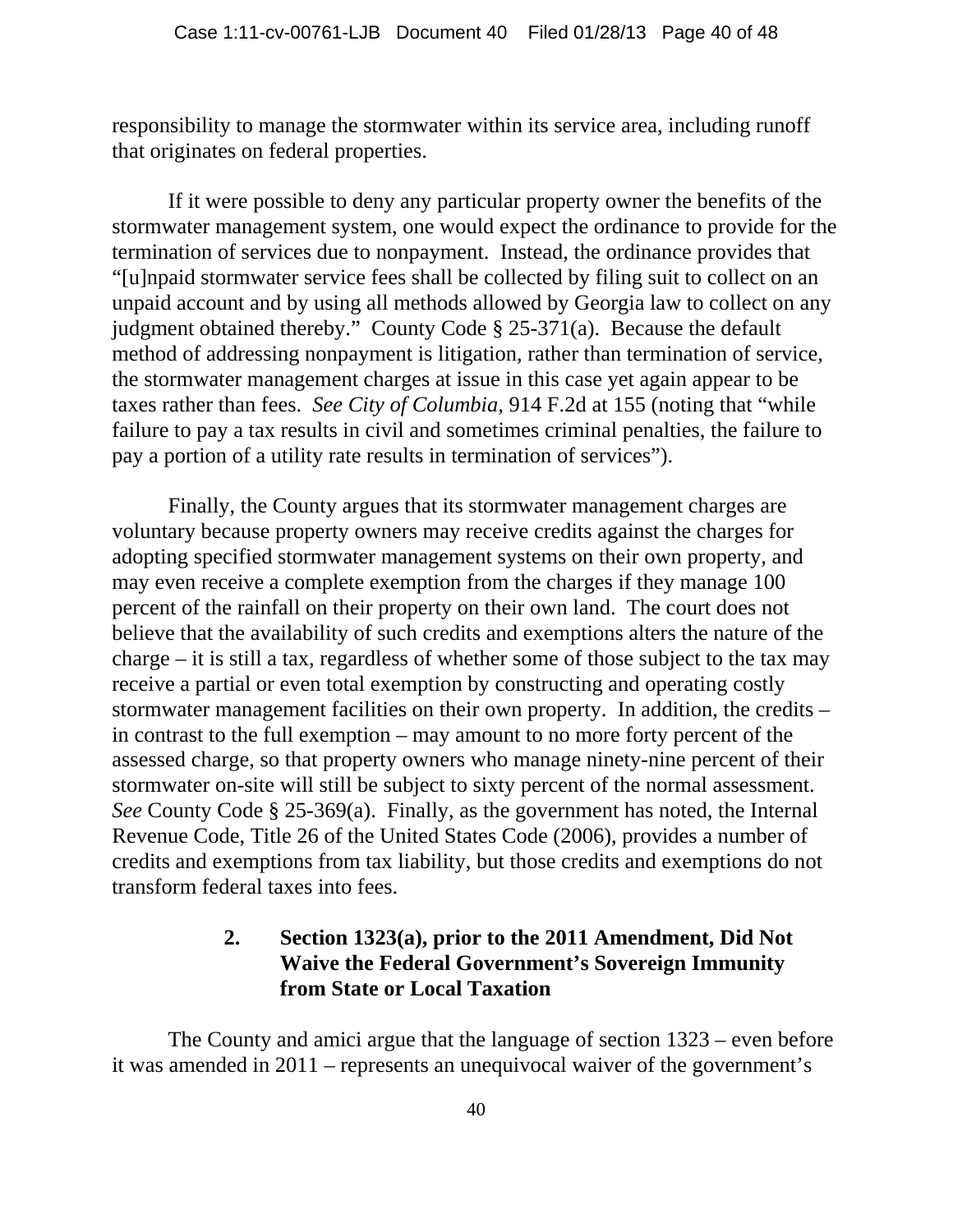responsibility to manage the stormwater within its service area, including runoff that originates on federal properties.

If it were possible to deny any particular property owner the benefits of the stormwater management system, one would expect the ordinance to provide for the termination of services due to nonpayment. Instead, the ordinance provides that "[u]npaid stormwater service fees shall be collected by filing suit to collect on an unpaid account and by using all methods allowed by Georgia law to collect on any judgment obtained thereby." County Code § 25-371(a). Because the default method of addressing nonpayment is litigation, rather than termination of service, the stormwater management charges at issue in this case yet again appear to be taxes rather than fees. *See City of Columbia*, 914 F.2d at 155 (noting that "while failure to pay a tax results in civil and sometimes criminal penalties, the failure to pay a portion of a utility rate results in termination of services").

Finally, the County argues that its stormwater management charges are voluntary because property owners may receive credits against the charges for adopting specified stormwater management systems on their own property, and may even receive a complete exemption from the charges if they manage 100 percent of the rainfall on their property on their own land. The court does not believe that the availability of such credits and exemptions alters the nature of the charge – it is still a tax, regardless of whether some of those subject to the tax may receive a partial or even total exemption by constructing and operating costly stormwater management facilities on their own property. In addition, the credits – in contrast to the full exemption – may amount to no more forty percent of the assessed charge, so that property owners who manage ninety-nine percent of their stormwater on-site will still be subject to sixty percent of the normal assessment. *See* County Code § 25-369(a). Finally, as the government has noted, the Internal Revenue Code, Title 26 of the United States Code (2006), provides a number of credits and exemptions from tax liability, but those credits and exemptions do not transform federal taxes into fees.

### 2. Section 1323(a), prior to the 2011 Amendment, Did Not Waive the Federal Government's Sovereign Immunity from State or Local Taxation

The County and amici argue that the language of section 1323 – even before it was amended in 2011 – represents an unequivocal waiver of the government's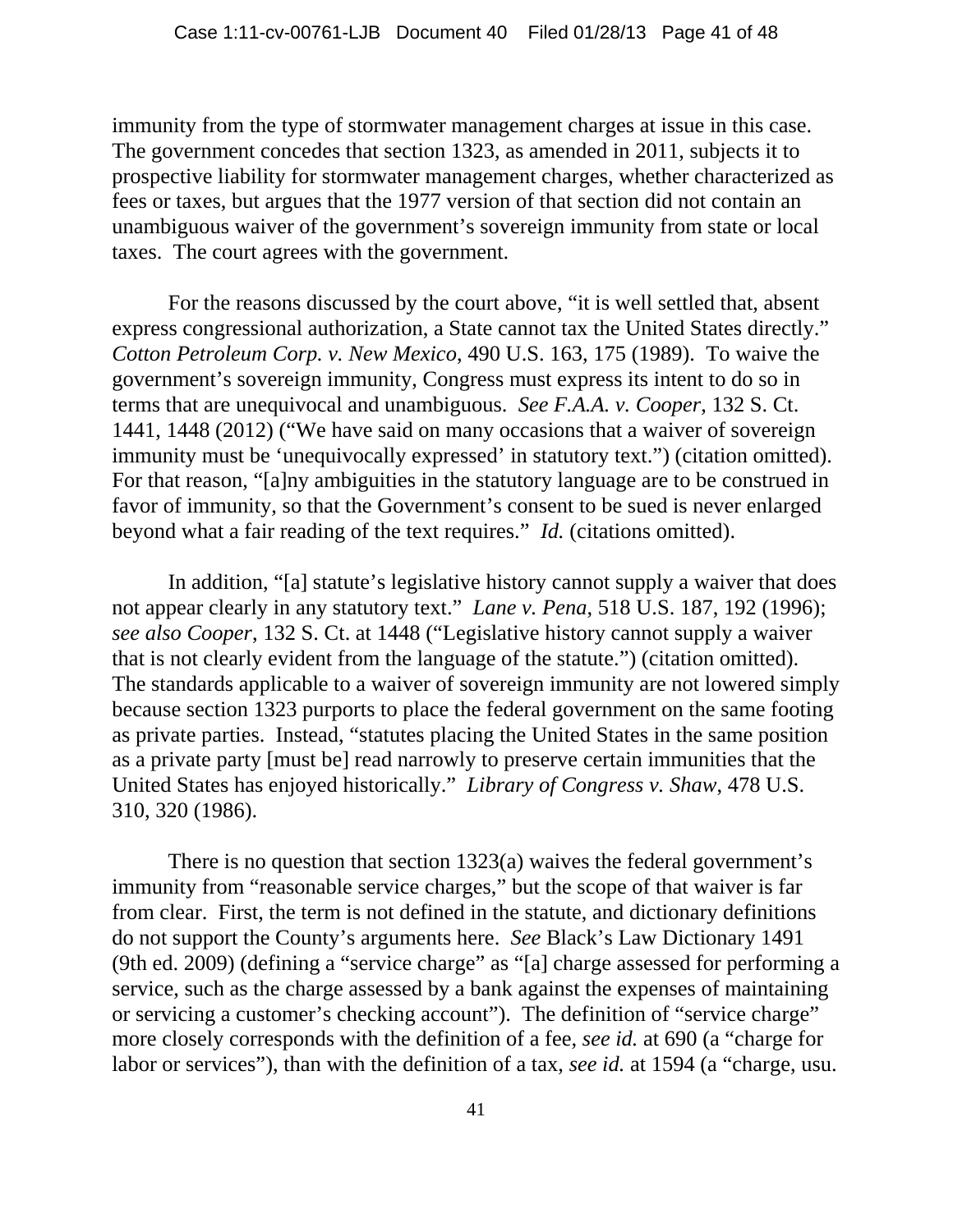immunity from the type of stormwater management charges at issue in this case. The government concedes that section 1323, as amended in 2011, subjects it to prospective liability for stormwater management charges, whether characterized as fees or taxes, but argues that the 1977 version of that section did not contain an unambiguous waiver of the government's sovereign immunity from state or local taxes. The court agrees with the government.

For the reasons discussed by the court above, "it is well settled that, absent express congressional authorization, a State cannot tax the United States directly." *Cotton Petroleum Corp. v. New Mexico*, 490 U.S. 163, 175 (1989). To waive the government's sovereign immunity, Congress must express its intent to do so in terms that are unequivocal and unambiguous. *See F.A.A. v. Cooper*, 132 S. Ct. 1441, 1448 (2012) ("We have said on many occasions that a waiver of sovereign immunity must be 'unequivocally expressed' in statutory text.") (citation omitted). For that reason, "[a]ny ambiguities in the statutory language are to be construed in favor of immunity, so that the Government's consent to be sued is never enlarged beyond what a fair reading of the text requires." *Id.* (citations omitted).

In addition, "[a] statute's legislative history cannot supply a waiver that does not appear clearly in any statutory text." *Lane v. Pena*, 518 U.S. 187, 192 (1996); *see also Cooper*, 132 S. Ct. at 1448 ("Legislative history cannot supply a waiver that is not clearly evident from the language of the statute.") (citation omitted). The standards applicable to a waiver of sovereign immunity are not lowered simply because section 1323 purports to place the federal government on the same footing as private parties. Instead, "statutes placing the United States in the same position as a private party [must be] read narrowly to preserve certain immunities that the United States has enjoyed historically." *Library of Congress v. Shaw*, 478 U.S. 310, 320 (1986).

There is no question that section 1323(a) waives the federal government's immunity from "reasonable service charges," but the scope of that waiver is far from clear. First, the term is not defined in the statute, and dictionary definitions do not support the County's arguments here. *See* Black's Law Dictionary 1491 (9th ed. 2009) (defining a "service charge" as "[a] charge assessed for performing a service, such as the charge assessed by a bank against the expenses of maintaining or servicing a customer's checking account"). The definition of "service charge" more closely corresponds with the definition of a fee, *see id.* at 690 (a "charge for labor or services"), than with the definition of a tax, *see id.* at 1594 (a "charge, usu.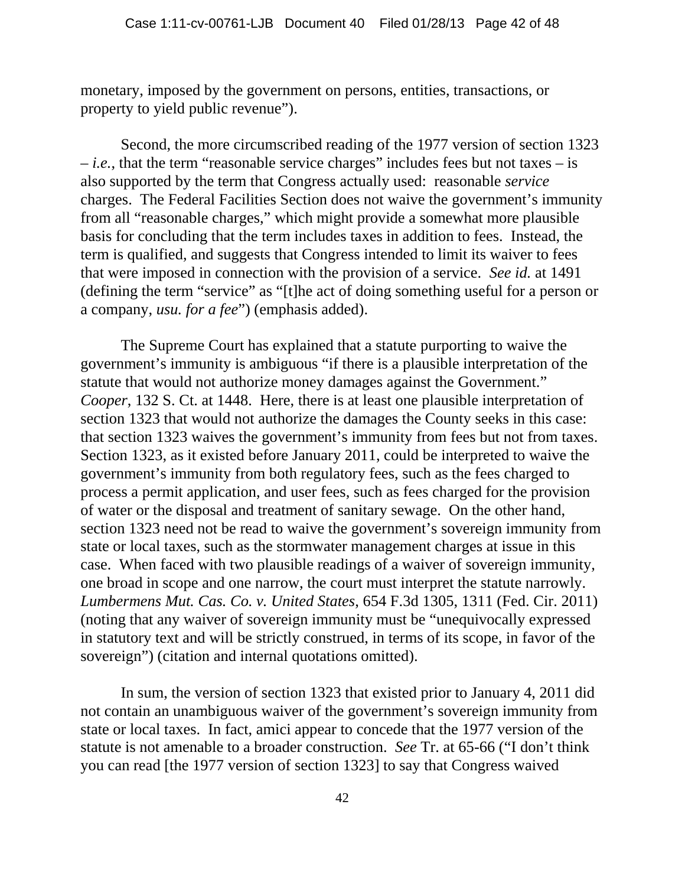monetary, imposed by the government on persons, entities, transactions, or property to yield public revenue").

Second, the more circumscribed reading of the 1977 version of section 1323 – *i.e.*, that the term "reasonable service charges" includes fees but not taxes – is also supported by the term that Congress actually used: reasonable *service* charges. The Federal Facilities Section does not waive the government's immunity from all "reasonable charges," which might provide a somewhat more plausible basis for concluding that the term includes taxes in addition to fees. Instead, the term is qualified, and suggests that Congress intended to limit its waiver to fees that were imposed in connection with the provision of a service. *See id.* at 1491 (defining the term "service" as "[t]he act of doing something useful for a person or a company, *usu. for a fee*") (emphasis added).

The Supreme Court has explained that a statute purporting to waive the government's immunity is ambiguous "if there is a plausible interpretation of the statute that would not authorize money damages against the Government." *Cooper*, 132 S. Ct. at 1448. Here, there is at least one plausible interpretation of section 1323 that would not authorize the damages the County seeks in this case: that section 1323 waives the government's immunity from fees but not from taxes. Section 1323, as it existed before January 2011, could be interpreted to waive the government's immunity from both regulatory fees, such as the fees charged to process a permit application, and user fees, such as fees charged for the provision of water or the disposal and treatment of sanitary sewage. On the other hand, section 1323 need not be read to waive the government's sovereign immunity from state or local taxes, such as the stormwater management charges at issue in this case. When faced with two plausible readings of a waiver of sovereign immunity, one broad in scope and one narrow, the court must interpret the statute narrowly. *Lumbermens Mut. Cas. Co. v. United States*, 654 F.3d 1305, 1311 (Fed. Cir. 2011) (noting that any waiver of sovereign immunity must be "unequivocally expressed in statutory text and will be strictly construed, in terms of its scope, in favor of the sovereign") (citation and internal quotations omitted).

In sum, the version of section 1323 that existed prior to January 4, 2011 did not contain an unambiguous waiver of the government's sovereign immunity from state or local taxes. In fact, amici appear to concede that the 1977 version of the statute is not amenable to a broader construction. *See* Tr. at 65-66 ("I don't think you can read [the 1977 version of section 1323] to say that Congress waived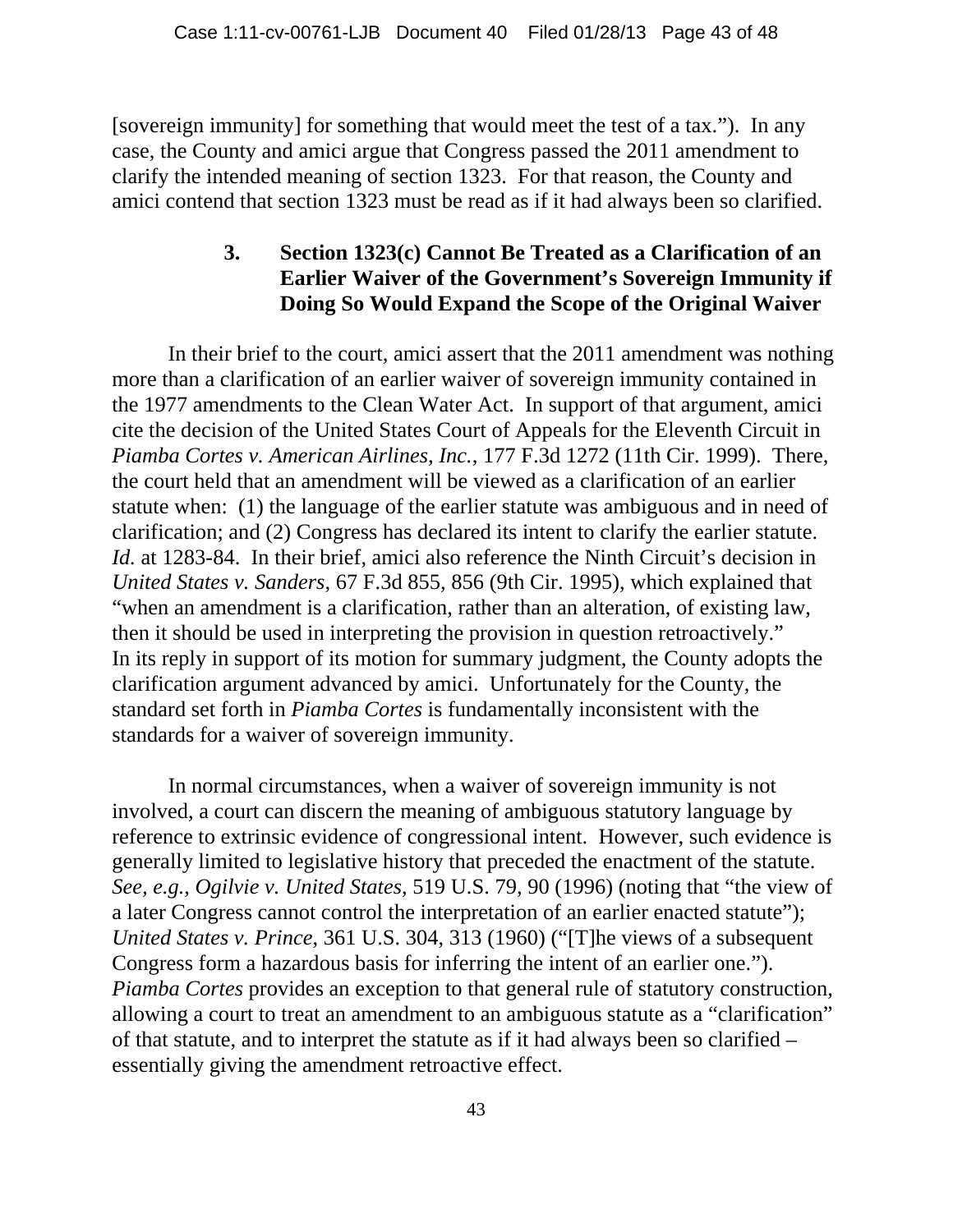[sovereign immunity] for something that would meet the test of a tax."). In any case, the County and amici argue that Congress passed the 2011 amendment to clarify the intended meaning of section 1323. For that reason, the County and amici contend that section 1323 must be read as if it had always been so clarified.

### 3. Section 1323(c) Cannot Be Treated as a Clarification of an Earlier Waiver of the Government's Sovereign Immunity if Doing So Would Expand the Scope of the Original Waiver

In their brief to the court, amici assert that the 2011 amendment was nothing more than a clarification of an earlier waiver of sovereign immunity contained in the 1977 amendments to the Clean Water Act. In support of that argument, amici cite the decision of the United States Court of Appeals for the Eleventh Circuit in *Piamba Cortes v. American Airlines, Inc.*, 177 F.3d 1272 (11th Cir. 1999). There, the court held that an amendment will be viewed as a clarification of an earlier statute when: (1) the language of the earlier statute was ambiguous and in need of clarification; and (2) Congress has declared its intent to clarify the earlier statute. *Id.* at 1283-84. In their brief, amici also reference the Ninth Circuit's decision in *United States v. Sanders*, 67 F.3d 855, 856 (9th Cir. 1995), which explained that "when an amendment is a clarification, rather than an alteration, of existing law, then it should be used in interpreting the provision in question retroactively." In its reply in support of its motion for summary judgment, the County adopts the clarification argument advanced by amici. Unfortunately for the County, the standard set forth in *Piamba Cortes* is fundamentally inconsistent with the standards for a waiver of sovereign immunity.

In normal circumstances, when a waiver of sovereign immunity is not involved, a court can discern the meaning of ambiguous statutory language by reference to extrinsic evidence of congressional intent. However, such evidence is generally limited to legislative history that preceded the enactment of the statute. *See, e.g.*, *Ogilvie v. United States*, 519 U.S. 79, 90 (1996) (noting that "the view of a later Congress cannot control the interpretation of an earlier enacted statute"); *United States v. Prince*, 361 U.S. 304, 313 (1960) ("[T]he views of a subsequent Congress form a hazardous basis for inferring the intent of an earlier one."). *Piamba Cortes* provides an exception to that general rule of statutory construction, allowing a court to treat an amendment to an ambiguous statute as a "clarification" of that statute, and to interpret the statute as if it had always been so clarified – essentially giving the amendment retroactive effect.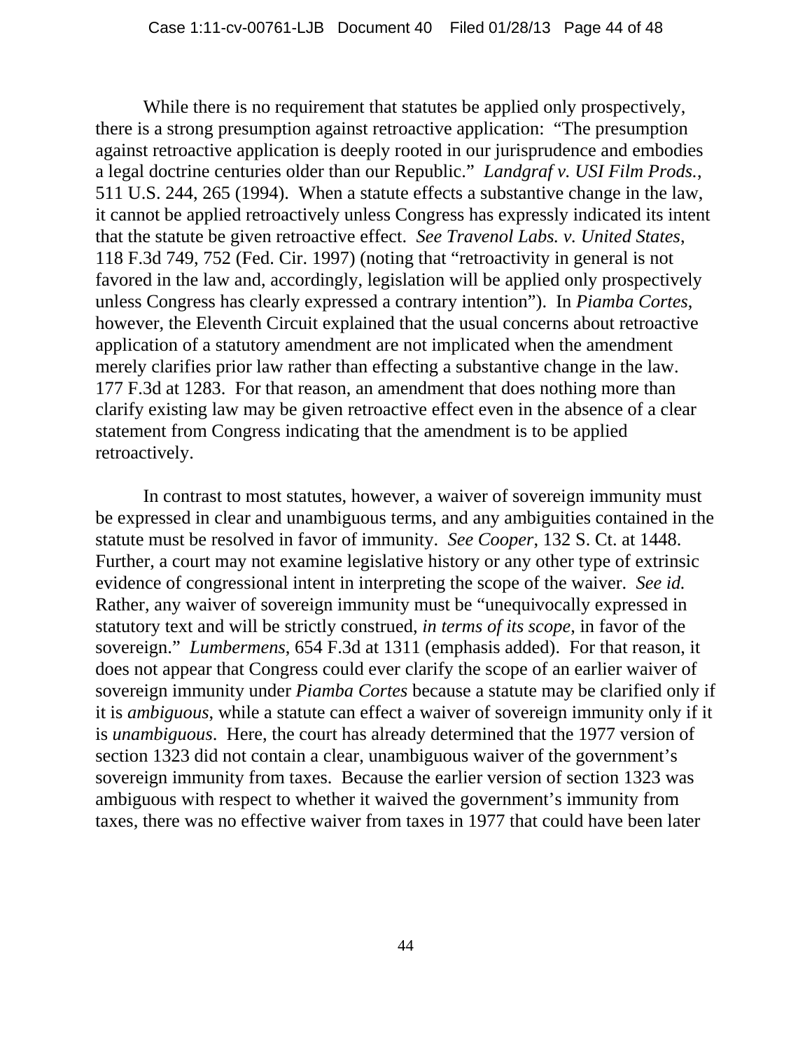While there is no requirement that statutes be applied only prospectively, there is a strong presumption against retroactive application: "The presumption against retroactive application is deeply rooted in our jurisprudence and embodies a legal doctrine centuries older than our Republic." *Landgraf v. USI Film Prods.*, 511 U.S. 244, 265 (1994). When a statute effects a substantive change in the law, it cannot be applied retroactively unless Congress has expressly indicated its intent that the statute be given retroactive effect. *See Travenol Labs. v. United States*, 118 F.3d 749, 752 (Fed. Cir. 1997) (noting that "retroactivity in general is not favored in the law and, accordingly, legislation will be applied only prospectively unless Congress has clearly expressed a contrary intention"). In *Piamba Cortes*, however, the Eleventh Circuit explained that the usual concerns about retroactive application of a statutory amendment are not implicated when the amendment merely clarifies prior law rather than effecting a substantive change in the law. 177 F.3d at 1283. For that reason, an amendment that does nothing more than clarify existing law may be given retroactive effect even in the absence of a clear statement from Congress indicating that the amendment is to be applied retroactively.

In contrast to most statutes, however, a waiver of sovereign immunity must be expressed in clear and unambiguous terms, and any ambiguities contained in the statute must be resolved in favor of immunity. *See Cooper*, 132 S. Ct. at 1448. Further, a court may not examine legislative history or any other type of extrinsic evidence of congressional intent in interpreting the scope of the waiver. *See id.* Rather, any waiver of sovereign immunity must be "unequivocally expressed in statutory text and will be strictly construed, *in terms of its scope*, in favor of the sovereign." *Lumbermens*, 654 F.3d at 1311 (emphasis added). For that reason, it does not appear that Congress could ever clarify the scope of an earlier waiver of sovereign immunity under *Piamba Cortes* because a statute may be clarified only if it is *ambiguous*, while a statute can effect a waiver of sovereign immunity only if it is *unambiguous*. Here, the court has already determined that the 1977 version of section 1323 did not contain a clear, unambiguous waiver of the government's sovereign immunity from taxes. Because the earlier version of section 1323 was ambiguous with respect to whether it waived the government's immunity from taxes, there was no effective waiver from taxes in 1977 that could have been later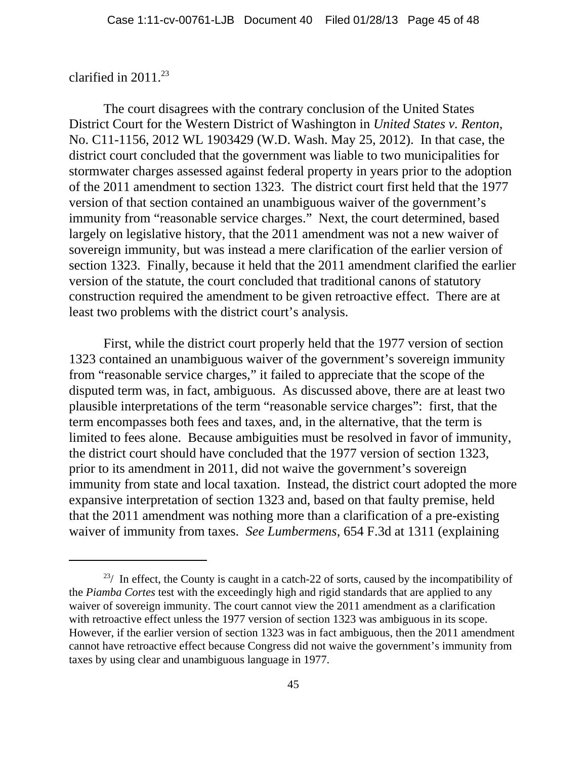clarified in 2011.[23]

The court disagrees with the contrary conclusion of the United States District Court for the Western District of Washington in *United States v. Renton*, No. C11-1156, 2012 WL 1903429 (W.D. Wash. May 25, 2012). In that case, the district court concluded that the government was liable to two municipalities for stormwater charges assessed against federal property in years prior to the adoption of the 2011 amendment to section 1323. The district court first held that the 1977 version of that section contained an unambiguous waiver of the government's immunity from "reasonable service charges." Next, the court determined, based largely on legislative history, that the 2011 amendment was not a new waiver of sovereign immunity, but was instead a mere clarification of the earlier version of section 1323. Finally, because it held that the 2011 amendment clarified the earlier version of the statute, the court concluded that traditional canons of statutory construction required the amendment to be given retroactive effect. There are at least two problems with the district court's analysis.

First, while the district court properly held that the 1977 version of section 1323 contained an unambiguous waiver of the government's sovereign immunity from "reasonable service charges," it failed to appreciate that the scope of the disputed term was, in fact, ambiguous. As discussed above, there are at least two plausible interpretations of the term "reasonable service charges": first, that the term encompasses both fees and taxes, and, in the alternative, that the term is limited to fees alone. Because ambiguities must be resolved in favor of immunity, the district court should have concluded that the 1977 version of section 1323, prior to its amendment in 2011, did not waive the government's sovereign immunity from state and local taxation. Instead, the district court adopted the more expansive interpretation of section 1323 and, based on that faulty premise, held that the 2011 amendment was nothing more than a clarification of a pre-existing waiver of immunity from taxes. *See Lumbermens*, 654 F.3d at 1311 (explaining

---

[23]/ In effect, the County is caught in a catch-22 of sorts, caused by the incompatibility of the *Piamba Cortes* test with the exceedingly high and rigid standards that are applied to any waiver of sovereign immunity. The court cannot view the 2011 amendment as a clarification with retroactive effect unless the 1977 version of section 1323 was ambiguous in its scope. However, if the earlier version of section 1323 was in fact ambiguous, then the 2011 amendment cannot have retroactive effect because Congress did not waive the government's immunity from taxes by using clear and unambiguous language in 1977.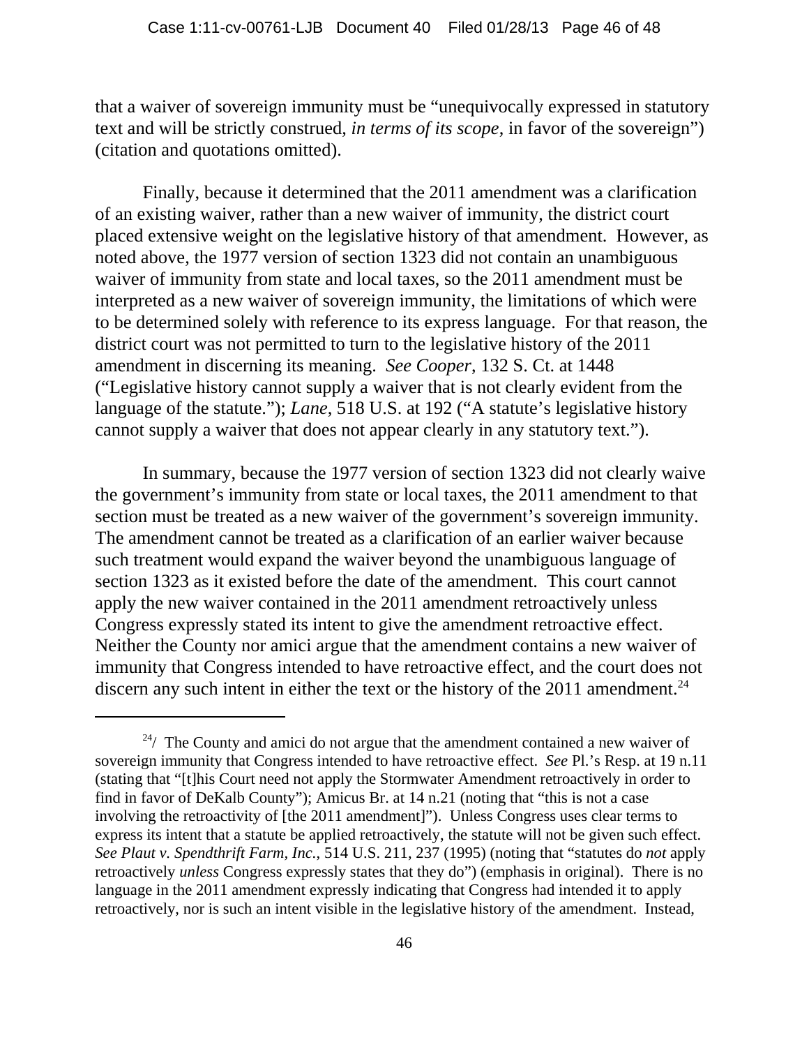that a waiver of sovereign immunity must be "unequivocally expressed in statutory text and will be strictly construed, *in terms of its scope*, in favor of the sovereign") (citation and quotations omitted).

Finally, because it determined that the 2011 amendment was a clarification of an existing waiver, rather than a new waiver of immunity, the district court placed extensive weight on the legislative history of that amendment. However, as noted above, the 1977 version of section 1323 did not contain an unambiguous waiver of immunity from state and local taxes, so the 2011 amendment must be interpreted as a new waiver of sovereign immunity, the limitations of which were to be determined solely with reference to its express language. For that reason, the district court was not permitted to turn to the legislative history of the 2011 amendment in discerning its meaning. *See Cooper*, 132 S. Ct. at 1448 ("Legislative history cannot supply a waiver that is not clearly evident from the language of the statute."); *Lane*, 518 U.S. at 192 ("A statute's legislative history cannot supply a waiver that does not appear clearly in any statutory text.").

In summary, because the 1977 version of section 1323 did not clearly waive the government's immunity from state or local taxes, the 2011 amendment to that section must be treated as a new waiver of the government's sovereign immunity. The amendment cannot be treated as a clarification of an earlier waiver because such treatment would expand the waiver beyond the unambiguous language of section 1323 as it existed before the date of the amendment. This court cannot apply the new waiver contained in the 2011 amendment retroactively unless Congress expressly stated its intent to give the amendment retroactive effect. Neither the County nor amici argue that the amendment contains a new waiver of immunity that Congress intended to have retroactive effect, and the court does not discern any such intent in either the text or the history of the 2011 amendment.[24]

---

[24]/ The County and amici do not argue that the amendment contained a new waiver of sovereign immunity that Congress intended to have retroactive effect. *See* Pl.'s Resp. at 19 n.11 (stating that "[t]his Court need not apply the Stormwater Amendment retroactively in order to find in favor of DeKalb County"); Amicus Br. at 14 n.21 (noting that "this is not a case involving the retroactivity of [the 2011 amendment]"). Unless Congress uses clear terms to express its intent that a statute be applied retroactively, the statute will not be given such effect. *See Plaut v. Spendthrift Farm, Inc.*, 514 U.S. 211, 237 (1995) (noting that "statutes do *not* apply retroactively *unless* Congress expressly states that they do") (emphasis in original). There is no language in the 2011 amendment expressly indicating that Congress had intended it to apply retroactively, nor is such an intent visible in the legislative history of the amendment. Instead,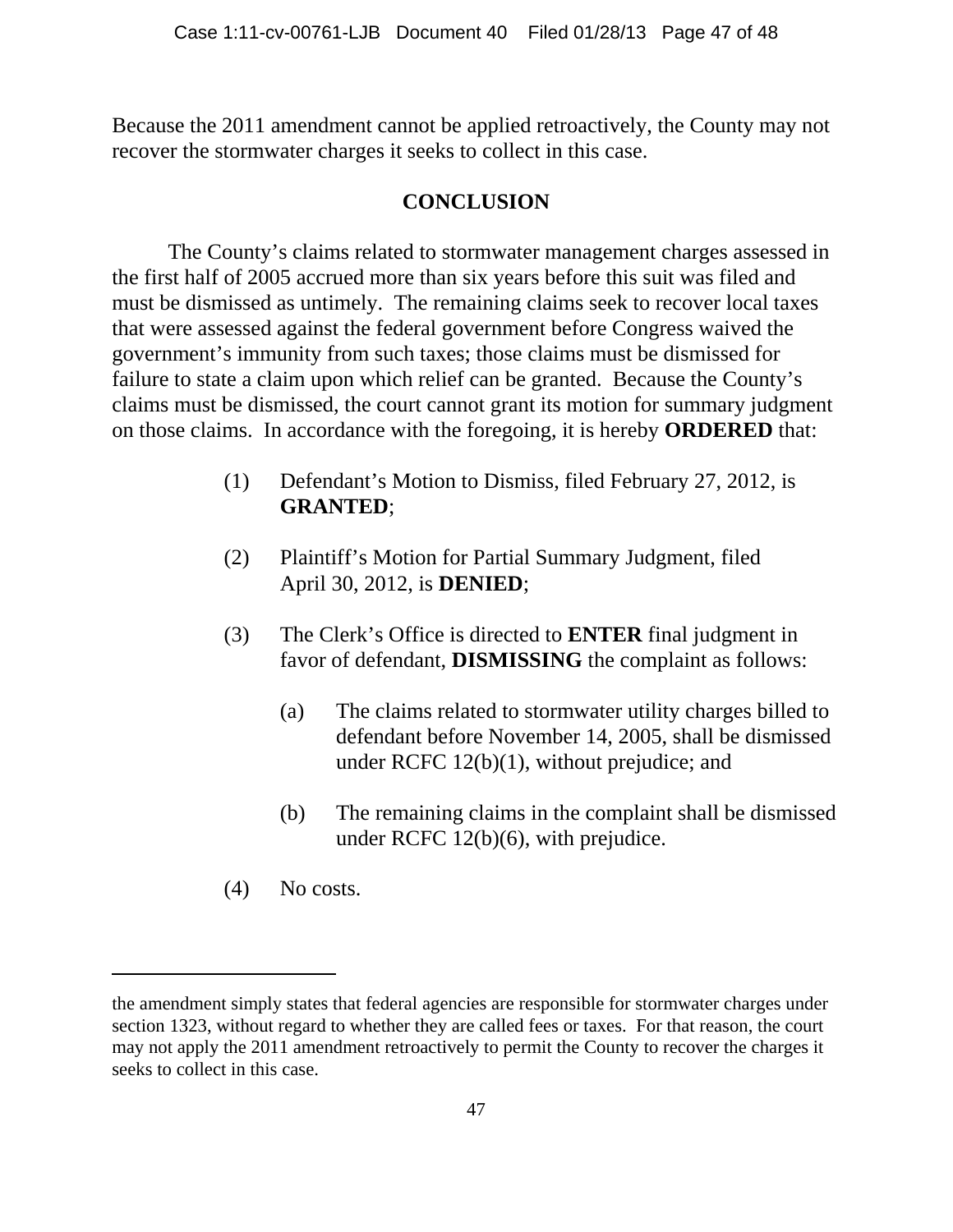Because the 2011 amendment cannot be applied retroactively, the County may not recover the stormwater charges it seeks to collect in this case.

## CONCLUSION

The County's claims related to stormwater management charges assessed in the first half of 2005 accrued more than six years before this suit was filed and must be dismissed as untimely. The remaining claims seek to recover local taxes that were assessed against the federal government before Congress waived the government's immunity from such taxes; those claims must be dismissed for failure to state a claim upon which relief can be granted. Because the County's claims must be dismissed, the court cannot grant its motion for summary judgment on those claims. In accordance with the foregoing, it is hereby **ORDERED** that:

(1) Defendant's Motion to Dismiss, filed February 27, 2012, is **GRANTED**;

(2) Plaintiff's Motion for Partial Summary Judgment, filed April 30, 2012, is **DENIED**;

(3) The Clerk's Office is directed to **ENTER** final judgment in favor of defendant, **DISMISSING** the complaint as follows:

(a) The claims related to stormwater utility charges billed to defendant before November 14, 2005, shall be dismissed under RCFC 12(b)(1), without prejudice; and

(b) The remaining claims in the complaint shall be dismissed under RCFC 12(b)(6), with prejudice.

(4) No costs.

---

the amendment simply states that federal agencies are responsible for stormwater charges under section 1323, without regard to whether they are called fees or taxes. For that reason, the court may not apply the 2011 amendment retroactively to permit the County to recover the charges it seeks to collect in this case.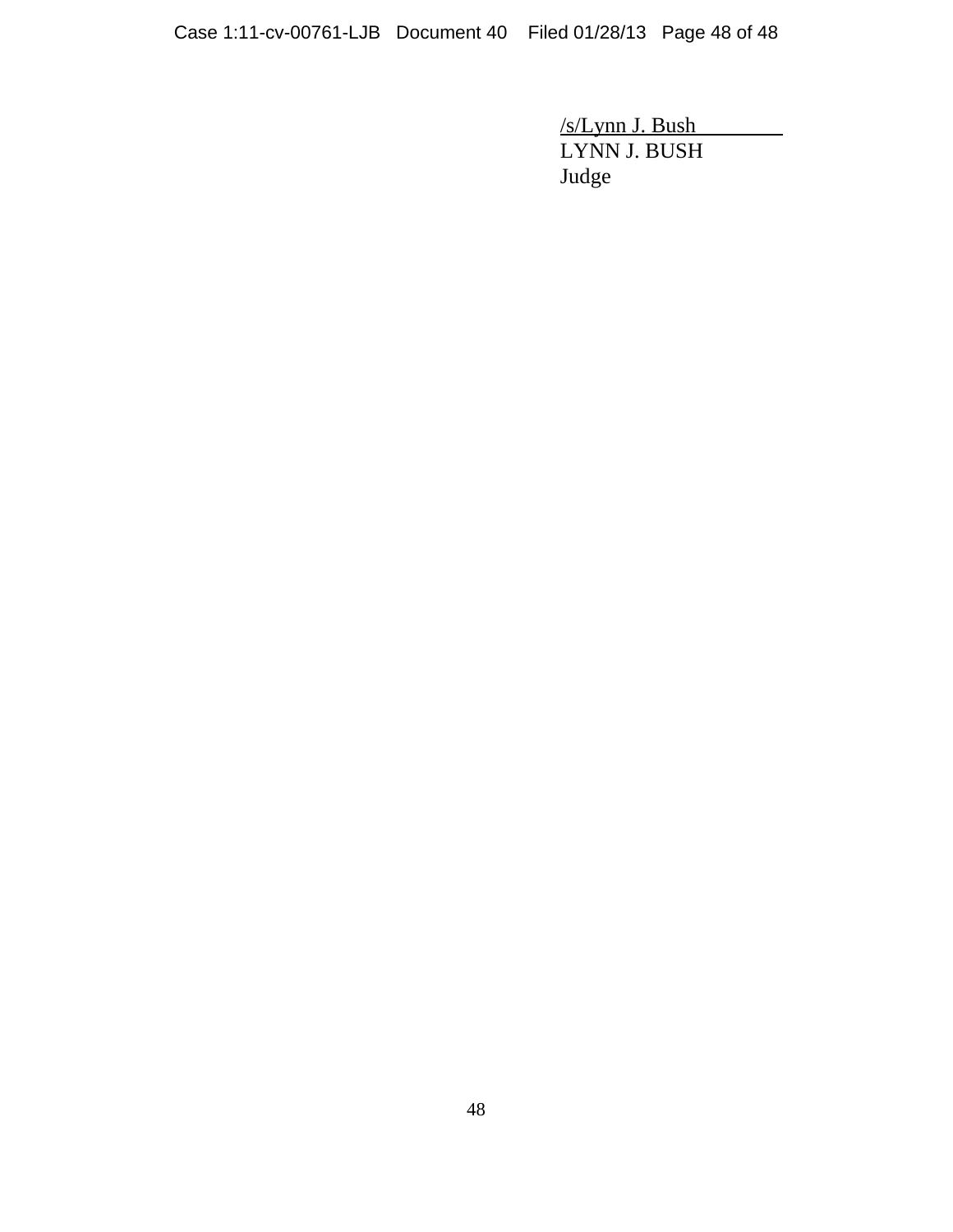/s/Lynn J. Bush
LYNN J. BUSH
Judge